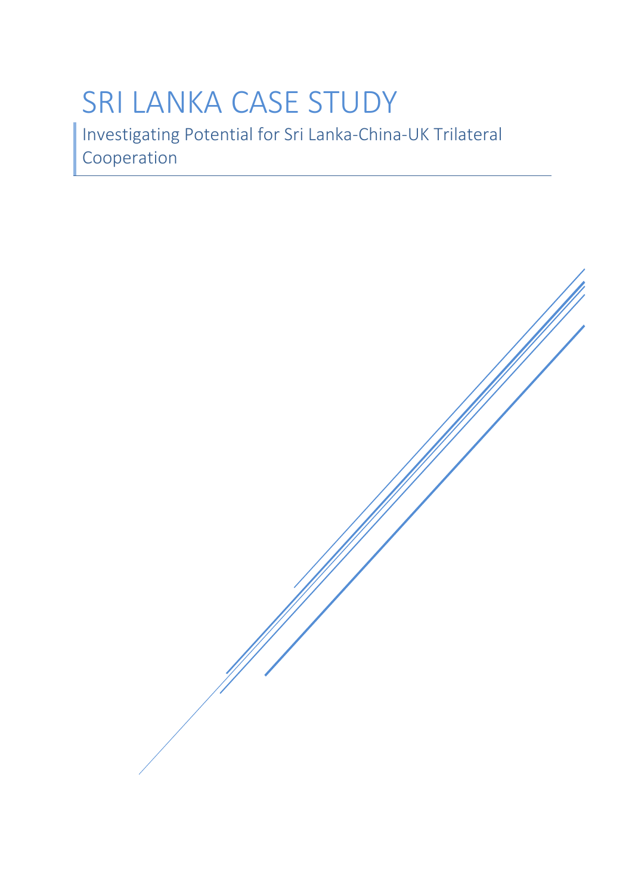# SRI LANKA CASE STUDY

Investigating Potential for Sri Lanka-China-UK Trilateral Cooperation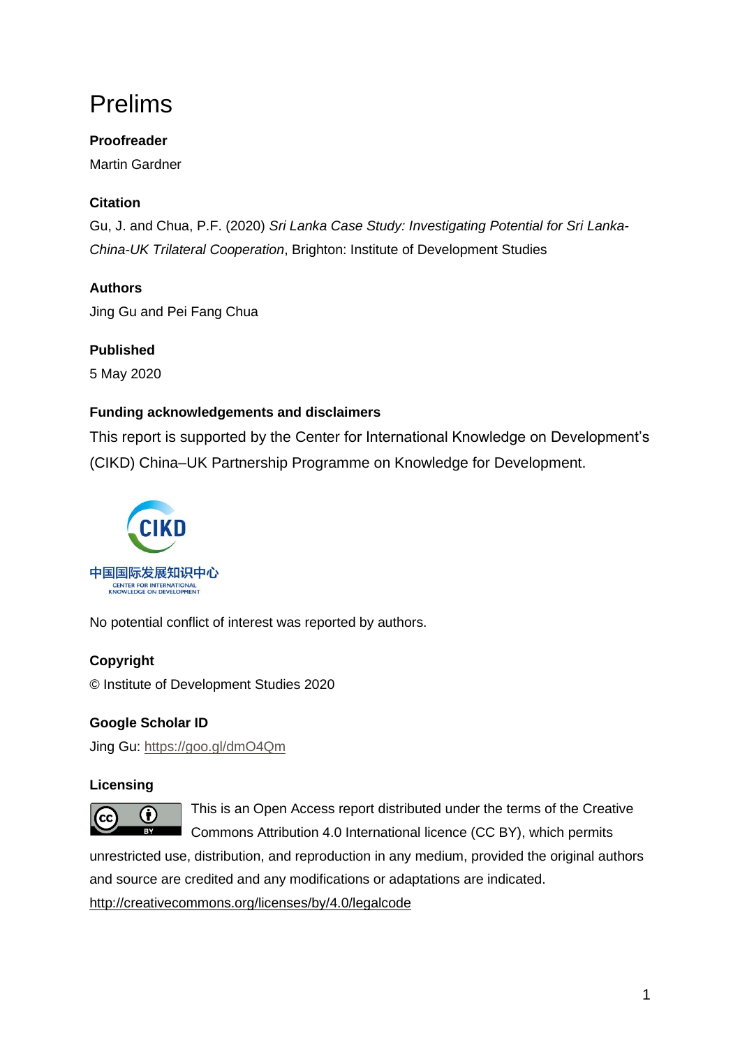# Prelims

**Proofreader**

Martin Gardner

**Citation**

Gu, J. and Chua, P.F. (2020) *Sri Lanka Case Study: Investigating Potential for Sri Lanka-China-UK Trilateral Cooperation*, Brighton: Institute of Development Studies

**Authors**

Jing Gu and Pei Fang Chua

**Published**

5 May 2020

**Funding acknowledgements and disclaimers**

This report is supported by the Center for International Knowledge on Development's (CIKD) China–UK Partnership Programme on Knowledge for Development.

CIKD
中国国际发展知识中心
CENTER FOR INTERNATIONAL KNOWLEDGE ON DEVELOPMENT

No potential conflict of interest was reported by authors.

**Copyright**

© Institute of Development Studies 2020

**Google Scholar ID**

Jing Gu: https://goo.gl/dmO4Qm

**Licensing**

This is an Open Access report distributed under the terms of the Creative Commons Attribution 4.0 International licence (CC BY), which permits unrestricted use, distribution, and reproduction in any medium, provided the original authors and source are credited and any modifications or adaptations are indicated.

http://creativecommons.org/licenses/by/4.0/legalcode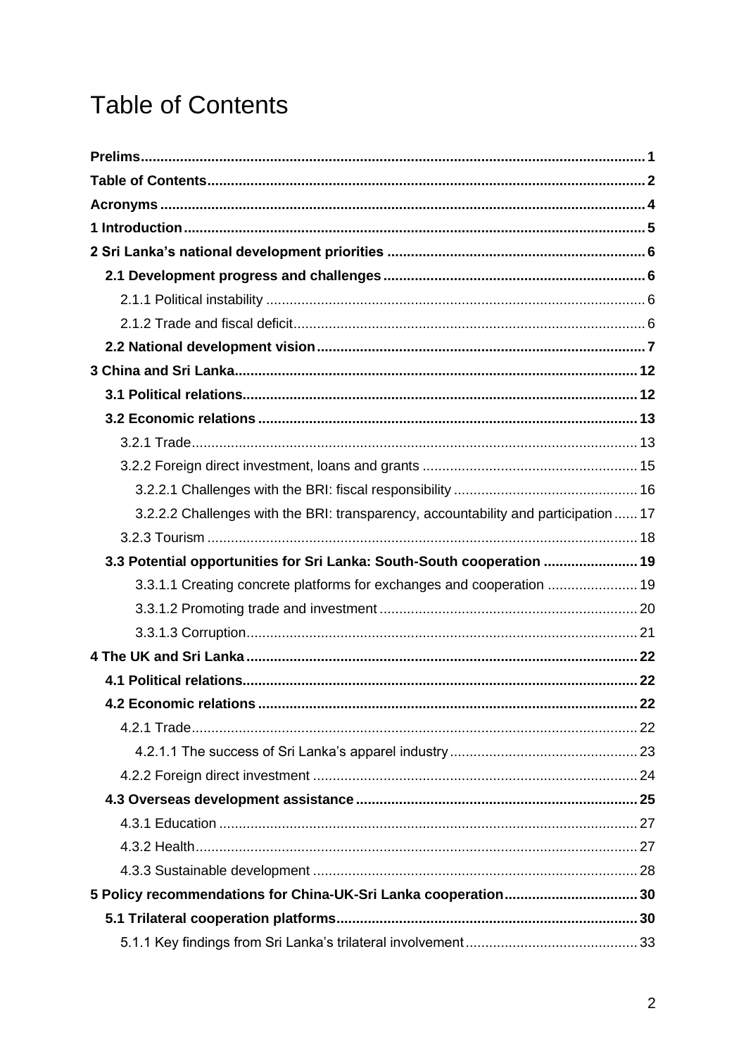# Table of Contents

**Prelims** 1

**Table of Contents** 2

**Acronyms** 4

**1 Introduction** 5

**2 Sri Lanka's national development priorities** 6

- **2.1 Development progress and challenges** 6
  - 2.1.1 Political instability 6
  - 2.1.2 Trade and fiscal deficit 6
- **2.2 National development vision** 7

**3 China and Sri Lanka** 12

- **3.1 Political relations** 12
- **3.2 Economic relations** 13
  - 3.2.1 Trade 13
  - 3.2.2 Foreign direct investment, loans and grants 15
    - 3.2.2.1 Challenges with the BRI: fiscal responsibility 16
    - 3.2.2.2 Challenges with the BRI: transparency, accountability and participation 17
  - 3.2.3 Tourism 18
- **3.3 Potential opportunities for Sri Lanka: South-South cooperation** 19
  - 3.3.1.1 Creating concrete platforms for exchanges and cooperation 19
  - 3.3.1.2 Promoting trade and investment 20
  - 3.3.1.3 Corruption 21

**4 The UK and Sri Lanka** 22

- **4.1 Political relations** 22
- **4.2 Economic relations** 22
  - 4.2.1 Trade 22
    - 4.2.1.1 The success of Sri Lanka's apparel industry 23
  - 4.2.2 Foreign direct investment 24
- **4.3 Overseas development assistance** 25
  - 4.3.1 Education 27
  - 4.3.2 Health 27
  - 4.3.3 Sustainable development 28

**5 Policy recommendations for China-UK-Sri Lanka cooperation** 30

- **5.1 Trilateral cooperation platforms** 30
  - 5.1.1 Key findings from Sri Lanka's trilateral involvement 33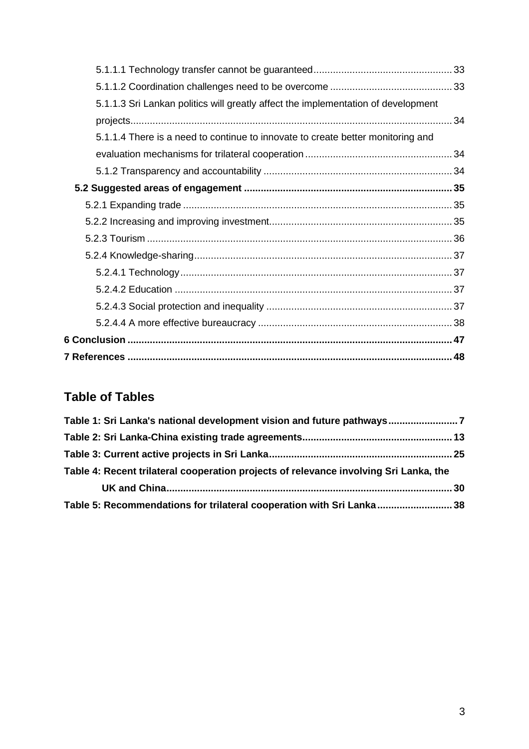5.1.1.1 Technology transfer cannot be guaranteed .... 33

5.1.1.2 Coordination challenges need to be overcome .... 33

5.1.1.3 Sri Lankan politics will greatly affect the implementation of development projects .... 34

5.1.1.4 There is a need to continue to innovate to create better monitoring and evaluation mechanisms for trilateral cooperation .... 34

5.1.2 Transparency and accountability .... 34

**5.2 Suggested areas of engagement .... 35**

5.2.1 Expanding trade .... 35

5.2.2 Increasing and improving investment .... 35

5.2.3 Tourism .... 36

5.2.4 Knowledge-sharing .... 37

5.2.4.1 Technology .... 37

5.2.4.2 Education .... 37

5.2.4.3 Social protection and inequality .... 37

5.2.4.4 A more effective bureaucracy .... 38

**6 Conclusion .... 47**

**7 References .... 48**

## Table of Tables

**Table 1: Sri Lanka's national development vision and future pathways .... 7**

**Table 2: Sri Lanka-China existing trade agreements .... 13**

**Table 3: Current active projects in Sri Lanka .... 25**

**Table 4: Recent trilateral cooperation projects of relevance involving Sri Lanka, the UK and China .... 30**

**Table 5: Recommendations for trilateral cooperation with Sri Lanka .... 38**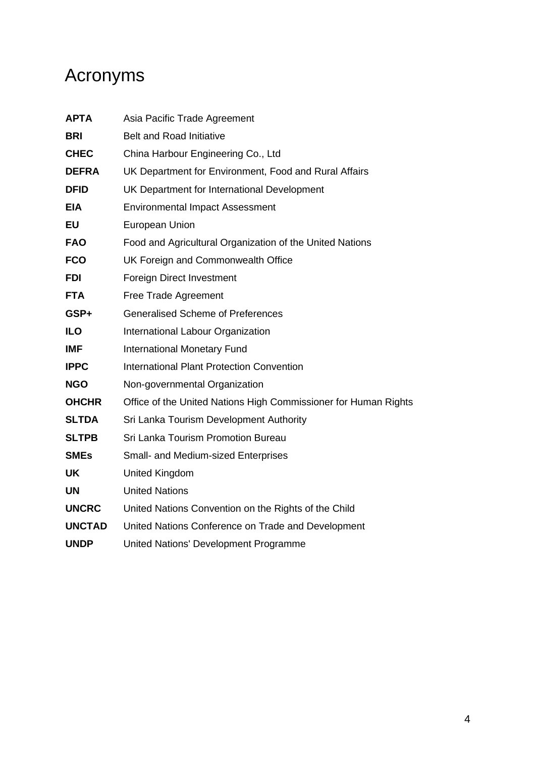# Acronyms

| | |
|---|---|
| **APTA** | Asia Pacific Trade Agreement |
| **BRI** | Belt and Road Initiative |
| **CHEC** | China Harbour Engineering Co., Ltd |
| **DEFRA** | UK Department for Environment, Food and Rural Affairs |
| **DFID** | UK Department for International Development |
| **EIA** | Environmental Impact Assessment |
| **EU** | European Union |
| **FAO** | Food and Agricultural Organization of the United Nations |
| **FCO** | UK Foreign and Commonwealth Office |
| **FDI** | Foreign Direct Investment |
| **FTA** | Free Trade Agreement |
| **GSP+** | Generalised Scheme of Preferences |
| **ILO** | International Labour Organization |
| **IMF** | International Monetary Fund |
| **IPPC** | International Plant Protection Convention |
| **NGO** | Non-governmental Organization |
| **OHCHR** | Office of the United Nations High Commissioner for Human Rights |
| **SLTDA** | Sri Lanka Tourism Development Authority |
| **SLTPB** | Sri Lanka Tourism Promotion Bureau |
| **SMEs** | Small- and Medium-sized Enterprises |
| **UK** | United Kingdom |
| **UN** | United Nations |
| **UNCRC** | United Nations Convention on the Rights of the Child |
| **UNCTAD** | United Nations Conference on Trade and Development |
| **UNDP** | United Nations' Development Programme |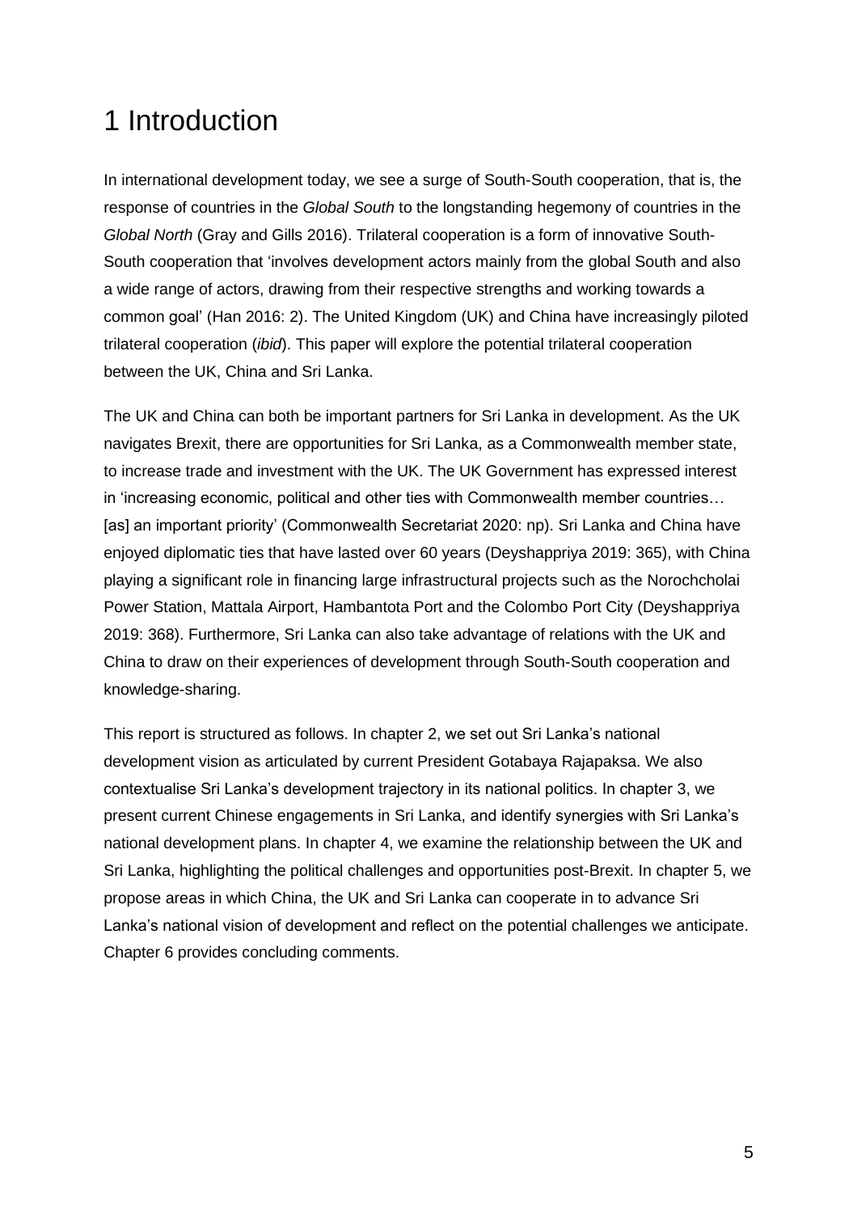# 1 Introduction

In international development today, we see a surge of South-South cooperation, that is, the response of countries in the *Global South* to the longstanding hegemony of countries in the *Global North* (Gray and Gills 2016). Trilateral cooperation is a form of innovative South-South cooperation that 'involves development actors mainly from the global South and also a wide range of actors, drawing from their respective strengths and working towards a common goal' (Han 2016: 2). The United Kingdom (UK) and China have increasingly piloted trilateral cooperation (*ibid*). This paper will explore the potential trilateral cooperation between the UK, China and Sri Lanka.

The UK and China can both be important partners for Sri Lanka in development. As the UK navigates Brexit, there are opportunities for Sri Lanka, as a Commonwealth member state, to increase trade and investment with the UK. The UK Government has expressed interest in 'increasing economic, political and other ties with Commonwealth member countries… [as] an important priority' (Commonwealth Secretariat 2020: np). Sri Lanka and China have enjoyed diplomatic ties that have lasted over 60 years (Deyshappriya 2019: 365), with China playing a significant role in financing large infrastructural projects such as the Norochcholai Power Station, Mattala Airport, Hambantota Port and the Colombo Port City (Deyshappriya 2019: 368). Furthermore, Sri Lanka can also take advantage of relations with the UK and China to draw on their experiences of development through South-South cooperation and knowledge-sharing.

This report is structured as follows. In chapter 2, we set out Sri Lanka's national development vision as articulated by current President Gotabaya Rajapaksa. We also contextualise Sri Lanka's development trajectory in its national politics. In chapter 3, we present current Chinese engagements in Sri Lanka, and identify synergies with Sri Lanka's national development plans. In chapter 4, we examine the relationship between the UK and Sri Lanka, highlighting the political challenges and opportunities post-Brexit. In chapter 5, we propose areas in which China, the UK and Sri Lanka can cooperate in to advance Sri Lanka's national vision of development and reflect on the potential challenges we anticipate. Chapter 6 provides concluding comments.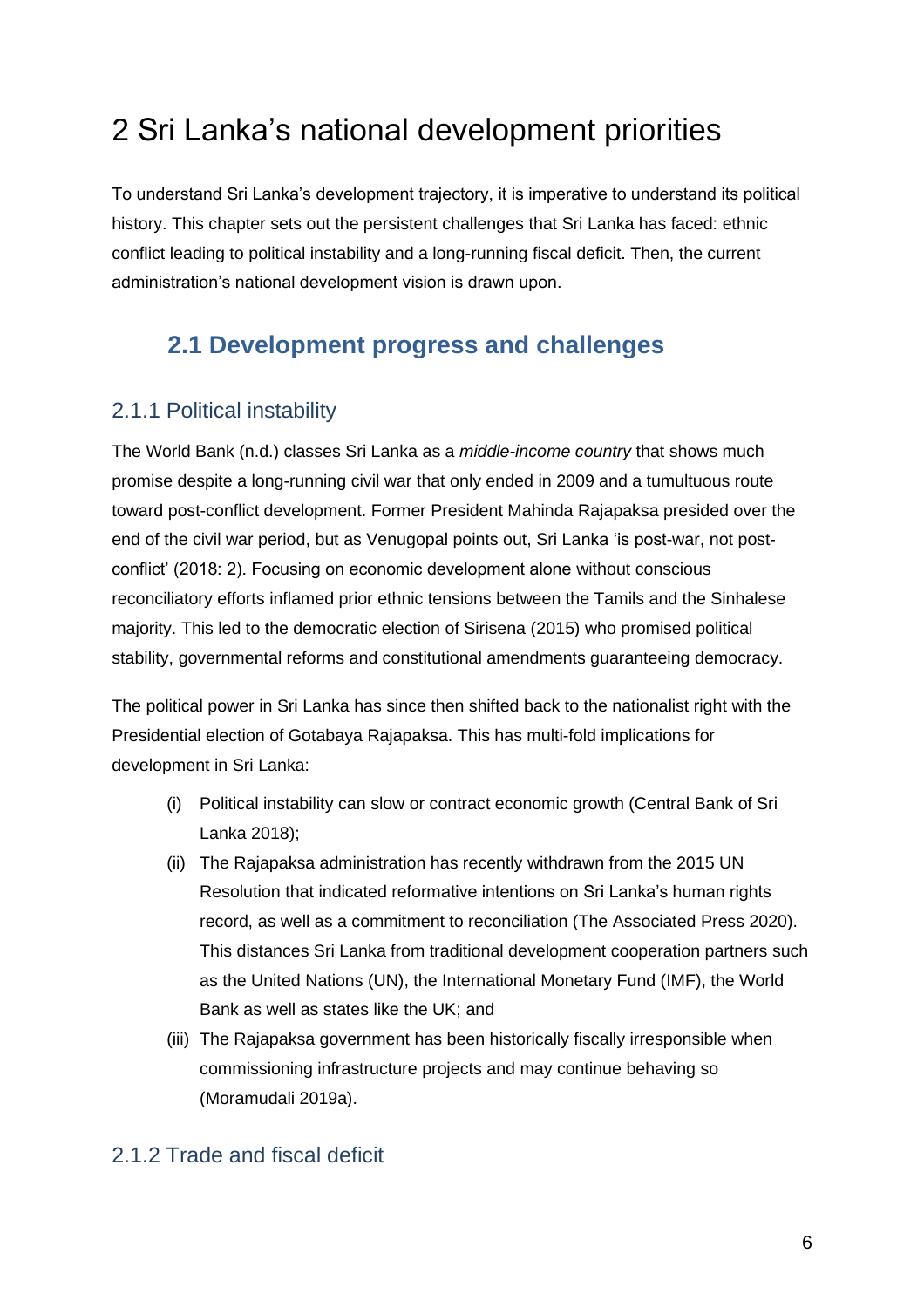# 2 Sri Lanka's national development priorities

To understand Sri Lanka's development trajectory, it is imperative to understand its political history. This chapter sets out the persistent challenges that Sri Lanka has faced: ethnic conflict leading to political instability and a long-running fiscal deficit. Then, the current administration's national development vision is drawn upon.

## 2.1 Development progress and challenges

### 2.1.1 Political instability

The World Bank (n.d.) classes Sri Lanka as a *middle-income country* that shows much promise despite a long-running civil war that only ended in 2009 and a tumultuous route toward post-conflict development. Former President Mahinda Rajapaksa presided over the end of the civil war period, but as Venugopal points out, Sri Lanka 'is post-war, not post-conflict' (2018: 2). Focusing on economic development alone without conscious reconciliatory efforts inflamed prior ethnic tensions between the Tamils and the Sinhalese majority. This led to the democratic election of Sirisena (2015) who promised political stability, governmental reforms and constitutional amendments guaranteeing democracy.

The political power in Sri Lanka has since then shifted back to the nationalist right with the Presidential election of Gotabaya Rajapaksa. This has multi-fold implications for development in Sri Lanka:

(i) Political instability can slow or contract economic growth (Central Bank of Sri Lanka 2018);

(ii) The Rajapaksa administration has recently withdrawn from the 2015 UN Resolution that indicated reformative intentions on Sri Lanka's human rights record, as well as a commitment to reconciliation (The Associated Press 2020). This distances Sri Lanka from traditional development cooperation partners such as the United Nations (UN), the International Monetary Fund (IMF), the World Bank as well as states like the UK; and

(iii) The Rajapaksa government has been historically fiscally irresponsible when commissioning infrastructure projects and may continue behaving so (Moramudali 2019a).

### 2.1.2 Trade and fiscal deficit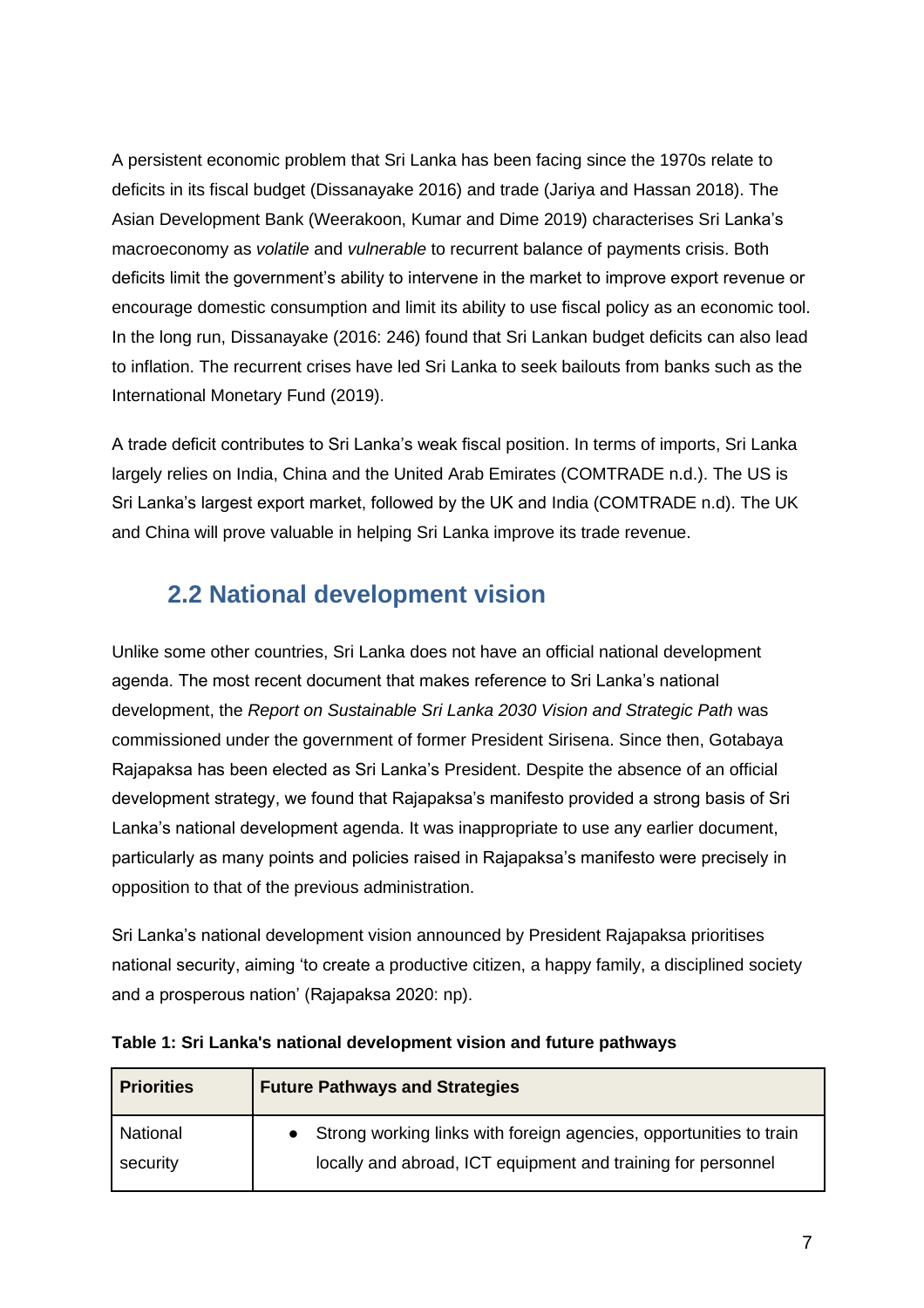A persistent economic problem that Sri Lanka has been facing since the 1970s relate to deficits in its fiscal budget (Dissanayake 2016) and trade (Jariya and Hassan 2018). The Asian Development Bank (Weerakoon, Kumar and Dime 2019) characterises Sri Lanka's macroeconomy as *volatile* and *vulnerable* to recurrent balance of payments crisis. Both deficits limit the government's ability to intervene in the market to improve export revenue or encourage domestic consumption and limit its ability to use fiscal policy as an economic tool. In the long run, Dissanayake (2016: 246) found that Sri Lankan budget deficits can also lead to inflation. The recurrent crises have led Sri Lanka to seek bailouts from banks such as the International Monetary Fund (2019).

A trade deficit contributes to Sri Lanka's weak fiscal position. In terms of imports, Sri Lanka largely relies on India, China and the United Arab Emirates (COMTRADE n.d.). The US is Sri Lanka's largest export market, followed by the UK and India (COMTRADE n.d). The UK and China will prove valuable in helping Sri Lanka improve its trade revenue.

## 2.2 National development vision

Unlike some other countries, Sri Lanka does not have an official national development agenda. The most recent document that makes reference to Sri Lanka's national development, the *Report on Sustainable Sri Lanka 2030 Vision and Strategic Path* was commissioned under the government of former President Sirisena. Since then, Gotabaya Rajapaksa has been elected as Sri Lanka's President. Despite the absence of an official development strategy, we found that Rajapaksa's manifesto provided a strong basis of Sri Lanka's national development agenda. It was inappropriate to use any earlier document, particularly as many points and policies raised in Rajapaksa's manifesto were precisely in opposition to that of the previous administration.

Sri Lanka's national development vision announced by President Rajapaksa prioritises national security, aiming 'to create a productive citizen, a happy family, a disciplined society and a prosperous nation' (Rajapaksa 2020: np).

**Table 1: Sri Lanka's national development vision and future pathways**

| Priorities | Future Pathways and Strategies |
| --- | --- |
| National security | • Strong working links with foreign agencies, opportunities to train locally and abroad, ICT equipment and training for personnel |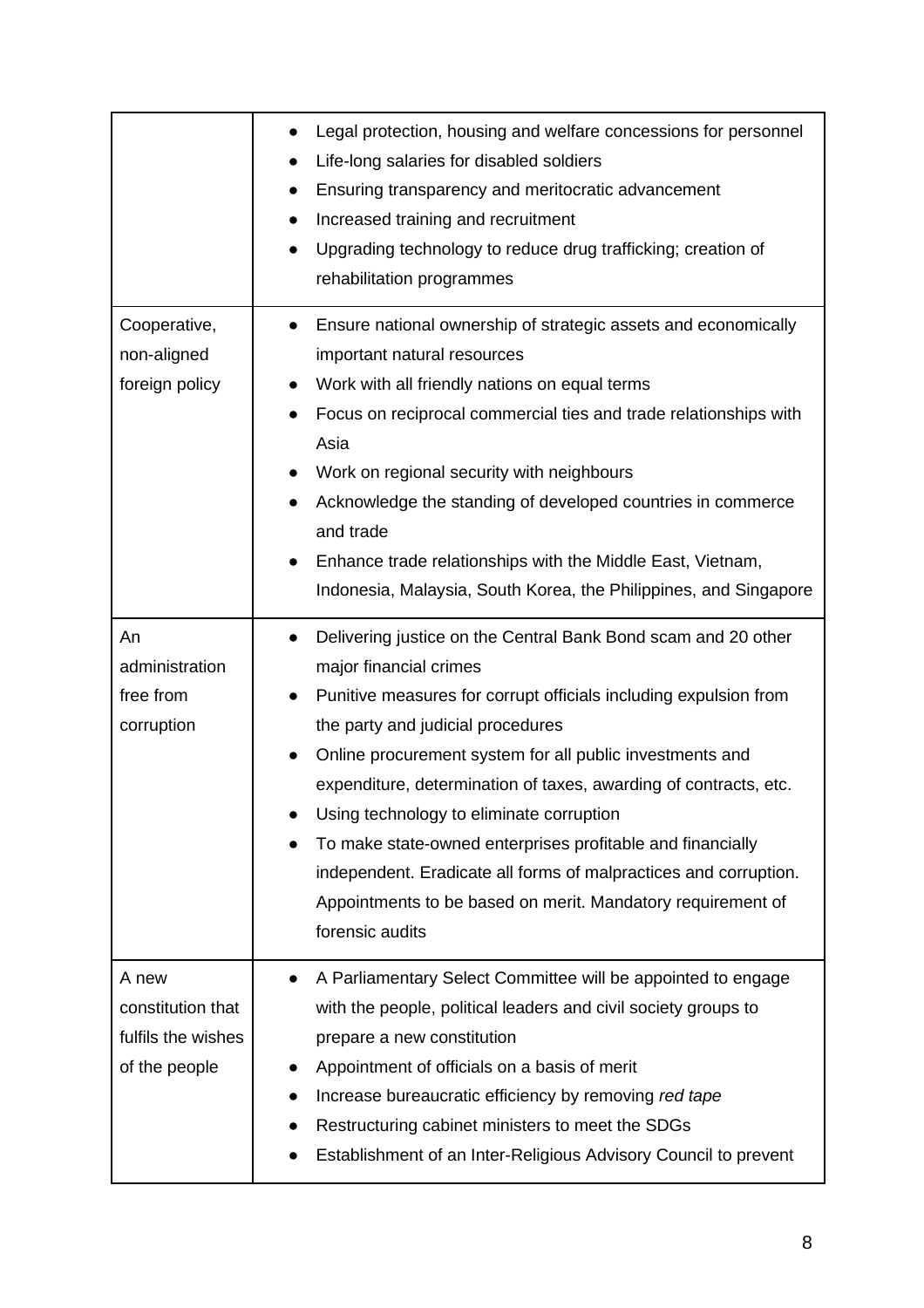| | |
|---|---|
| | • Legal protection, housing and welfare concessions for personnel<br>• Life-long salaries for disabled soldiers<br>• Ensuring transparency and meritocratic advancement<br>• Increased training and recruitment<br>• Upgrading technology to reduce drug trafficking; creation of rehabilitation programmes |
| Cooperative, non-aligned foreign policy | • Ensure national ownership of strategic assets and economically important natural resources<br>• Work with all friendly nations on equal terms<br>• Focus on reciprocal commercial ties and trade relationships with Asia<br>• Work on regional security with neighbours<br>• Acknowledge the standing of developed countries in commerce and trade<br>• Enhance trade relationships with the Middle East, Vietnam, Indonesia, Malaysia, South Korea, the Philippines, and Singapore |
| An administration free from corruption | • Delivering justice on the Central Bank Bond scam and 20 other major financial crimes<br>• Punitive measures for corrupt officials including expulsion from the party and judicial procedures<br>• Online procurement system for all public investments and expenditure, determination of taxes, awarding of contracts, etc.<br>• Using technology to eliminate corruption<br>• To make state-owned enterprises profitable and financially independent. Eradicate all forms of malpractices and corruption. Appointments to be based on merit. Mandatory requirement of forensic audits |
| A new constitution that fulfils the wishes of the people | • A Parliamentary Select Committee will be appointed to engage with the people, political leaders and civil society groups to prepare a new constitution<br>• Appointment of officials on a basis of merit<br>• Increase bureaucratic efficiency by removing *red tape*<br>• Restructuring cabinet ministers to meet the SDGs<br>• Establishment of an Inter-Religious Advisory Council to prevent |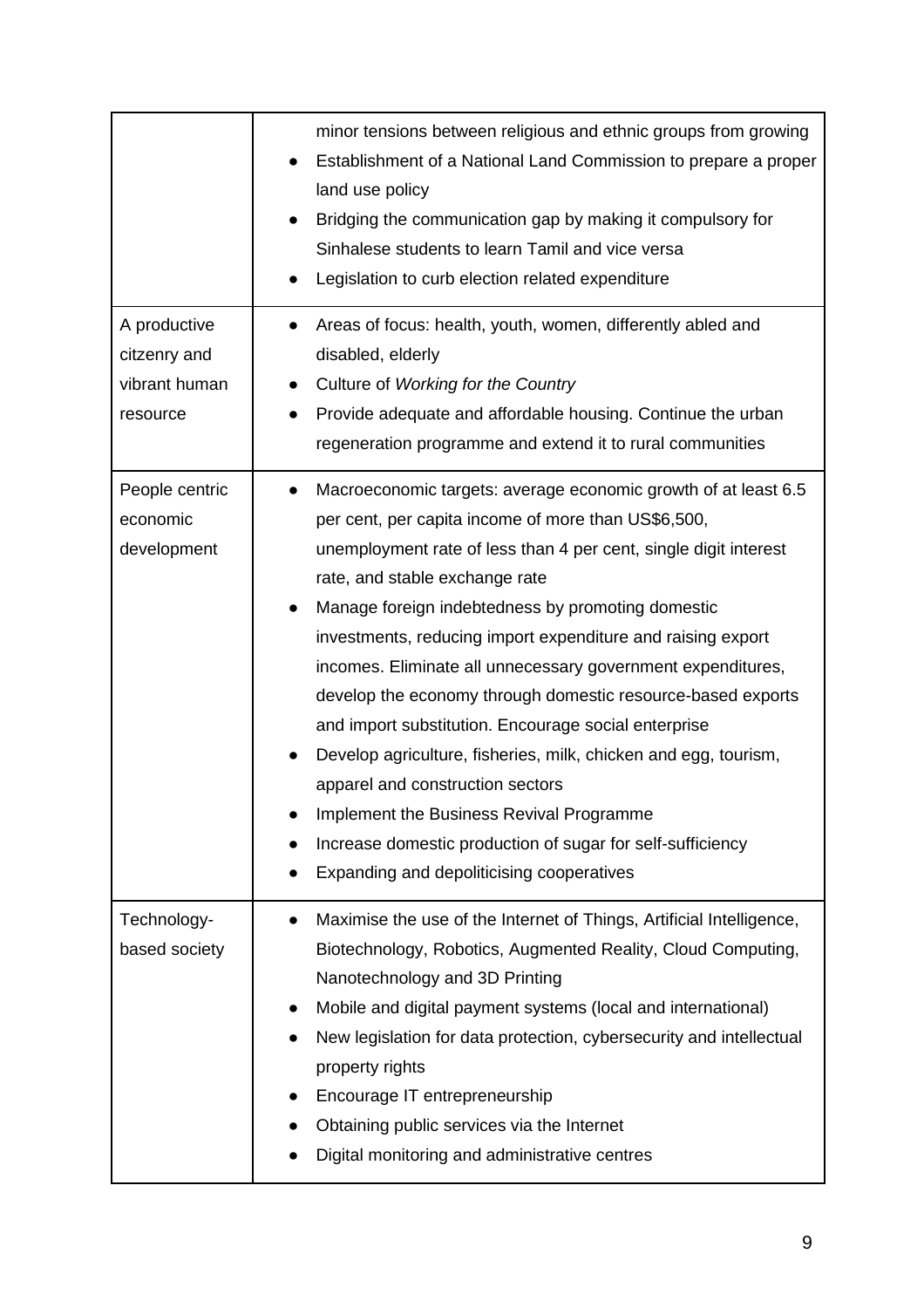| | |
|---|---|
| | minor tensions between religious and ethnic groups from growing<br>• Establishment of a National Land Commission to prepare a proper land use policy<br>• Bridging the communication gap by making it compulsory for Sinhalese students to learn Tamil and vice versa<br>• Legislation to curb election related expenditure |
| A productive citzenry and vibrant human resource | • Areas of focus: health, youth, women, differently abled and disabled, elderly<br>• Culture of *Working for the Country*<br>• Provide adequate and affordable housing. Continue the urban regeneration programme and extend it to rural communities |
| People centric economic development | • Macroeconomic targets: average economic growth of at least 6.5 per cent, per capita income of more than US$6,500, unemployment rate of less than 4 per cent, single digit interest rate, and stable exchange rate<br>• Manage foreign indebtedness by promoting domestic investments, reducing import expenditure and raising export incomes. Eliminate all unnecessary government expenditures, develop the economy through domestic resource-based exports and import substitution. Encourage social enterprise<br>• Develop agriculture, fisheries, milk, chicken and egg, tourism, apparel and construction sectors<br>• Implement the Business Revival Programme<br>• Increase domestic production of sugar for self-sufficiency<br>• Expanding and depoliticising cooperatives |
| Technology-based society | • Maximise the use of the Internet of Things, Artificial Intelligence, Biotechnology, Robotics, Augmented Reality, Cloud Computing, Nanotechnology and 3D Printing<br>• Mobile and digital payment systems (local and international)<br>• New legislation for data protection, cybersecurity and intellectual property rights<br>• Encourage IT entrepreneurship<br>• Obtaining public services via the Internet<br>• Digital monitoring and administrative centres |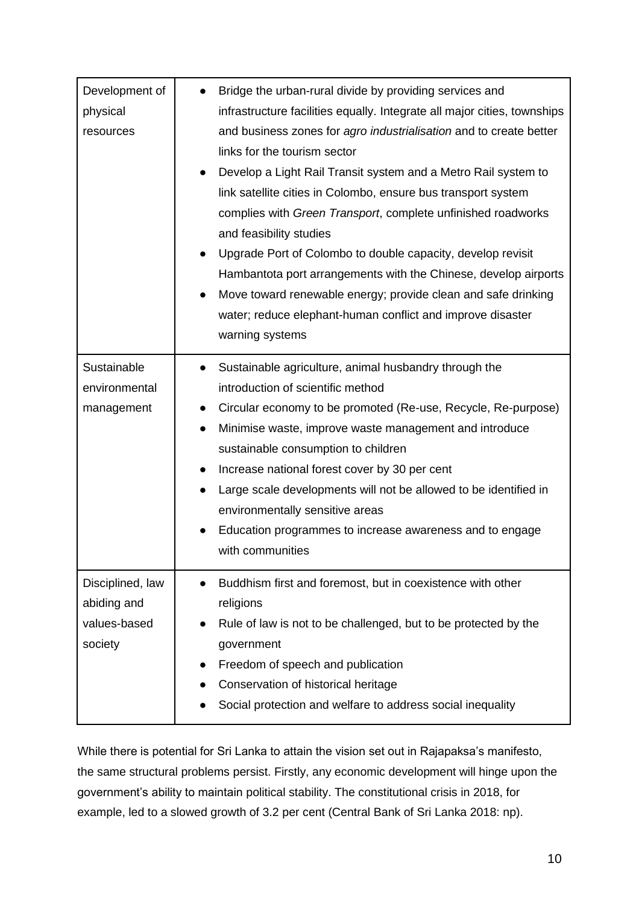| | |
|---|---|
| Development of physical resources | • Bridge the urban-rural divide by providing services and infrastructure facilities equally. Integrate all major cities, townships and business zones for *agro industrialisation* and to create better links for the tourism sector<br>• Develop a Light Rail Transit system and a Metro Rail system to link satellite cities in Colombo, ensure bus transport system complies with *Green Transport*, complete unfinished roadworks and feasibility studies<br>• Upgrade Port of Colombo to double capacity, develop revisit Hambantota port arrangements with the Chinese, develop airports<br>• Move toward renewable energy; provide clean and safe drinking water; reduce elephant-human conflict and improve disaster warning systems |
| Sustainable environmental management | • Sustainable agriculture, animal husbandry through the introduction of scientific method<br>• Circular economy to be promoted (Re-use, Recycle, Re-purpose)<br>• Minimise waste, improve waste management and introduce sustainable consumption to children<br>• Increase national forest cover by 30 per cent<br>• Large scale developments will not be allowed to be identified in environmentally sensitive areas<br>• Education programmes to increase awareness and to engage with communities |
| Disciplined, law abiding and values-based society | • Buddhism first and foremost, but in coexistence with other religions<br>• Rule of law is not to be challenged, but to be protected by the government<br>• Freedom of speech and publication<br>• Conservation of historical heritage<br>• Social protection and welfare to address social inequality |

While there is potential for Sri Lanka to attain the vision set out in Rajapaksa's manifesto, the same structural problems persist. Firstly, any economic development will hinge upon the government's ability to maintain political stability. The constitutional crisis in 2018, for example, led to a slowed growth of 3.2 per cent (Central Bank of Sri Lanka 2018: np).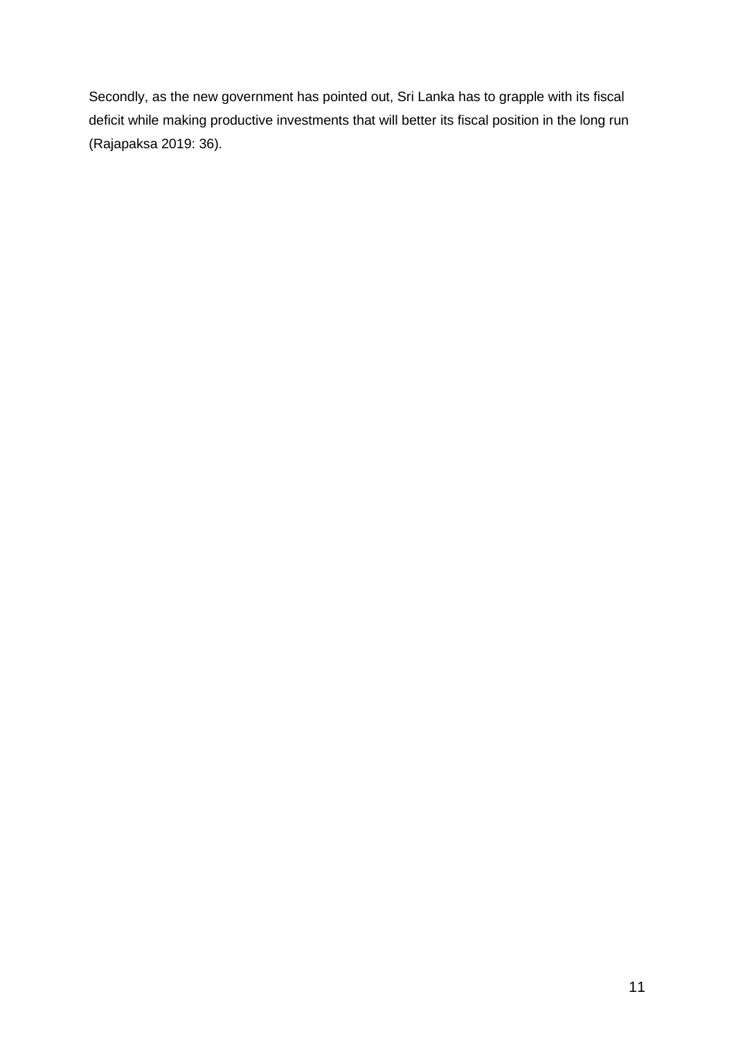Secondly, as the new government has pointed out, Sri Lanka has to grapple with its fiscal deficit while making productive investments that will better its fiscal position in the long run (Rajapaksa 2019: 36).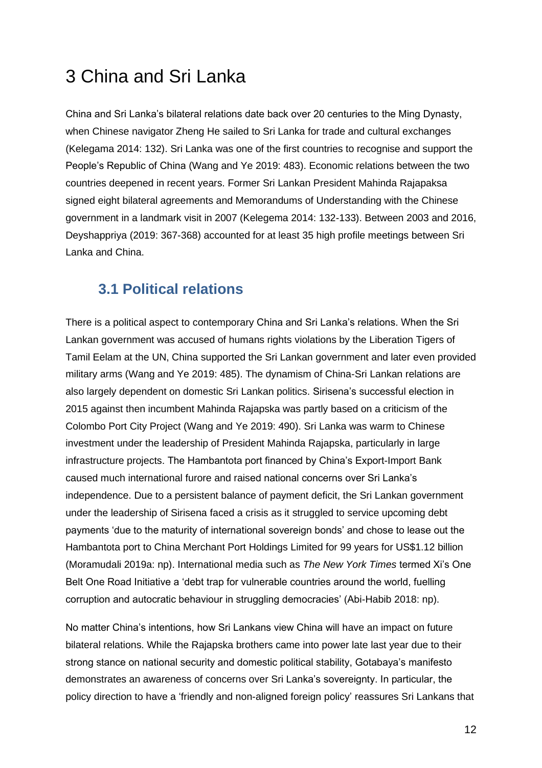# 3 China and Sri Lanka

China and Sri Lanka's bilateral relations date back over 20 centuries to the Ming Dynasty, when Chinese navigator Zheng He sailed to Sri Lanka for trade and cultural exchanges (Kelegama 2014: 132). Sri Lanka was one of the first countries to recognise and support the People's Republic of China (Wang and Ye 2019: 483). Economic relations between the two countries deepened in recent years. Former Sri Lankan President Mahinda Rajapaksa signed eight bilateral agreements and Memorandums of Understanding with the Chinese government in a landmark visit in 2007 (Kelegema 2014: 132-133). Between 2003 and 2016, Deyshappriya (2019: 367-368) accounted for at least 35 high profile meetings between Sri Lanka and China.

## 3.1 Political relations

There is a political aspect to contemporary China and Sri Lanka's relations. When the Sri Lankan government was accused of humans rights violations by the Liberation Tigers of Tamil Eelam at the UN, China supported the Sri Lankan government and later even provided military arms (Wang and Ye 2019: 485). The dynamism of China-Sri Lankan relations are also largely dependent on domestic Sri Lankan politics. Sirisena's successful election in 2015 against then incumbent Mahinda Rajapska was partly based on a criticism of the Colombo Port City Project (Wang and Ye 2019: 490). Sri Lanka was warm to Chinese investment under the leadership of President Mahinda Rajapska, particularly in large infrastructure projects. The Hambantota port financed by China's Export-Import Bank caused much international furore and raised national concerns over Sri Lanka's independence. Due to a persistent balance of payment deficit, the Sri Lankan government under the leadership of Sirisena faced a crisis as it struggled to service upcoming debt payments 'due to the maturity of international sovereign bonds' and chose to lease out the Hambantota port to China Merchant Port Holdings Limited for 99 years for US$1.12 billion (Moramudali 2019a: np). International media such as *The New York Times* termed Xi's One Belt One Road Initiative a 'debt trap for vulnerable countries around the world, fuelling corruption and autocratic behaviour in struggling democracies' (Abi-Habib 2018: np).

No matter China's intentions, how Sri Lankans view China will have an impact on future bilateral relations. While the Rajapska brothers came into power late last year due to their strong stance on national security and domestic political stability, Gotabaya's manifesto demonstrates an awareness of concerns over Sri Lanka's sovereignty. In particular, the policy direction to have a 'friendly and non-aligned foreign policy' reassures Sri Lankans that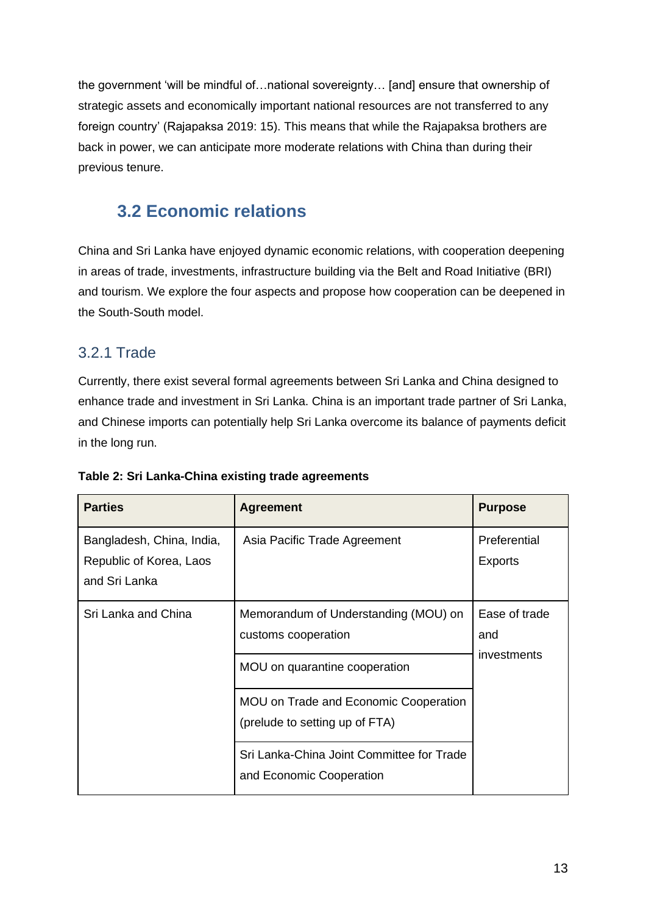the government 'will be mindful of…national sovereignty… [and] ensure that ownership of strategic assets and economically important national resources are not transferred to any foreign country' (Rajapaksa 2019: 15). This means that while the Rajapaksa brothers are back in power, we can anticipate more moderate relations with China than during their previous tenure.

## 3.2 Economic relations

China and Sri Lanka have enjoyed dynamic economic relations, with cooperation deepening in areas of trade, investments, infrastructure building via the Belt and Road Initiative (BRI) and tourism. We explore the four aspects and propose how cooperation can be deepened in the South-South model.

### 3.2.1 Trade

Currently, there exist several formal agreements between Sri Lanka and China designed to enhance trade and investment in Sri Lanka. China is an important trade partner of Sri Lanka, and Chinese imports can potentially help Sri Lanka overcome its balance of payments deficit in the long run.

**Table 2: Sri Lanka-China existing trade agreements**

| Parties | Agreement | Purpose |
|---|---|---|
| Bangladesh, China, India, Republic of Korea, Laos and Sri Lanka | Asia Pacific Trade Agreement | Preferential Exports |
| Sri Lanka and China | Memorandum of Understanding (MOU) on customs cooperation | Ease of trade and investments |
| | MOU on quarantine cooperation | |
| | MOU on Trade and Economic Cooperation (prelude to setting up of FTA) | |
| | Sri Lanka-China Joint Committee for Trade and Economic Cooperation | |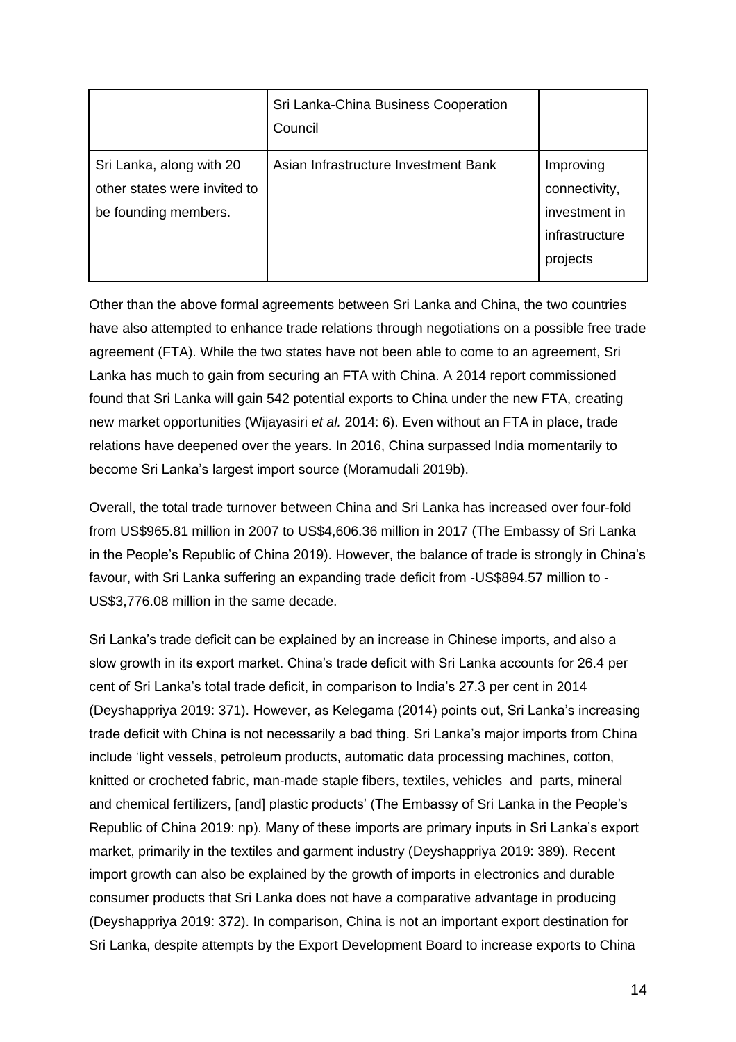| | | |
|---|---|---|
| | Sri Lanka-China Business Cooperation Council | |
| Sri Lanka, along with 20 other states were invited to be founding members. | Asian Infrastructure Investment Bank | Improving connectivity, investment in infrastructure projects |

Other than the above formal agreements between Sri Lanka and China, the two countries have also attempted to enhance trade relations through negotiations on a possible free trade agreement (FTA). While the two states have not been able to come to an agreement, Sri Lanka has much to gain from securing an FTA with China. A 2014 report commissioned found that Sri Lanka will gain 542 potential exports to China under the new FTA, creating new market opportunities (Wijayasiri *et al.* 2014: 6). Even without an FTA in place, trade relations have deepened over the years. In 2016, China surpassed India momentarily to become Sri Lanka's largest import source (Moramudali 2019b).

Overall, the total trade turnover between China and Sri Lanka has increased over four-fold from US$965.81 million in 2007 to US$4,606.36 million in 2017 (The Embassy of Sri Lanka in the People's Republic of China 2019). However, the balance of trade is strongly in China's favour, with Sri Lanka suffering an expanding trade deficit from -US$894.57 million to -US$3,776.08 million in the same decade.

Sri Lanka's trade deficit can be explained by an increase in Chinese imports, and also a slow growth in its export market. China's trade deficit with Sri Lanka accounts for 26.4 per cent of Sri Lanka's total trade deficit, in comparison to India's 27.3 per cent in 2014 (Deyshappriya 2019: 371). However, as Kelegama (2014) points out, Sri Lanka's increasing trade deficit with China is not necessarily a bad thing. Sri Lanka's major imports from China include 'light vessels, petroleum products, automatic data processing machines, cotton, knitted or crocheted fabric, man-made staple fibers, textiles, vehicles and parts, mineral and chemical fertilizers, [and] plastic products' (The Embassy of Sri Lanka in the People's Republic of China 2019: np). Many of these imports are primary inputs in Sri Lanka's export market, primarily in the textiles and garment industry (Deyshappriya 2019: 389). Recent import growth can also be explained by the growth of imports in electronics and durable consumer products that Sri Lanka does not have a comparative advantage in producing (Deyshappriya 2019: 372). In comparison, China is not an important export destination for Sri Lanka, despite attempts by the Export Development Board to increase exports to China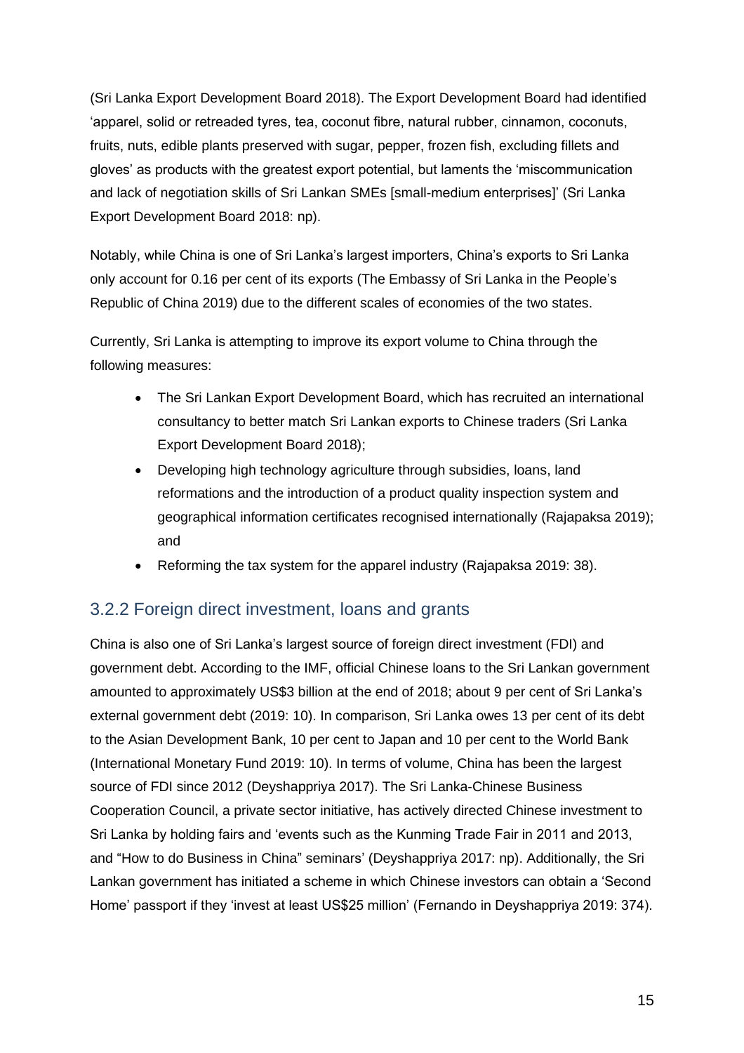(Sri Lanka Export Development Board 2018). The Export Development Board had identified 'apparel, solid or retreaded tyres, tea, coconut fibre, natural rubber, cinnamon, coconuts, fruits, nuts, edible plants preserved with sugar, pepper, frozen fish, excluding fillets and gloves' as products with the greatest export potential, but laments the 'miscommunication and lack of negotiation skills of Sri Lankan SMEs [small-medium enterprises]' (Sri Lanka Export Development Board 2018: np).

Notably, while China is one of Sri Lanka's largest importers, China's exports to Sri Lanka only account for 0.16 per cent of its exports (The Embassy of Sri Lanka in the People's Republic of China 2019) due to the different scales of economies of the two states.

Currently, Sri Lanka is attempting to improve its export volume to China through the following measures:

- The Sri Lankan Export Development Board, which has recruited an international consultancy to better match Sri Lankan exports to Chinese traders (Sri Lanka Export Development Board 2018);
- Developing high technology agriculture through subsidies, loans, land reformations and the introduction of a product quality inspection system and geographical information certificates recognised internationally (Rajapaksa 2019); and
- Reforming the tax system for the apparel industry (Rajapaksa 2019: 38).

### 3.2.2 Foreign direct investment, loans and grants

China is also one of Sri Lanka's largest source of foreign direct investment (FDI) and government debt. According to the IMF, official Chinese loans to the Sri Lankan government amounted to approximately US$3 billion at the end of 2018; about 9 per cent of Sri Lanka's external government debt (2019: 10). In comparison, Sri Lanka owes 13 per cent of its debt to the Asian Development Bank, 10 per cent to Japan and 10 per cent to the World Bank (International Monetary Fund 2019: 10). In terms of volume, China has been the largest source of FDI since 2012 (Deyshappriya 2017). The Sri Lanka-Chinese Business Cooperation Council, a private sector initiative, has actively directed Chinese investment to Sri Lanka by holding fairs and 'events such as the Kunming Trade Fair in 2011 and 2013, and "How to do Business in China" seminars' (Deyshappriya 2017: np). Additionally, the Sri Lankan government has initiated a scheme in which Chinese investors can obtain a 'Second Home' passport if they 'invest at least US$25 million' (Fernando in Deyshappriya 2019: 374).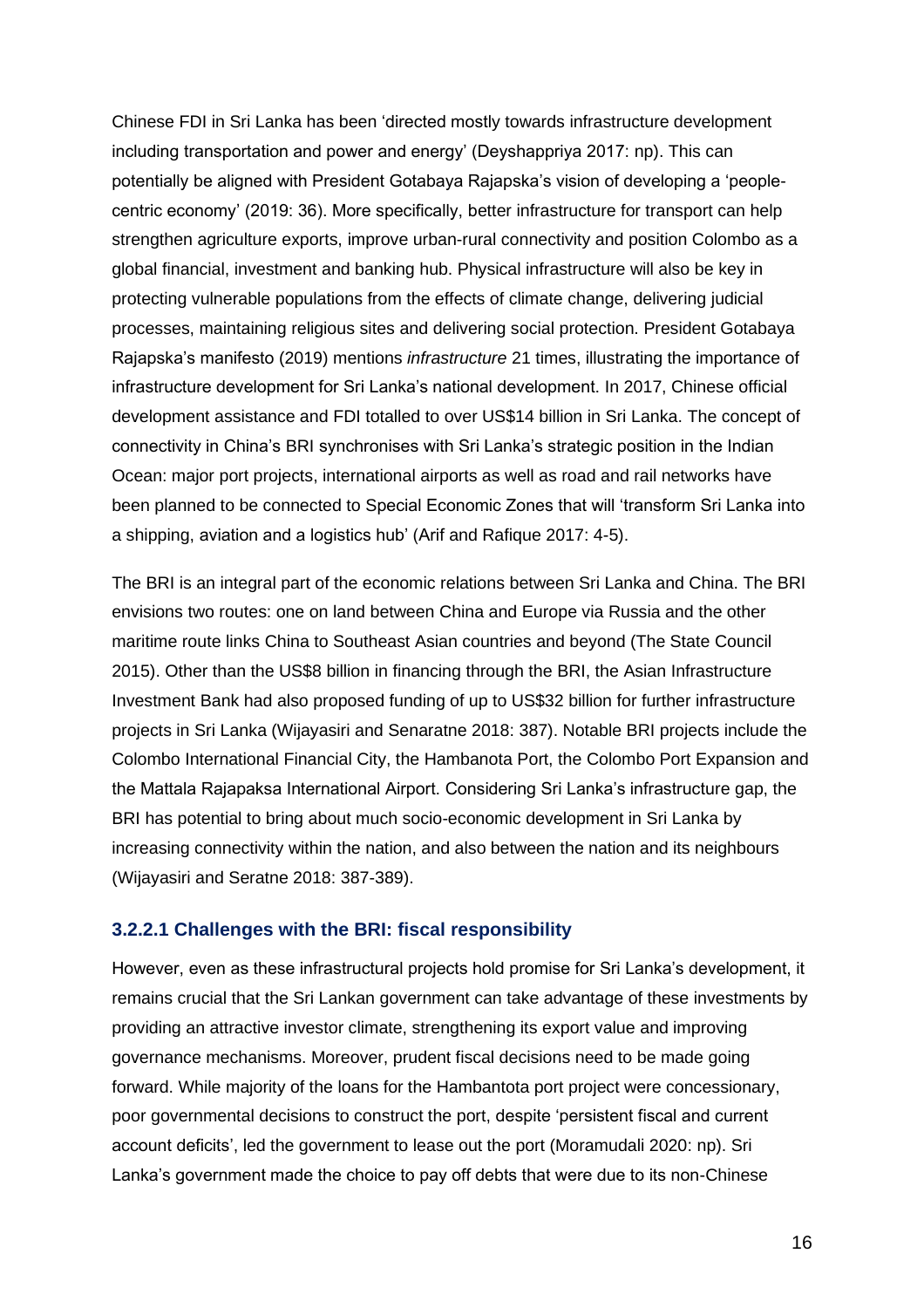Chinese FDI in Sri Lanka has been 'directed mostly towards infrastructure development including transportation and power and energy' (Deyshappriya 2017: np). This can potentially be aligned with President Gotabaya Rajapska's vision of developing a 'people-centric economy' (2019: 36). More specifically, better infrastructure for transport can help strengthen agriculture exports, improve urban-rural connectivity and position Colombo as a global financial, investment and banking hub. Physical infrastructure will also be key in protecting vulnerable populations from the effects of climate change, delivering judicial processes, maintaining religious sites and delivering social protection. President Gotabaya Rajapska's manifesto (2019) mentions *infrastructure* 21 times, illustrating the importance of infrastructure development for Sri Lanka's national development. In 2017, Chinese official development assistance and FDI totalled to over US$14 billion in Sri Lanka. The concept of connectivity in China's BRI synchronises with Sri Lanka's strategic position in the Indian Ocean: major port projects, international airports as well as road and rail networks have been planned to be connected to Special Economic Zones that will 'transform Sri Lanka into a shipping, aviation and a logistics hub' (Arif and Rafique 2017: 4-5).

The BRI is an integral part of the economic relations between Sri Lanka and China. The BRI envisions two routes: one on land between China and Europe via Russia and the other maritime route links China to Southeast Asian countries and beyond (The State Council 2015). Other than the US$8 billion in financing through the BRI, the Asian Infrastructure Investment Bank had also proposed funding of up to US$32 billion for further infrastructure projects in Sri Lanka (Wijayasiri and Senaratne 2018: 387). Notable BRI projects include the Colombo International Financial City, the Hambanota Port, the Colombo Port Expansion and the Mattala Rajapaksa International Airport. Considering Sri Lanka's infrastructure gap, the BRI has potential to bring about much socio-economic development in Sri Lanka by increasing connectivity within the nation, and also between the nation and its neighbours (Wijayasiri and Seratne 2018: 387-389).

#### 3.2.2.1 Challenges with the BRI: fiscal responsibility

However, even as these infrastructural projects hold promise for Sri Lanka's development, it remains crucial that the Sri Lankan government can take advantage of these investments by providing an attractive investor climate, strengthening its export value and improving governance mechanisms. Moreover, prudent fiscal decisions need to be made going forward. While majority of the loans for the Hambantota port project were concessionary, poor governmental decisions to construct the port, despite 'persistent fiscal and current account deficits', led the government to lease out the port (Moramudali 2020: np). Sri Lanka's government made the choice to pay off debts that were due to its non-Chinese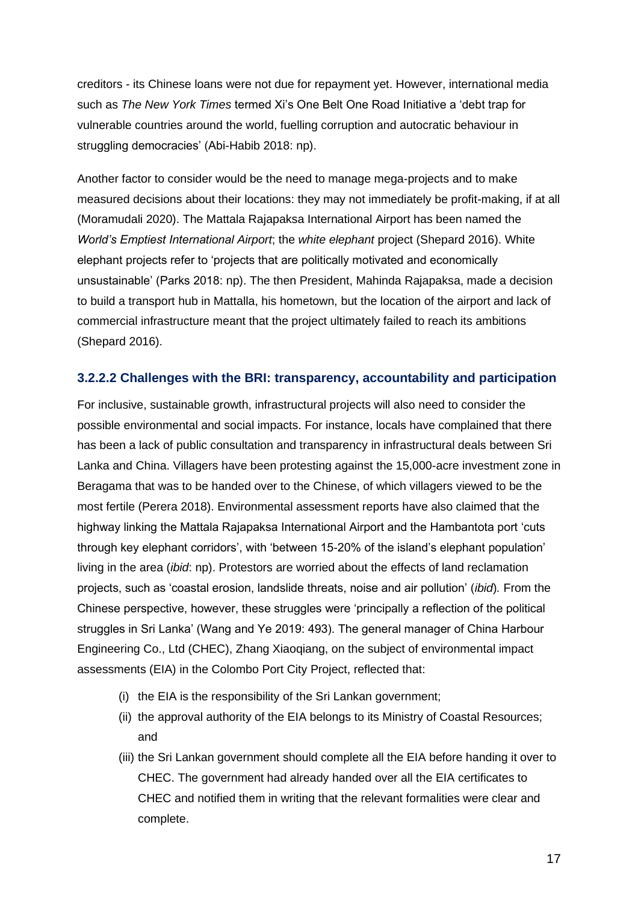creditors - its Chinese loans were not due for repayment yet. However, international media such as *The New York Times* termed Xi's One Belt One Road Initiative a 'debt trap for vulnerable countries around the world, fuelling corruption and autocratic behaviour in struggling democracies' (Abi-Habib 2018: np).

Another factor to consider would be the need to manage mega-projects and to make measured decisions about their locations: they may not immediately be profit-making, if at all (Moramudali 2020). The Mattala Rajapaksa International Airport has been named the *World's Emptiest International Airport*; the *white elephant* project (Shepard 2016). White elephant projects refer to 'projects that are politically motivated and economically unsustainable' (Parks 2018: np). The then President, Mahinda Rajapaksa, made a decision to build a transport hub in Mattalla, his hometown, but the location of the airport and lack of commercial infrastructure meant that the project ultimately failed to reach its ambitions (Shepard 2016).

#### 3.2.2.2 Challenges with the BRI: transparency, accountability and participation

For inclusive, sustainable growth, infrastructural projects will also need to consider the possible environmental and social impacts. For instance, locals have complained that there has been a lack of public consultation and transparency in infrastructural deals between Sri Lanka and China. Villagers have been protesting against the 15,000-acre investment zone in Beragama that was to be handed over to the Chinese, of which villagers viewed to be the most fertile (Perera 2018). Environmental assessment reports have also claimed that the highway linking the Mattala Rajapaksa International Airport and the Hambantota port 'cuts through key elephant corridors', with 'between 15-20% of the island's elephant population' living in the area (*ibid*: np). Protestors are worried about the effects of land reclamation projects, such as 'coastal erosion, landslide threats, noise and air pollution' (*ibid*). From the Chinese perspective, however, these struggles were 'principally a reflection of the political struggles in Sri Lanka' (Wang and Ye 2019: 493). The general manager of China Harbour Engineering Co., Ltd (CHEC), Zhang Xiaoqiang, on the subject of environmental impact assessments (EIA) in the Colombo Port City Project, reflected that:

(i) the EIA is the responsibility of the Sri Lankan government;
(ii) the approval authority of the EIA belongs to its Ministry of Coastal Resources; and
(iii) the Sri Lankan government should complete all the EIA before handing it over to CHEC. The government had already handed over all the EIA certificates to CHEC and notified them in writing that the relevant formalities were clear and complete.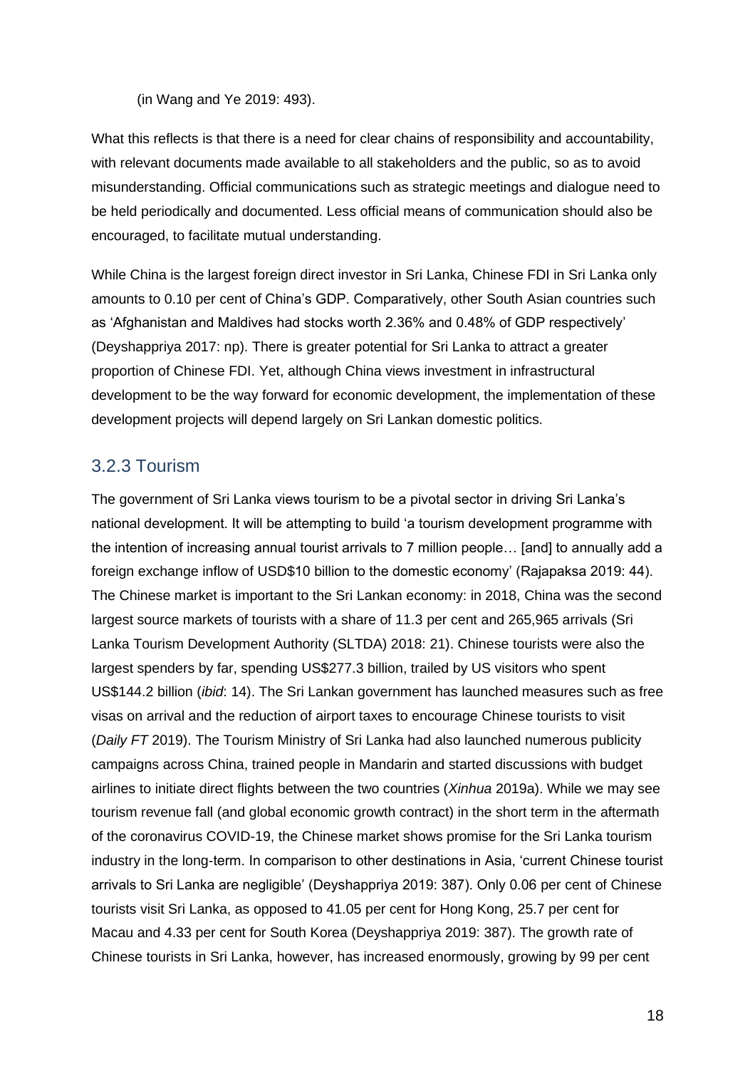(in Wang and Ye 2019: 493).

What this reflects is that there is a need for clear chains of responsibility and accountability, with relevant documents made available to all stakeholders and the public, so as to avoid misunderstanding. Official communications such as strategic meetings and dialogue need to be held periodically and documented. Less official means of communication should also be encouraged, to facilitate mutual understanding.

While China is the largest foreign direct investor in Sri Lanka, Chinese FDI in Sri Lanka only amounts to 0.10 per cent of China's GDP. Comparatively, other South Asian countries such as 'Afghanistan and Maldives had stocks worth 2.36% and 0.48% of GDP respectively' (Deyshappriya 2017: np). There is greater potential for Sri Lanka to attract a greater proportion of Chinese FDI. Yet, although China views investment in infrastructural development to be the way forward for economic development, the implementation of these development projects will depend largely on Sri Lankan domestic politics.

### 3.2.3 Tourism

The government of Sri Lanka views tourism to be a pivotal sector in driving Sri Lanka's national development. It will be attempting to build 'a tourism development programme with the intention of increasing annual tourist arrivals to 7 million people… [and] to annually add a foreign exchange inflow of USD$10 billion to the domestic economy' (Rajapaksa 2019: 44). The Chinese market is important to the Sri Lankan economy: in 2018, China was the second largest source markets of tourists with a share of 11.3 per cent and 265,965 arrivals (Sri Lanka Tourism Development Authority (SLTDA) 2018: 21). Chinese tourists were also the largest spenders by far, spending US$277.3 billion, trailed by US visitors who spent US$144.2 billion (*ibid*: 14). The Sri Lankan government has launched measures such as free visas on arrival and the reduction of airport taxes to encourage Chinese tourists to visit (*Daily FT* 2019). The Tourism Ministry of Sri Lanka had also launched numerous publicity campaigns across China, trained people in Mandarin and started discussions with budget airlines to initiate direct flights between the two countries (*Xinhua* 2019a). While we may see tourism revenue fall (and global economic growth contract) in the short term in the aftermath of the coronavirus COVID-19, the Chinese market shows promise for the Sri Lanka tourism industry in the long-term. In comparison to other destinations in Asia, 'current Chinese tourist arrivals to Sri Lanka are negligible' (Deyshappriya 2019: 387). Only 0.06 per cent of Chinese tourists visit Sri Lanka, as opposed to 41.05 per cent for Hong Kong, 25.7 per cent for Macau and 4.33 per cent for South Korea (Deyshappriya 2019: 387). The growth rate of Chinese tourists in Sri Lanka, however, has increased enormously, growing by 99 per cent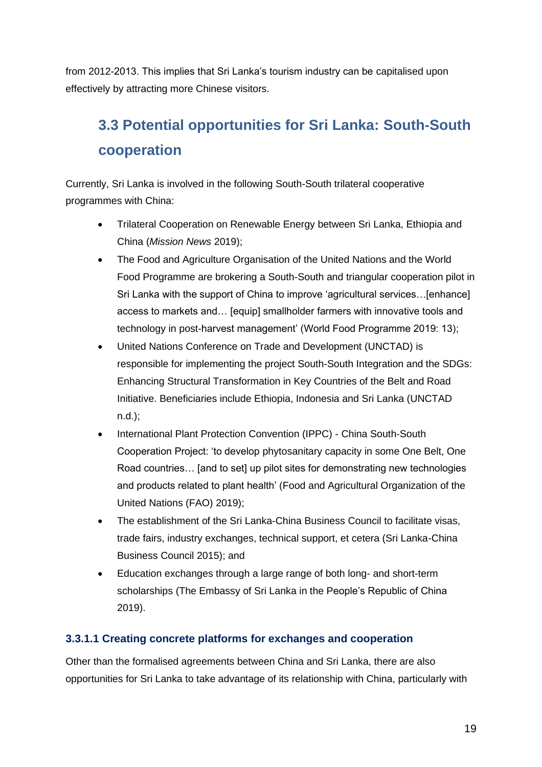from 2012-2013. This implies that Sri Lanka's tourism industry can be capitalised upon effectively by attracting more Chinese visitors.

## 3.3 Potential opportunities for Sri Lanka: South-South cooperation

Currently, Sri Lanka is involved in the following South-South trilateral cooperative programmes with China:

- Trilateral Cooperation on Renewable Energy between Sri Lanka, Ethiopia and China (*Mission News* 2019);
- The Food and Agriculture Organisation of the United Nations and the World Food Programme are brokering a South-South and triangular cooperation pilot in Sri Lanka with the support of China to improve 'agricultural services…[enhance] access to markets and… [equip] smallholder farmers with innovative tools and technology in post-harvest management' (World Food Programme 2019: 13);
- United Nations Conference on Trade and Development (UNCTAD) is responsible for implementing the project South-South Integration and the SDGs: Enhancing Structural Transformation in Key Countries of the Belt and Road Initiative. Beneficiaries include Ethiopia, Indonesia and Sri Lanka (UNCTAD n.d.);
- International Plant Protection Convention (IPPC) - China South-South Cooperation Project: 'to develop phytosanitary capacity in some One Belt, One Road countries… [and to set] up pilot sites for demonstrating new technologies and products related to plant health' (Food and Agricultural Organization of the United Nations (FAO) 2019);
- The establishment of the Sri Lanka-China Business Council to facilitate visas, trade fairs, industry exchanges, technical support, et cetera (Sri Lanka-China Business Council 2015); and
- Education exchanges through a large range of both long- and short-term scholarships (The Embassy of Sri Lanka in the People's Republic of China 2019).

#### 3.3.1.1 Creating concrete platforms for exchanges and cooperation

Other than the formalised agreements between China and Sri Lanka, there are also opportunities for Sri Lanka to take advantage of its relationship with China, particularly with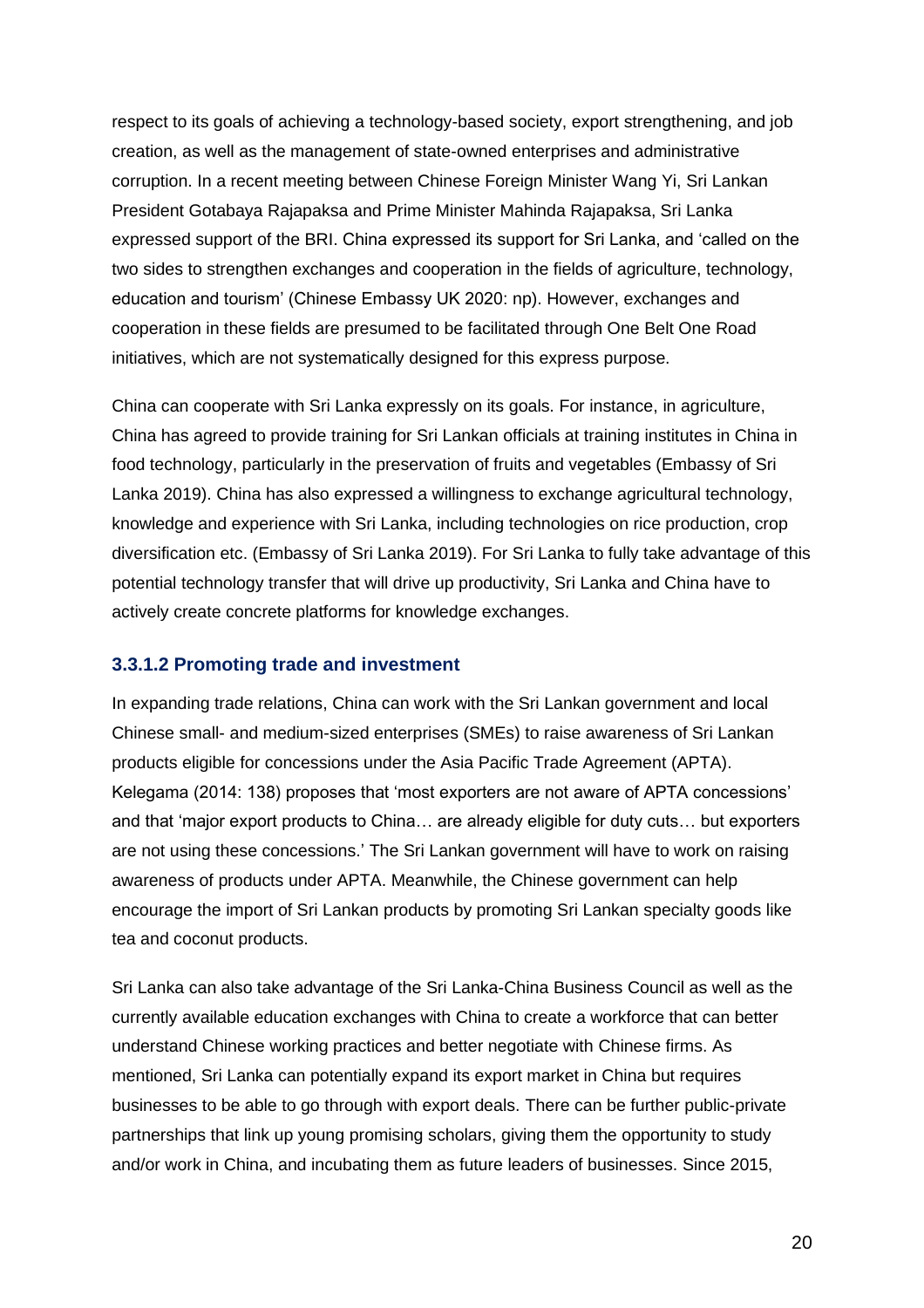respect to its goals of achieving a technology-based society, export strengthening, and job creation, as well as the management of state-owned enterprises and administrative corruption. In a recent meeting between Chinese Foreign Minister Wang Yi, Sri Lankan President Gotabaya Rajapaksa and Prime Minister Mahinda Rajapaksa, Sri Lanka expressed support of the BRI. China expressed its support for Sri Lanka, and 'called on the two sides to strengthen exchanges and cooperation in the fields of agriculture, technology, education and tourism' (Chinese Embassy UK 2020: np). However, exchanges and cooperation in these fields are presumed to be facilitated through One Belt One Road initiatives, which are not systematically designed for this express purpose.

China can cooperate with Sri Lanka expressly on its goals. For instance, in agriculture, China has agreed to provide training for Sri Lankan officials at training institutes in China in food technology, particularly in the preservation of fruits and vegetables (Embassy of Sri Lanka 2019). China has also expressed a willingness to exchange agricultural technology, knowledge and experience with Sri Lanka, including technologies on rice production, crop diversification etc. (Embassy of Sri Lanka 2019). For Sri Lanka to fully take advantage of this potential technology transfer that will drive up productivity, Sri Lanka and China have to actively create concrete platforms for knowledge exchanges.

### 3.3.1.2 Promoting trade and investment

In expanding trade relations, China can work with the Sri Lankan government and local Chinese small- and medium-sized enterprises (SMEs) to raise awareness of Sri Lankan products eligible for concessions under the Asia Pacific Trade Agreement (APTA). Kelegama (2014: 138) proposes that 'most exporters are not aware of APTA concessions' and that 'major export products to China… are already eligible for duty cuts… but exporters are not using these concessions.' The Sri Lankan government will have to work on raising awareness of products under APTA. Meanwhile, the Chinese government can help encourage the import of Sri Lankan products by promoting Sri Lankan specialty goods like tea and coconut products.

Sri Lanka can also take advantage of the Sri Lanka-China Business Council as well as the currently available education exchanges with China to create a workforce that can better understand Chinese working practices and better negotiate with Chinese firms. As mentioned, Sri Lanka can potentially expand its export market in China but requires businesses to be able to go through with export deals. There can be further public-private partnerships that link up young promising scholars, giving them the opportunity to study and/or work in China, and incubating them as future leaders of businesses. Since 2015,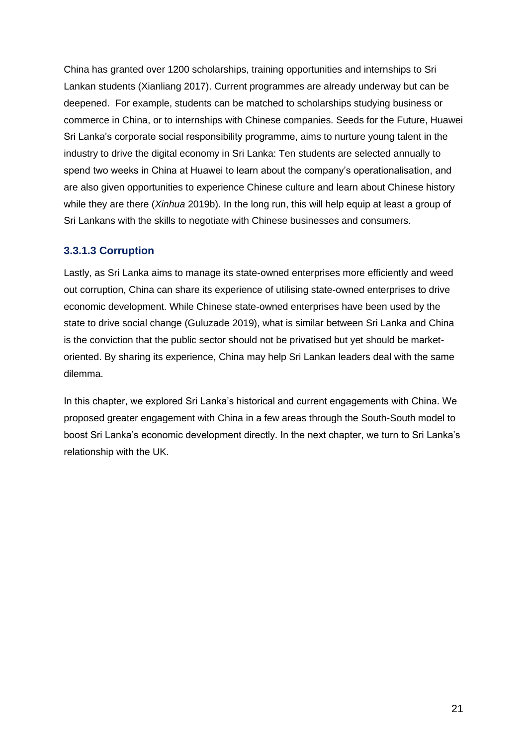China has granted over 1200 scholarships, training opportunities and internships to Sri Lankan students (Xianliang 2017). Current programmes are already underway but can be deepened. For example, students can be matched to scholarships studying business or commerce in China, or to internships with Chinese companies. Seeds for the Future, Huawei Sri Lanka's corporate social responsibility programme, aims to nurture young talent in the industry to drive the digital economy in Sri Lanka: Ten students are selected annually to spend two weeks in China at Huawei to learn about the company's operationalisation, and are also given opportunities to experience Chinese culture and learn about Chinese history while they are there (*Xinhua* 2019b). In the long run, this will help equip at least a group of Sri Lankans with the skills to negotiate with Chinese businesses and consumers.

#### 3.3.1.3 Corruption

Lastly, as Sri Lanka aims to manage its state-owned enterprises more efficiently and weed out corruption, China can share its experience of utilising state-owned enterprises to drive economic development. While Chinese state-owned enterprises have been used by the state to drive social change (Guluzade 2019), what is similar between Sri Lanka and China is the conviction that the public sector should not be privatised but yet should be market-oriented. By sharing its experience, China may help Sri Lankan leaders deal with the same dilemma.

In this chapter, we explored Sri Lanka's historical and current engagements with China. We proposed greater engagement with China in a few areas through the South-South model to boost Sri Lanka's economic development directly. In the next chapter, we turn to Sri Lanka's relationship with the UK.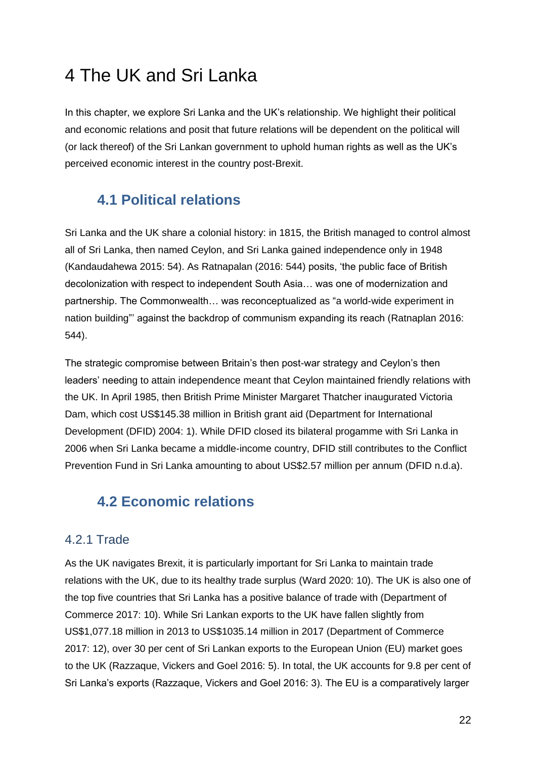# 4 The UK and Sri Lanka

In this chapter, we explore Sri Lanka and the UK's relationship. We highlight their political and economic relations and posit that future relations will be dependent on the political will (or lack thereof) of the Sri Lankan government to uphold human rights as well as the UK's perceived economic interest in the country post-Brexit.

## 4.1 Political relations

Sri Lanka and the UK share a colonial history: in 1815, the British managed to control almost all of Sri Lanka, then named Ceylon, and Sri Lanka gained independence only in 1948 (Kandaudahewa 2015: 54). As Ratnapalan (2016: 544) posits, 'the public face of British decolonization with respect to independent South Asia… was one of modernization and partnership. The Commonwealth… was reconceptualized as "a world-wide experiment in nation building"' against the backdrop of communism expanding its reach (Ratnaplan 2016: 544).

The strategic compromise between Britain's then post-war strategy and Ceylon's then leaders' needing to attain independence meant that Ceylon maintained friendly relations with the UK. In April 1985, then British Prime Minister Margaret Thatcher inaugurated Victoria Dam, which cost US$145.38 million in British grant aid (Department for International Development (DFID) 2004: 1). While DFID closed its bilateral progamme with Sri Lanka in 2006 when Sri Lanka became a middle-income country, DFID still contributes to the Conflict Prevention Fund in Sri Lanka amounting to about US$2.57 million per annum (DFID n.d.a).

## 4.2 Economic relations

### 4.2.1 Trade

As the UK navigates Brexit, it is particularly important for Sri Lanka to maintain trade relations with the UK, due to its healthy trade surplus (Ward 2020: 10). The UK is also one of the top five countries that Sri Lanka has a positive balance of trade with (Department of Commerce 2017: 10). While Sri Lankan exports to the UK have fallen slightly from US$1,077.18 million in 2013 to US$1035.14 million in 2017 (Department of Commerce 2017: 12), over 30 per cent of Sri Lankan exports to the European Union (EU) market goes to the UK (Razzaque, Vickers and Goel 2016: 5). In total, the UK accounts for 9.8 per cent of Sri Lanka's exports (Razzaque, Vickers and Goel 2016: 3). The EU is a comparatively larger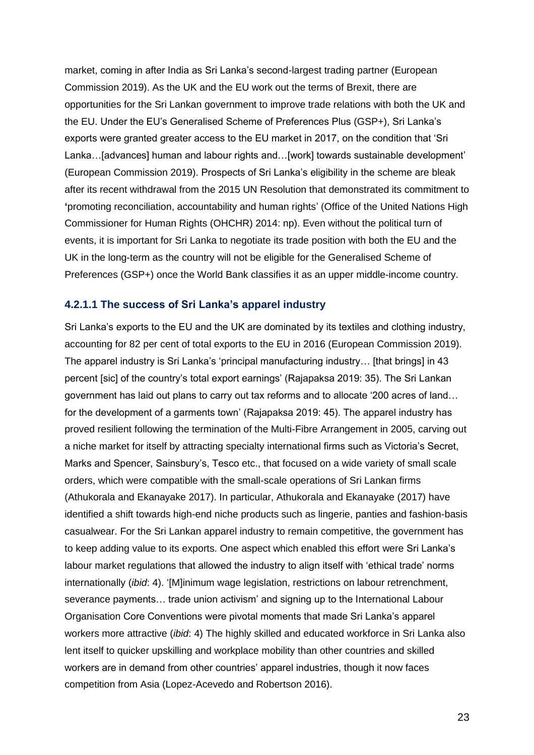market, coming in after India as Sri Lanka's second-largest trading partner (European Commission 2019). As the UK and the EU work out the terms of Brexit, there are opportunities for the Sri Lankan government to improve trade relations with both the UK and the EU. Under the EU's Generalised Scheme of Preferences Plus (GSP+), Sri Lanka's exports were granted greater access to the EU market in 2017, on the condition that 'Sri Lanka…[advances] human and labour rights and…[work] towards sustainable development' (European Commission 2019). Prospects of Sri Lanka's eligibility in the scheme are bleak after its recent withdrawal from the 2015 UN Resolution that demonstrated its commitment to 'promoting reconciliation, accountability and human rights' (Office of the United Nations High Commissioner for Human Rights (OHCHR) 2014: np). Even without the political turn of events, it is important for Sri Lanka to negotiate its trade position with both the EU and the UK in the long-term as the country will not be eligible for the Generalised Scheme of Preferences (GSP+) once the World Bank classifies it as an upper middle-income country.

#### 4.2.1.1 The success of Sri Lanka's apparel industry

Sri Lanka's exports to the EU and the UK are dominated by its textiles and clothing industry, accounting for 82 per cent of total exports to the EU in 2016 (European Commission 2019). The apparel industry is Sri Lanka's 'principal manufacturing industry… [that brings] in 43 percent [sic] of the country's total export earnings' (Rajapaksa 2019: 35). The Sri Lankan government has laid out plans to carry out tax reforms and to allocate '200 acres of land… for the development of a garments town' (Rajapaksa 2019: 45). The apparel industry has proved resilient following the termination of the Multi-Fibre Arrangement in 2005, carving out a niche market for itself by attracting specialty international firms such as Victoria's Secret, Marks and Spencer, Sainsbury's, Tesco etc., that focused on a wide variety of small scale orders, which were compatible with the small-scale operations of Sri Lankan firms (Athukorala and Ekanayake 2017). In particular, Athukorala and Ekanayake (2017) have identified a shift towards high-end niche products such as lingerie, panties and fashion-basis casualwear. For the Sri Lankan apparel industry to remain competitive, the government has to keep adding value to its exports. One aspect which enabled this effort were Sri Lanka's labour market regulations that allowed the industry to align itself with 'ethical trade' norms internationally (*ibid*: 4). '[M]inimum wage legislation, restrictions on labour retrenchment, severance payments… trade union activism' and signing up to the International Labour Organisation Core Conventions were pivotal moments that made Sri Lanka's apparel workers more attractive (*ibid*: 4) The highly skilled and educated workforce in Sri Lanka also lent itself to quicker upskilling and workplace mobility than other countries and skilled workers are in demand from other countries' apparel industries, though it now faces competition from Asia (Lopez-Acevedo and Robertson 2016).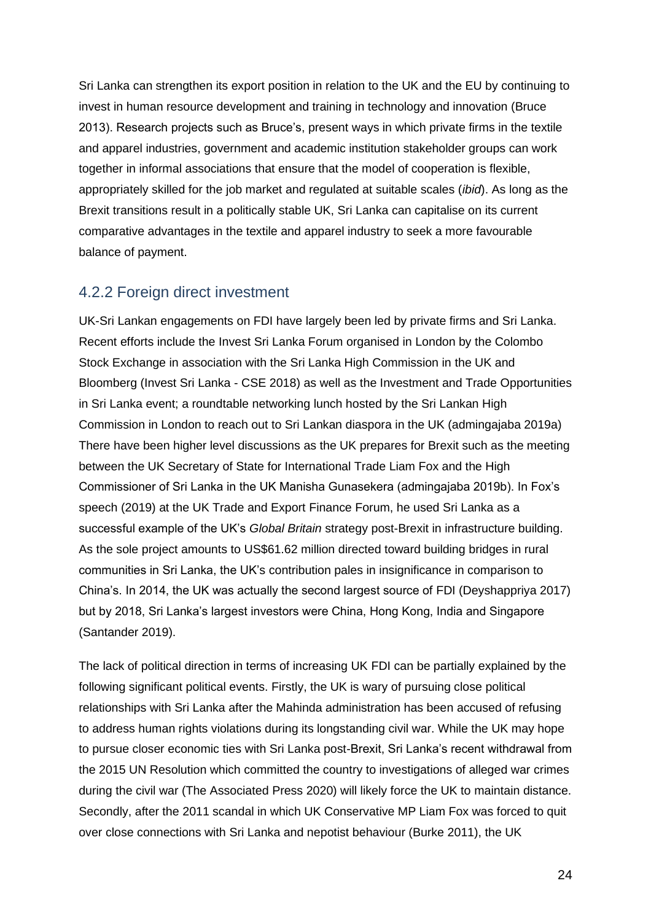Sri Lanka can strengthen its export position in relation to the UK and the EU by continuing to invest in human resource development and training in technology and innovation (Bruce 2013). Research projects such as Bruce's, present ways in which private firms in the textile and apparel industries, government and academic institution stakeholder groups can work together in informal associations that ensure that the model of cooperation is flexible, appropriately skilled for the job market and regulated at suitable scales (*ibid*). As long as the Brexit transitions result in a politically stable UK, Sri Lanka can capitalise on its current comparative advantages in the textile and apparel industry to seek a more favourable balance of payment.

### 4.2.2 Foreign direct investment

UK-Sri Lankan engagements on FDI have largely been led by private firms and Sri Lanka. Recent efforts include the Invest Sri Lanka Forum organised in London by the Colombo Stock Exchange in association with the Sri Lanka High Commission in the UK and Bloomberg (Invest Sri Lanka - CSE 2018) as well as the Investment and Trade Opportunities in Sri Lanka event; a roundtable networking lunch hosted by the Sri Lankan High Commission in London to reach out to Sri Lankan diaspora in the UK (admingajaba 2019a) There have been higher level discussions as the UK prepares for Brexit such as the meeting between the UK Secretary of State for International Trade Liam Fox and the High Commissioner of Sri Lanka in the UK Manisha Gunasekera (admingajaba 2019b). In Fox's speech (2019) at the UK Trade and Export Finance Forum, he used Sri Lanka as a successful example of the UK's *Global Britain* strategy post-Brexit in infrastructure building. As the sole project amounts to US$61.62 million directed toward building bridges in rural communities in Sri Lanka, the UK's contribution pales in insignificance in comparison to China's. In 2014, the UK was actually the second largest source of FDI (Deyshappriya 2017) but by 2018, Sri Lanka's largest investors were China, Hong Kong, India and Singapore (Santander 2019).

The lack of political direction in terms of increasing UK FDI can be partially explained by the following significant political events. Firstly, the UK is wary of pursuing close political relationships with Sri Lanka after the Mahinda administration has been accused of refusing to address human rights violations during its longstanding civil war. While the UK may hope to pursue closer economic ties with Sri Lanka post-Brexit, Sri Lanka's recent withdrawal from the 2015 UN Resolution which committed the country to investigations of alleged war crimes during the civil war (The Associated Press 2020) will likely force the UK to maintain distance. Secondly, after the 2011 scandal in which UK Conservative MP Liam Fox was forced to quit over close connections with Sri Lanka and nepotist behaviour (Burke 2011), the UK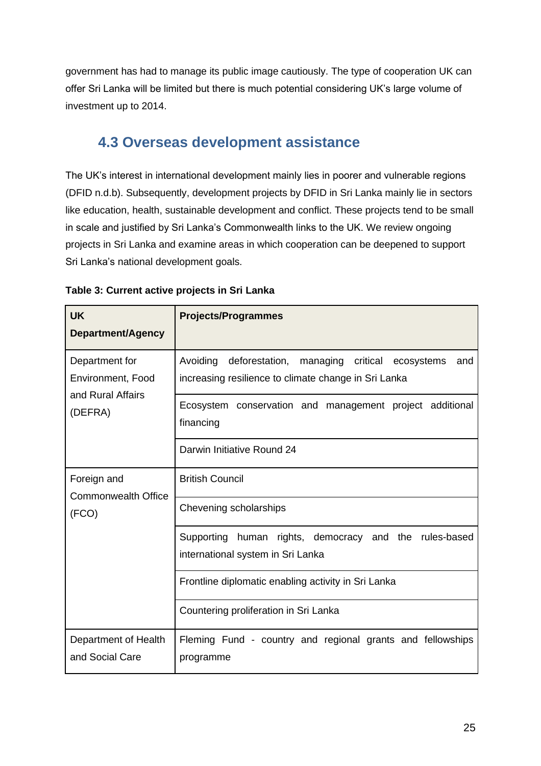government has had to manage its public image cautiously. The type of cooperation UK can offer Sri Lanka will be limited but there is much potential considering UK's large volume of investment up to 2014.

## 4.3 Overseas development assistance

The UK's interest in international development mainly lies in poorer and vulnerable regions (DFID n.d.b). Subsequently, development projects by DFID in Sri Lanka mainly lie in sectors like education, health, sustainable development and conflict. These projects tend to be small in scale and justified by Sri Lanka's Commonwealth links to the UK. We review ongoing projects in Sri Lanka and examine areas in which cooperation can be deepened to support Sri Lanka's national development goals.

**Table 3: Current active projects in Sri Lanka**

| UK Department/Agency | Projects/Programmes |
|---|---|
| Department for Environment, Food and Rural Affairs (DEFRA) | Avoiding deforestation, managing critical ecosystems and increasing resilience to climate change in Sri Lanka |
| | Ecosystem conservation and management project additional financing |
| | Darwin Initiative Round 24 |
| Foreign and Commonwealth Office (FCO) | British Council |
| | Chevening scholarships |
| | Supporting human rights, democracy and the rules-based international system in Sri Lanka |
| | Frontline diplomatic enabling activity in Sri Lanka |
| | Countering proliferation in Sri Lanka |
| Department of Health and Social Care | Fleming Fund - country and regional grants and fellowships programme |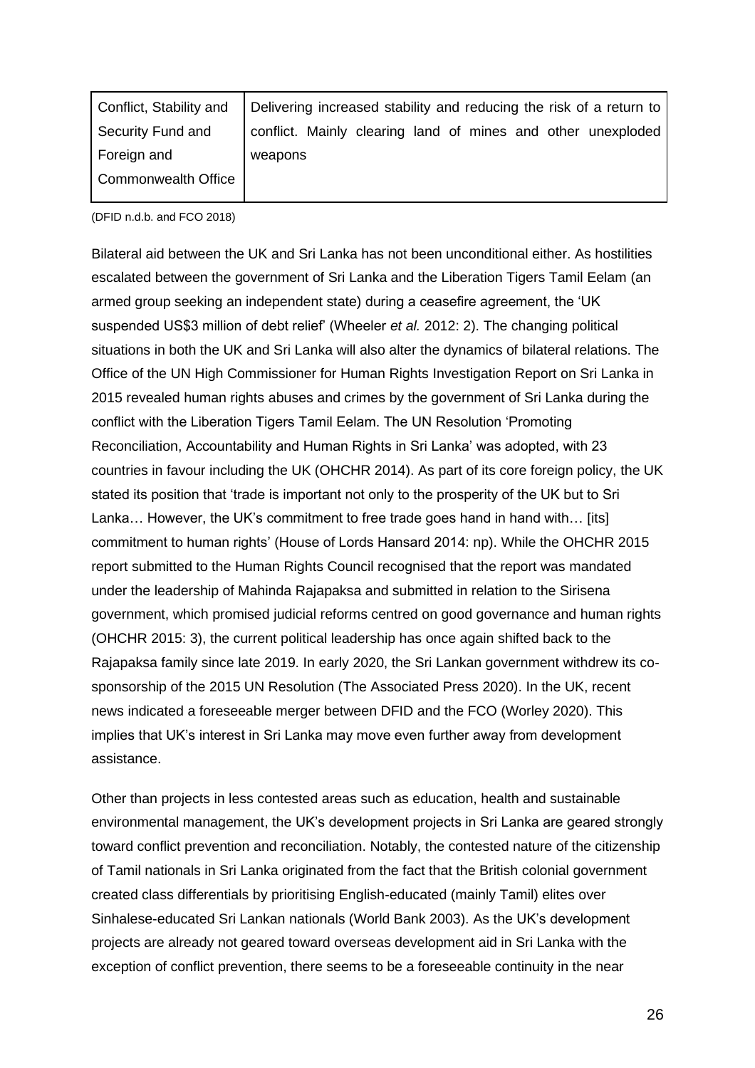| | |
|---|---|
| Conflict, Stability and Security Fund and Foreign and Commonwealth Office | Delivering increased stability and reducing the risk of a return to conflict. Mainly clearing land of mines and other unexploded weapons |

(DFID n.d.b. and FCO 2018)

Bilateral aid between the UK and Sri Lanka has not been unconditional either. As hostilities escalated between the government of Sri Lanka and the Liberation Tigers Tamil Eelam (an armed group seeking an independent state) during a ceasefire agreement, the 'UK suspended US$3 million of debt relief' (Wheeler *et al.* 2012: 2). The changing political situations in both the UK and Sri Lanka will also alter the dynamics of bilateral relations. The Office of the UN High Commissioner for Human Rights Investigation Report on Sri Lanka in 2015 revealed human rights abuses and crimes by the government of Sri Lanka during the conflict with the Liberation Tigers Tamil Eelam. The UN Resolution 'Promoting Reconciliation, Accountability and Human Rights in Sri Lanka' was adopted, with 23 countries in favour including the UK (OHCHR 2014). As part of its core foreign policy, the UK stated its position that 'trade is important not only to the prosperity of the UK but to Sri Lanka… However, the UK's commitment to free trade goes hand in hand with… [its] commitment to human rights' (House of Lords Hansard 2014: np). While the OHCHR 2015 report submitted to the Human Rights Council recognised that the report was mandated under the leadership of Mahinda Rajapaksa and submitted in relation to the Sirisena government, which promised judicial reforms centred on good governance and human rights (OHCHR 2015: 3), the current political leadership has once again shifted back to the Rajapaksa family since late 2019. In early 2020, the Sri Lankan government withdrew its co-sponsorship of the 2015 UN Resolution (The Associated Press 2020). In the UK, recent news indicated a foreseeable merger between DFID and the FCO (Worley 2020). This implies that UK's interest in Sri Lanka may move even further away from development assistance.

Other than projects in less contested areas such as education, health and sustainable environmental management, the UK's development projects in Sri Lanka are geared strongly toward conflict prevention and reconciliation. Notably, the contested nature of the citizenship of Tamil nationals in Sri Lanka originated from the fact that the British colonial government created class differentials by prioritising English-educated (mainly Tamil) elites over Sinhalese-educated Sri Lankan nationals (World Bank 2003). As the UK's development projects are already not geared toward overseas development aid in Sri Lanka with the exception of conflict prevention, there seems to be a foreseeable continuity in the near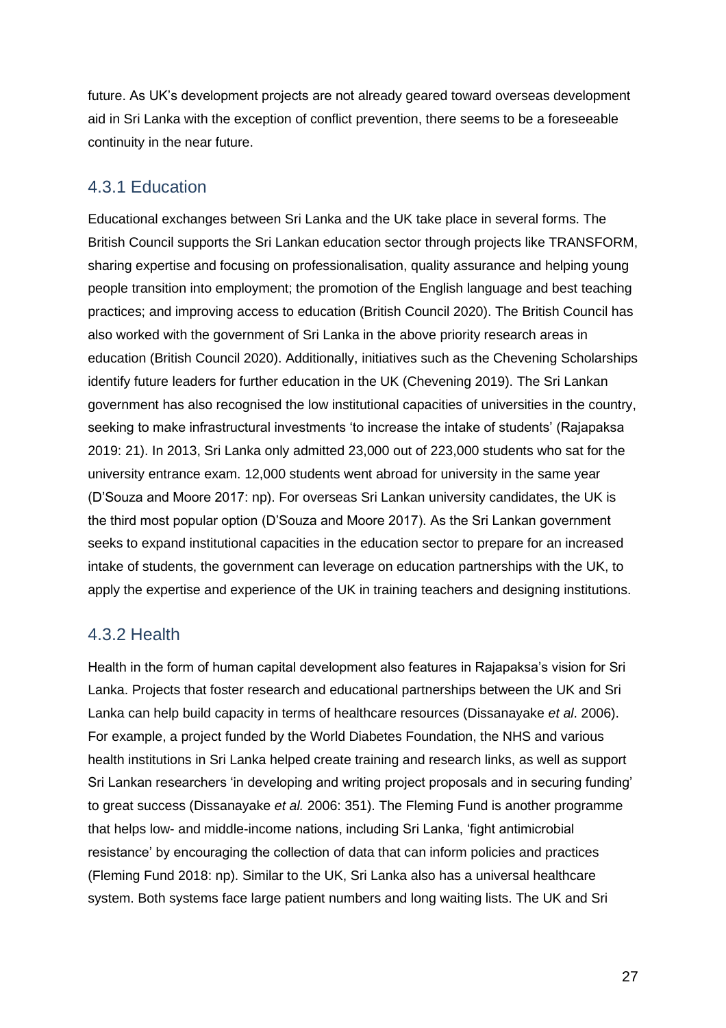future. As UK's development projects are not already geared toward overseas development aid in Sri Lanka with the exception of conflict prevention, there seems to be a foreseeable continuity in the near future.

### 4.3.1 Education

Educational exchanges between Sri Lanka and the UK take place in several forms. The British Council supports the Sri Lankan education sector through projects like TRANSFORM, sharing expertise and focusing on professionalisation, quality assurance and helping young people transition into employment; the promotion of the English language and best teaching practices; and improving access to education (British Council 2020). The British Council has also worked with the government of Sri Lanka in the above priority research areas in education (British Council 2020). Additionally, initiatives such as the Chevening Scholarships identify future leaders for further education in the UK (Chevening 2019). The Sri Lankan government has also recognised the low institutional capacities of universities in the country, seeking to make infrastructural investments 'to increase the intake of students' (Rajapaksa 2019: 21). In 2013, Sri Lanka only admitted 23,000 out of 223,000 students who sat for the university entrance exam. 12,000 students went abroad for university in the same year (D'Souza and Moore 2017: np). For overseas Sri Lankan university candidates, the UK is the third most popular option (D'Souza and Moore 2017). As the Sri Lankan government seeks to expand institutional capacities in the education sector to prepare for an increased intake of students, the government can leverage on education partnerships with the UK, to apply the expertise and experience of the UK in training teachers and designing institutions.

### 4.3.2 Health

Health in the form of human capital development also features in Rajapaksa's vision for Sri Lanka. Projects that foster research and educational partnerships between the UK and Sri Lanka can help build capacity in terms of healthcare resources (Dissanayake *et al*. 2006). For example, a project funded by the World Diabetes Foundation, the NHS and various health institutions in Sri Lanka helped create training and research links, as well as support Sri Lankan researchers 'in developing and writing project proposals and in securing funding' to great success (Dissanayake *et al.* 2006: 351). The Fleming Fund is another programme that helps low- and middle-income nations, including Sri Lanka, 'fight antimicrobial resistance' by encouraging the collection of data that can inform policies and practices (Fleming Fund 2018: np). Similar to the UK, Sri Lanka also has a universal healthcare system. Both systems face large patient numbers and long waiting lists. The UK and Sri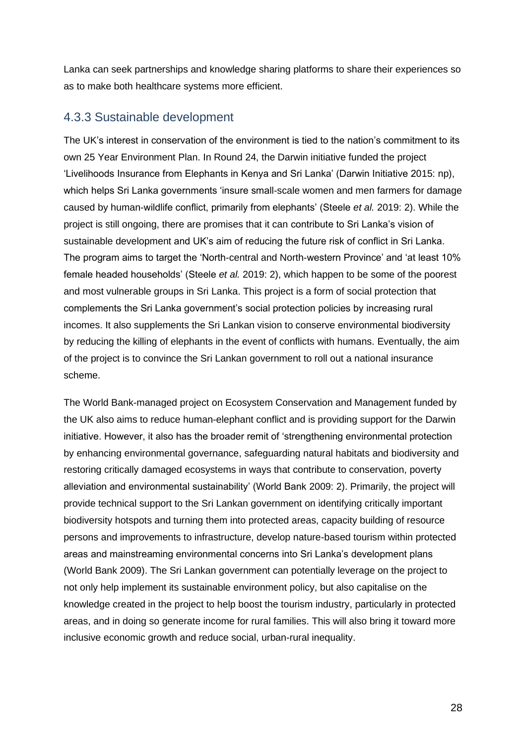Lanka can seek partnerships and knowledge sharing platforms to share their experiences so as to make both healthcare systems more efficient.

### 4.3.3 Sustainable development

The UK's interest in conservation of the environment is tied to the nation's commitment to its own 25 Year Environment Plan. In Round 24, the Darwin initiative funded the project 'Livelihoods Insurance from Elephants in Kenya and Sri Lanka' (Darwin Initiative 2015: np), which helps Sri Lanka governments 'insure small-scale women and men farmers for damage caused by human-wildlife conflict, primarily from elephants' (Steele *et al.* 2019: 2). While the project is still ongoing, there are promises that it can contribute to Sri Lanka's vision of sustainable development and UK's aim of reducing the future risk of conflict in Sri Lanka. The program aims to target the 'North-central and North-western Province' and 'at least 10% female headed households' (Steele *et al.* 2019: 2), which happen to be some of the poorest and most vulnerable groups in Sri Lanka. This project is a form of social protection that complements the Sri Lanka government's social protection policies by increasing rural incomes. It also supplements the Sri Lankan vision to conserve environmental biodiversity by reducing the killing of elephants in the event of conflicts with humans. Eventually, the aim of the project is to convince the Sri Lankan government to roll out a national insurance scheme.

The World Bank-managed project on Ecosystem Conservation and Management funded by the UK also aims to reduce human-elephant conflict and is providing support for the Darwin initiative. However, it also has the broader remit of 'strengthening environmental protection by enhancing environmental governance, safeguarding natural habitats and biodiversity and restoring critically damaged ecosystems in ways that contribute to conservation, poverty alleviation and environmental sustainability' (World Bank 2009: 2). Primarily, the project will provide technical support to the Sri Lankan government on identifying critically important biodiversity hotspots and turning them into protected areas, capacity building of resource persons and improvements to infrastructure, develop nature-based tourism within protected areas and mainstreaming environmental concerns into Sri Lanka's development plans (World Bank 2009). The Sri Lankan government can potentially leverage on the project to not only help implement its sustainable environment policy, but also capitalise on the knowledge created in the project to help boost the tourism industry, particularly in protected areas, and in doing so generate income for rural families. This will also bring it toward more inclusive economic growth and reduce social, urban-rural inequality.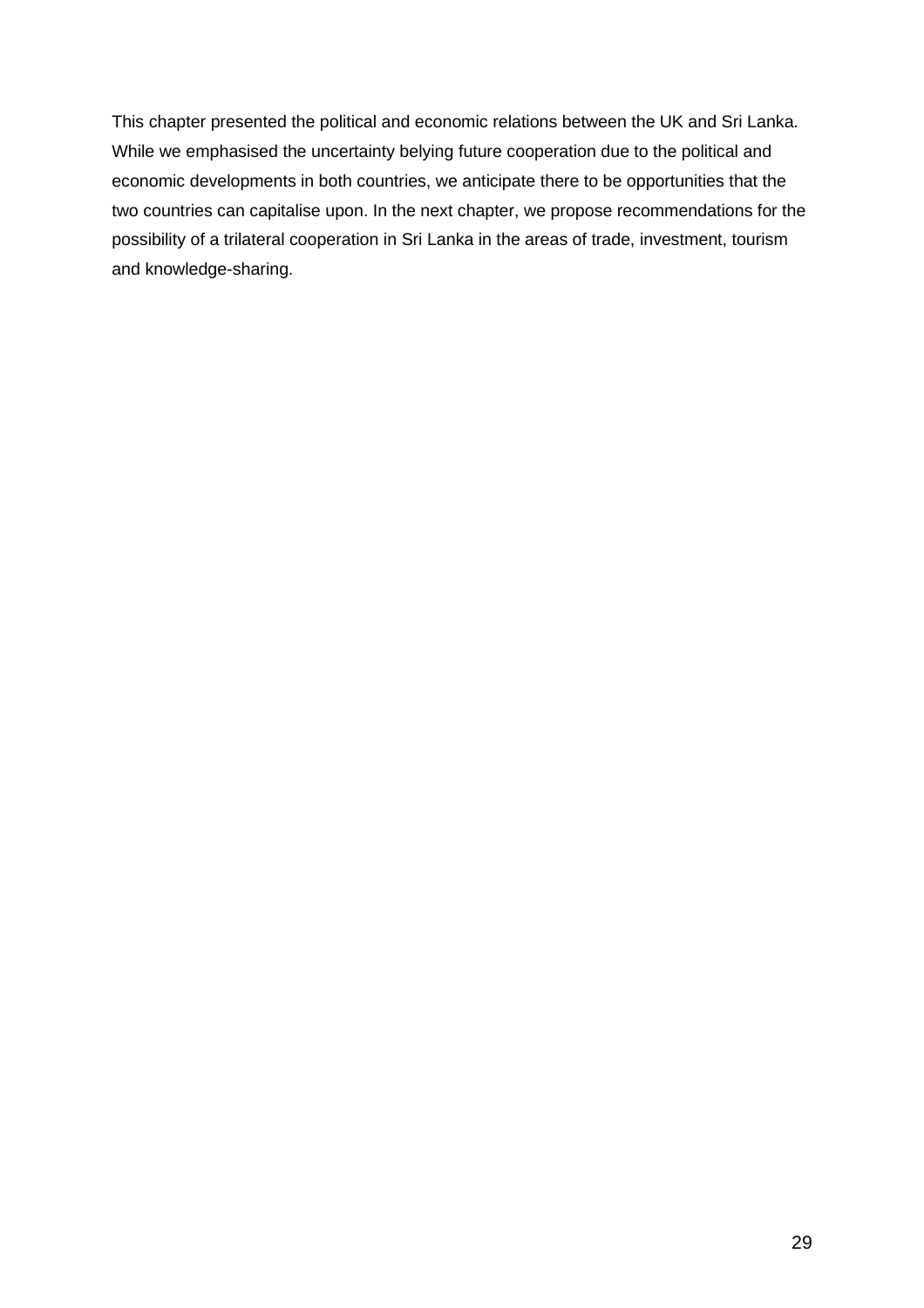This chapter presented the political and economic relations between the UK and Sri Lanka. While we emphasised the uncertainty belying future cooperation due to the political and economic developments in both countries, we anticipate there to be opportunities that the two countries can capitalise upon. In the next chapter, we propose recommendations for the possibility of a trilateral cooperation in Sri Lanka in the areas of trade, investment, tourism and knowledge-sharing.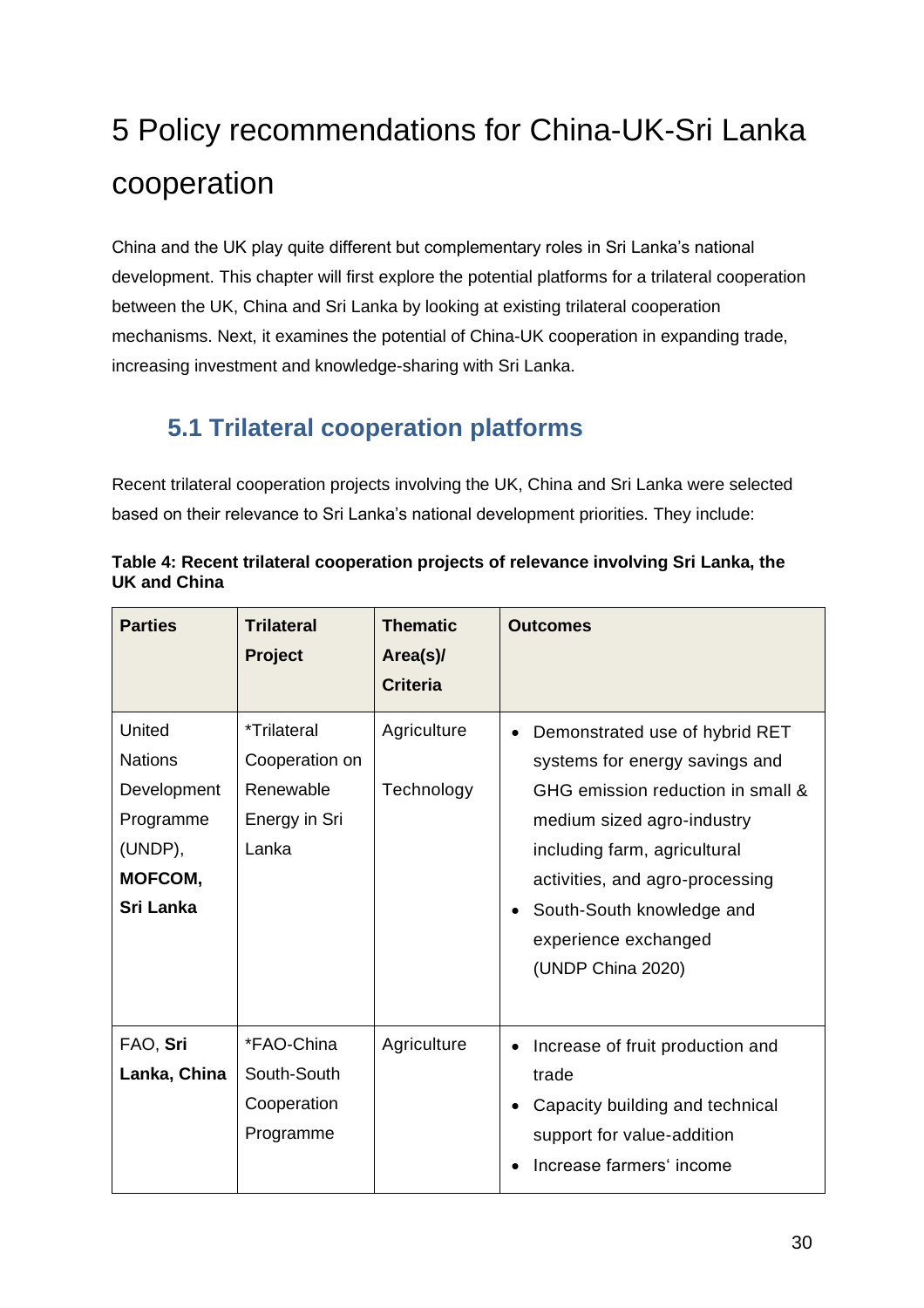# 5 Policy recommendations for China-UK-Sri Lanka cooperation

China and the UK play quite different but complementary roles in Sri Lanka's national development. This chapter will first explore the potential platforms for a trilateral cooperation between the UK, China and Sri Lanka by looking at existing trilateral cooperation mechanisms. Next, it examines the potential of China-UK cooperation in expanding trade, increasing investment and knowledge-sharing with Sri Lanka.

## 5.1 Trilateral cooperation platforms

Recent trilateral cooperation projects involving the UK, China and Sri Lanka were selected based on their relevance to Sri Lanka's national development priorities. They include:

**Table 4: Recent trilateral cooperation projects of relevance involving Sri Lanka, the UK and China**

| Parties | Trilateral Project | Thematic Area(s)/ Criteria | Outcomes |
|---|---|---|---|
| United Nations Development Programme (UNDP), **MOFCOM, Sri Lanka** | *Trilateral Cooperation on Renewable Energy in Sri Lanka | Agriculture<br><br>Technology | • Demonstrated use of hybrid RET systems for energy savings and GHG emission reduction in small & medium sized agro-industry including farm, agricultural activities, and agro-processing<br>• South-South knowledge and experience exchanged (UNDP China 2020) |
| FAO, **Sri Lanka, China** | *FAO-China South-South Cooperation Programme | Agriculture | • Increase of fruit production and trade<br>• Capacity building and technical support for value-addition<br>• Increase farmers' income |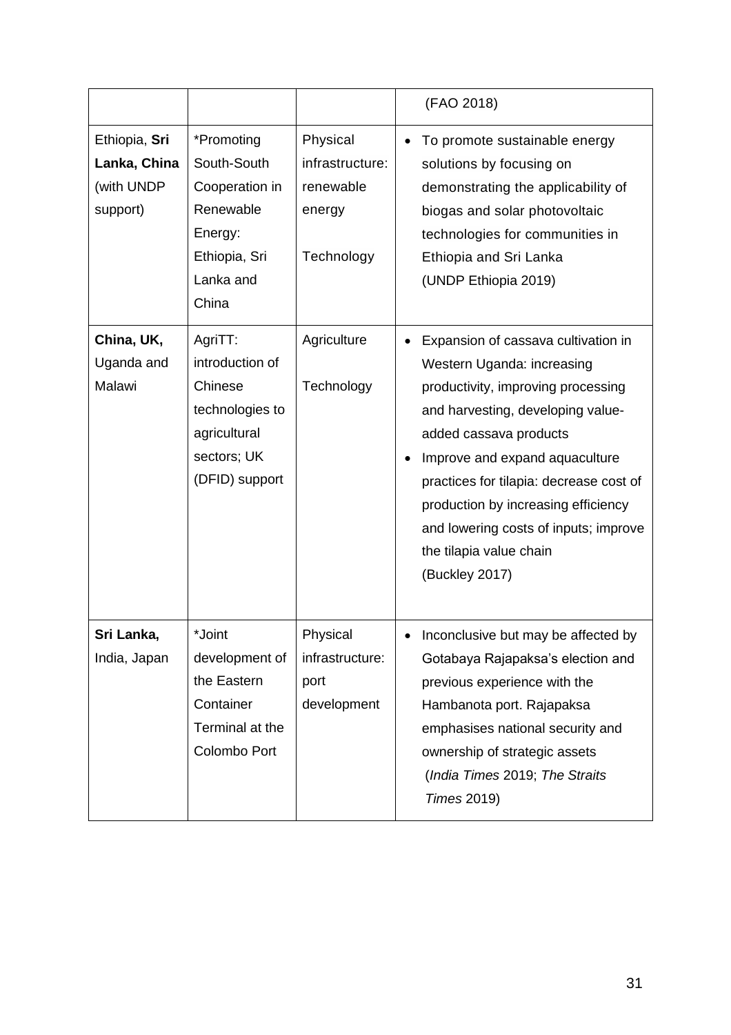| | | | |
|---|---|---|---|
| | | | (FAO 2018) |
| Ethiopia, **Sri Lanka, China** (with UNDP support) | *Promoting South-South Cooperation in Renewable Energy: Ethiopia, Sri Lanka and China | Physical infrastructure: renewable energy<br><br>Technology | • To promote sustainable energy solutions by focusing on demonstrating the applicability of biogas and solar photovoltaic technologies for communities in Ethiopia and Sri Lanka (UNDP Ethiopia 2019) |
| **China, UK,** Uganda and Malawi | AgriTT: introduction of Chinese technologies to agricultural sectors; UK (DFID) support | Agriculture<br><br>Technology | • Expansion of cassava cultivation in Western Uganda: increasing productivity, improving processing and harvesting, developing value-added cassava products<br>• Improve and expand aquaculture practices for tilapia: decrease cost of production by increasing efficiency and lowering costs of inputs; improve the tilapia value chain (Buckley 2017) |
| **Sri Lanka,** India, Japan | *Joint development of the Eastern Container Terminal at the Colombo Port | Physical infrastructure: port development | • Inconclusive but may be affected by Gotabaya Rajapaksa's election and previous experience with the Hambanota port. Rajapaksa emphasises national security and ownership of strategic assets (*India Times* 2019; *The Straits Times* 2019) |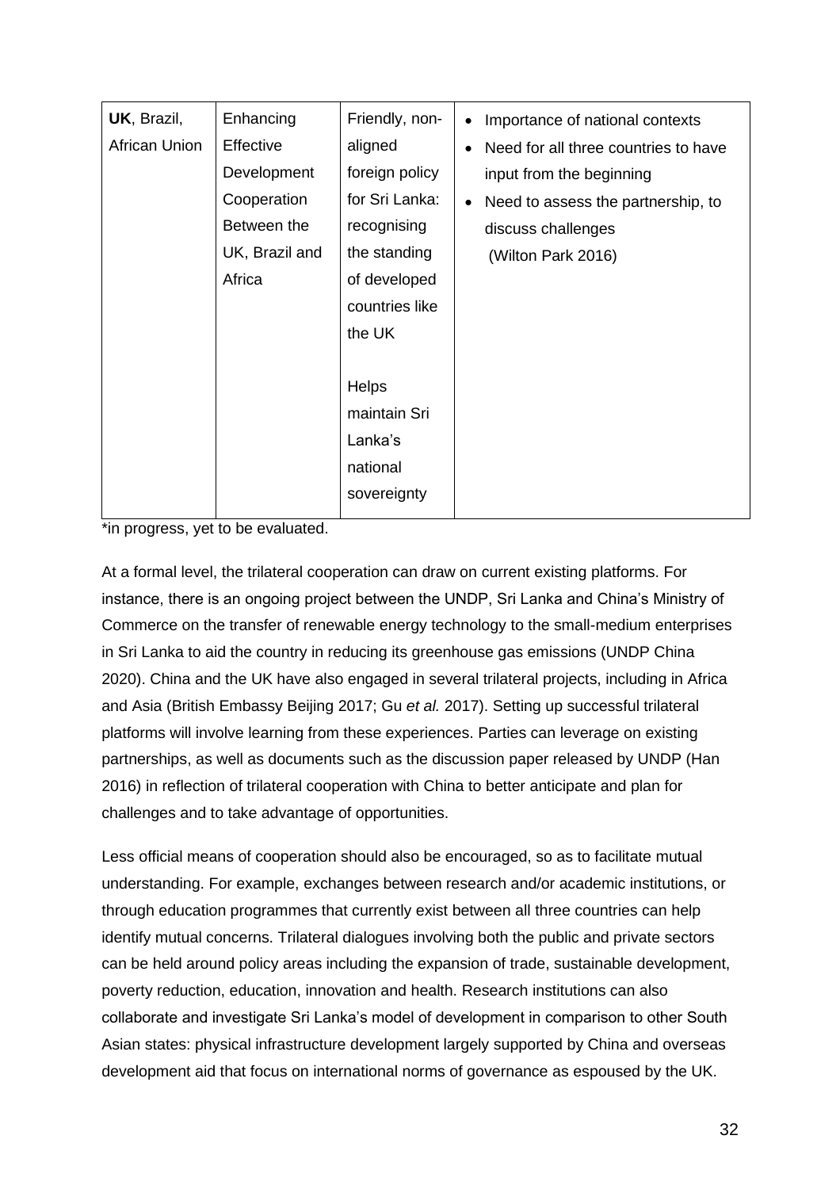| | | | |
|---|---|---|---|
| **UK**, Brazil, African Union | Enhancing Effective Development Cooperation Between the UK, Brazil and Africa | Friendly, non-aligned foreign policy for Sri Lanka: recognising the standing of developed countries like the UK<br><br>Helps maintain Sri Lanka's national sovereignty | • Importance of national contexts<br>• Need for all three countries to have input from the beginning<br>• Need to assess the partnership, to discuss challenges (Wilton Park 2016) |

*in progress, yet to be evaluated.

At a formal level, the trilateral cooperation can draw on current existing platforms. For instance, there is an ongoing project between the UNDP, Sri Lanka and China's Ministry of Commerce on the transfer of renewable energy technology to the small-medium enterprises in Sri Lanka to aid the country in reducing its greenhouse gas emissions (UNDP China 2020). China and the UK have also engaged in several trilateral projects, including in Africa and Asia (British Embassy Beijing 2017; Gu *et al.* 2017). Setting up successful trilateral platforms will involve learning from these experiences. Parties can leverage on existing partnerships, as well as documents such as the discussion paper released by UNDP (Han 2016) in reflection of trilateral cooperation with China to better anticipate and plan for challenges and to take advantage of opportunities.

Less official means of cooperation should also be encouraged, so as to facilitate mutual understanding. For example, exchanges between research and/or academic institutions, or through education programmes that currently exist between all three countries can help identify mutual concerns. Trilateral dialogues involving both the public and private sectors can be held around policy areas including the expansion of trade, sustainable development, poverty reduction, education, innovation and health. Research institutions can also collaborate and investigate Sri Lanka's model of development in comparison to other South Asian states: physical infrastructure development largely supported by China and overseas development aid that focus on international norms of governance as espoused by the UK.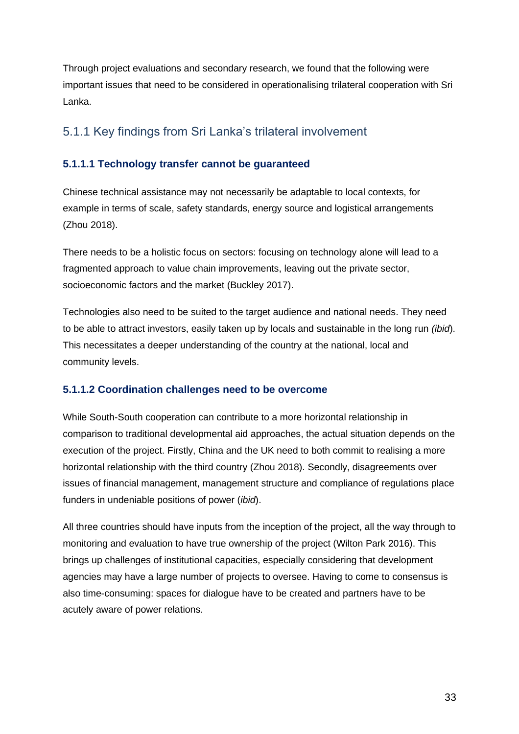Through project evaluations and secondary research, we found that the following were important issues that need to be considered in operationalising trilateral cooperation with Sri Lanka.

### 5.1.1 Key findings from Sri Lanka's trilateral involvement

#### 5.1.1.1 Technology transfer cannot be guaranteed

Chinese technical assistance may not necessarily be adaptable to local contexts, for example in terms of scale, safety standards, energy source and logistical arrangements (Zhou 2018).

There needs to be a holistic focus on sectors: focusing on technology alone will lead to a fragmented approach to value chain improvements, leaving out the private sector, socioeconomic factors and the market (Buckley 2017).

Technologies also need to be suited to the target audience and national needs. They need to be able to attract investors, easily taken up by locals and sustainable in the long run *(ibid*). This necessitates a deeper understanding of the country at the national, local and community levels.

#### 5.1.1.2 Coordination challenges need to be overcome

While South-South cooperation can contribute to a more horizontal relationship in comparison to traditional developmental aid approaches, the actual situation depends on the execution of the project. Firstly, China and the UK need to both commit to realising a more horizontal relationship with the third country (Zhou 2018). Secondly, disagreements over issues of financial management, management structure and compliance of regulations place funders in undeniable positions of power (*ibid*).

All three countries should have inputs from the inception of the project, all the way through to monitoring and evaluation to have true ownership of the project (Wilton Park 2016). This brings up challenges of institutional capacities, especially considering that development agencies may have a large number of projects to oversee. Having to come to consensus is also time-consuming: spaces for dialogue have to be created and partners have to be acutely aware of power relations.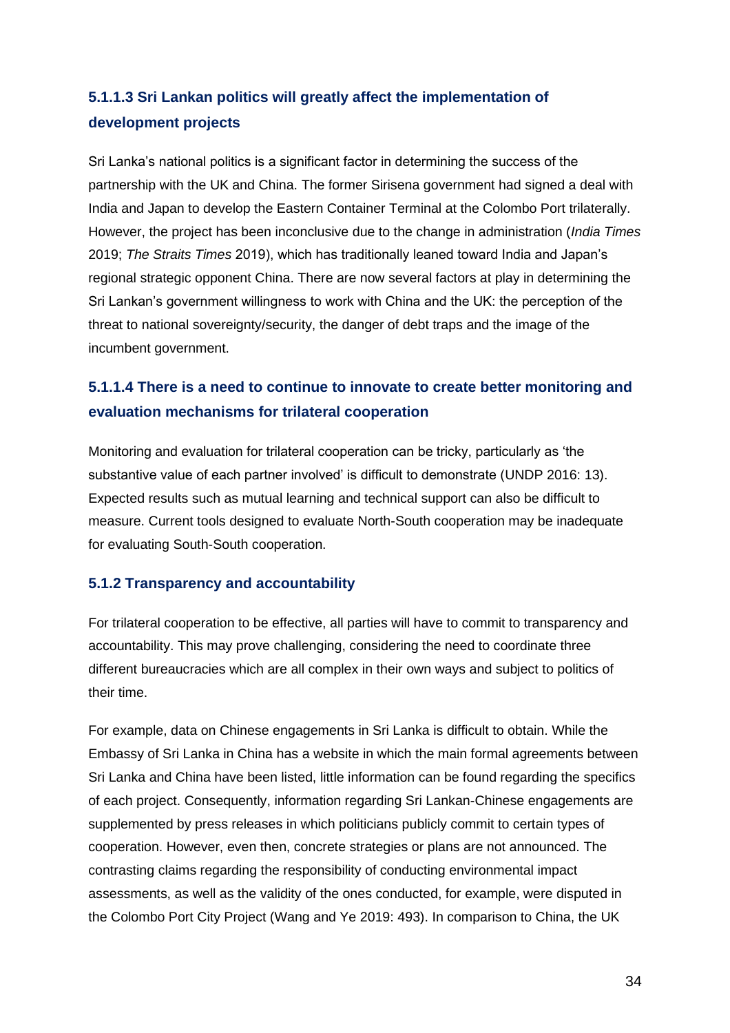#### 5.1.1.3 Sri Lankan politics will greatly affect the implementation of development projects

Sri Lanka's national politics is a significant factor in determining the success of the partnership with the UK and China. The former Sirisena government had signed a deal with India and Japan to develop the Eastern Container Terminal at the Colombo Port trilaterally. However, the project has been inconclusive due to the change in administration (*India Times* 2019; *The Straits Times* 2019), which has traditionally leaned toward India and Japan's regional strategic opponent China. There are now several factors at play in determining the Sri Lankan's government willingness to work with China and the UK: the perception of the threat to national sovereignty/security, the danger of debt traps and the image of the incumbent government.

#### 5.1.1.4 There is a need to continue to innovate to create better monitoring and evaluation mechanisms for trilateral cooperation

Monitoring and evaluation for trilateral cooperation can be tricky, particularly as 'the substantive value of each partner involved' is difficult to demonstrate (UNDP 2016: 13). Expected results such as mutual learning and technical support can also be difficult to measure. Current tools designed to evaluate North-South cooperation may be inadequate for evaluating South-South cooperation.

### 5.1.2 Transparency and accountability

For trilateral cooperation to be effective, all parties will have to commit to transparency and accountability. This may prove challenging, considering the need to coordinate three different bureaucracies which are all complex in their own ways and subject to politics of their time.

For example, data on Chinese engagements in Sri Lanka is difficult to obtain. While the Embassy of Sri Lanka in China has a website in which the main formal agreements between Sri Lanka and China have been listed, little information can be found regarding the specifics of each project. Consequently, information regarding Sri Lankan-Chinese engagements are supplemented by press releases in which politicians publicly commit to certain types of cooperation. However, even then, concrete strategies or plans are not announced. The contrasting claims regarding the responsibility of conducting environmental impact assessments, as well as the validity of the ones conducted, for example, were disputed in the Colombo Port City Project (Wang and Ye 2019: 493). In comparison to China, the UK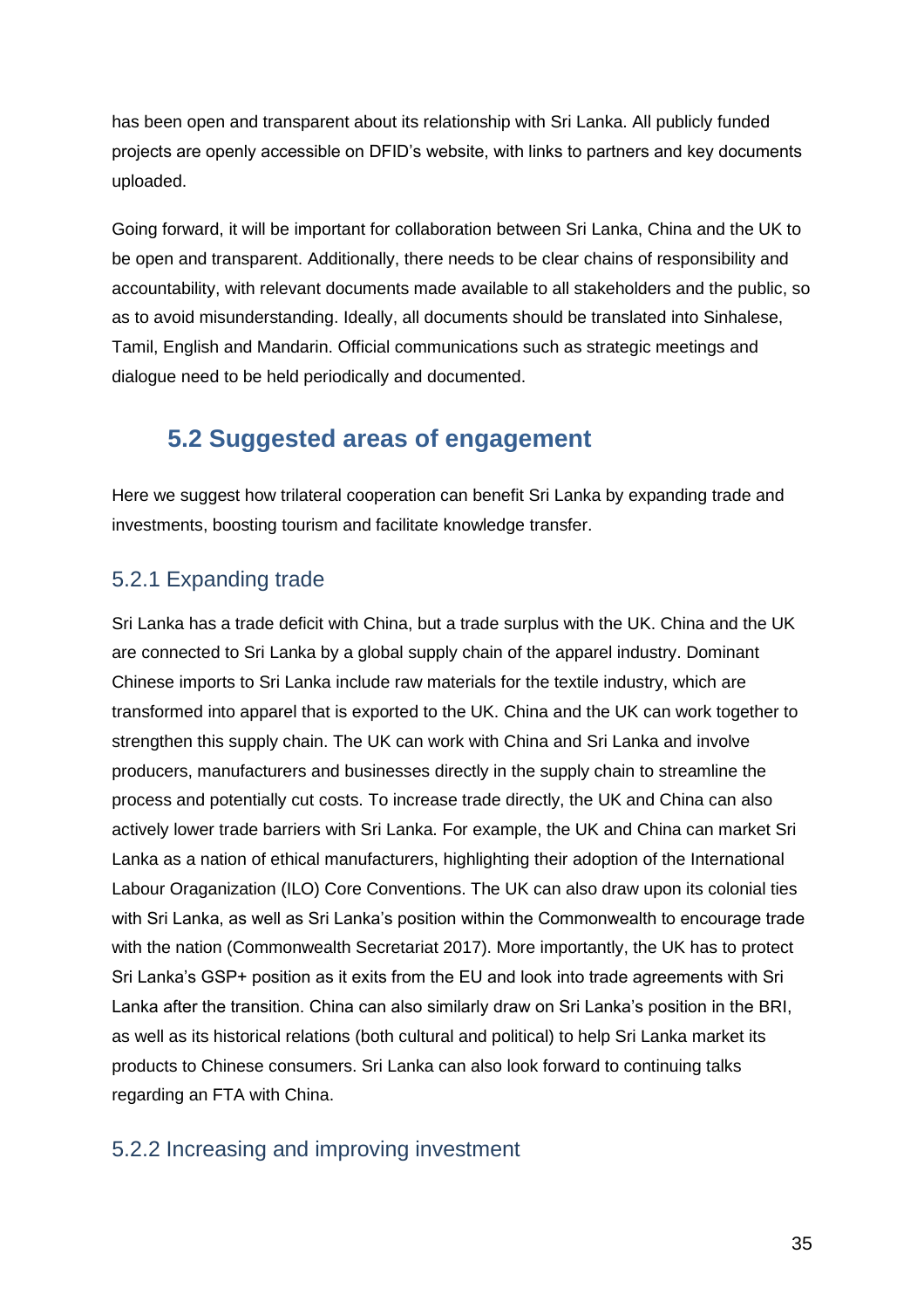has been open and transparent about its relationship with Sri Lanka. All publicly funded projects are openly accessible on DFID's website, with links to partners and key documents uploaded.

Going forward, it will be important for collaboration between Sri Lanka, China and the UK to be open and transparent. Additionally, there needs to be clear chains of responsibility and accountability, with relevant documents made available to all stakeholders and the public, so as to avoid misunderstanding. Ideally, all documents should be translated into Sinhalese, Tamil, English and Mandarin. Official communications such as strategic meetings and dialogue need to be held periodically and documented.

## 5.2 Suggested areas of engagement

Here we suggest how trilateral cooperation can benefit Sri Lanka by expanding trade and investments, boosting tourism and facilitate knowledge transfer.

### 5.2.1 Expanding trade

Sri Lanka has a trade deficit with China, but a trade surplus with the UK. China and the UK are connected to Sri Lanka by a global supply chain of the apparel industry. Dominant Chinese imports to Sri Lanka include raw materials for the textile industry, which are transformed into apparel that is exported to the UK. China and the UK can work together to strengthen this supply chain. The UK can work with China and Sri Lanka and involve producers, manufacturers and businesses directly in the supply chain to streamline the process and potentially cut costs. To increase trade directly, the UK and China can also actively lower trade barriers with Sri Lanka. For example, the UK and China can market Sri Lanka as a nation of ethical manufacturers, highlighting their adoption of the International Labour Oraganization (ILO) Core Conventions. The UK can also draw upon its colonial ties with Sri Lanka, as well as Sri Lanka's position within the Commonwealth to encourage trade with the nation (Commonwealth Secretariat 2017). More importantly, the UK has to protect Sri Lanka's GSP+ position as it exits from the EU and look into trade agreements with Sri Lanka after the transition. China can also similarly draw on Sri Lanka's position in the BRI, as well as its historical relations (both cultural and political) to help Sri Lanka market its products to Chinese consumers. Sri Lanka can also look forward to continuing talks regarding an FTA with China.

### 5.2.2 Increasing and improving investment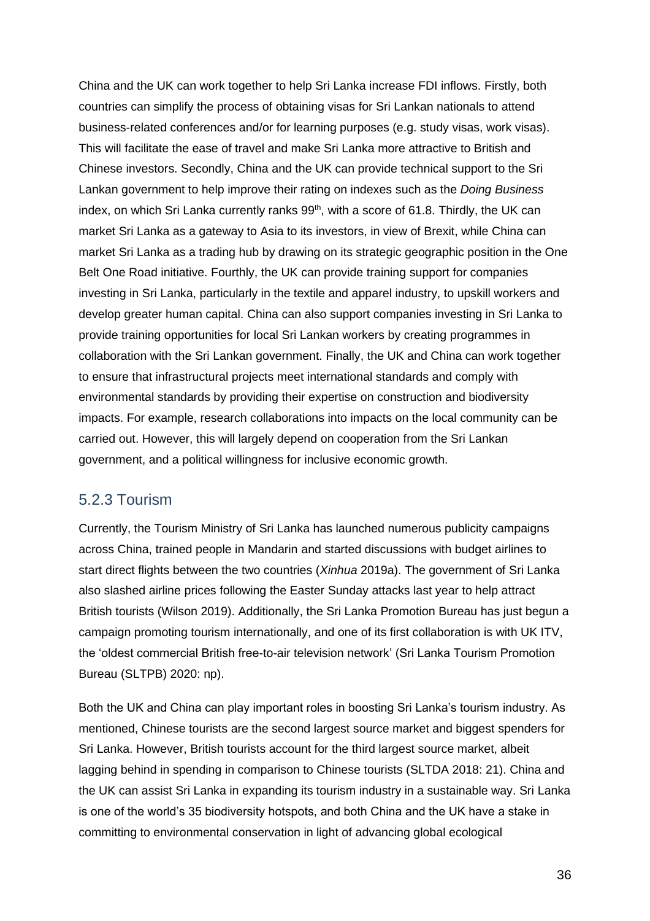China and the UK can work together to help Sri Lanka increase FDI inflows. Firstly, both countries can simplify the process of obtaining visas for Sri Lankan nationals to attend business-related conferences and/or for learning purposes (e.g. study visas, work visas). This will facilitate the ease of travel and make Sri Lanka more attractive to British and Chinese investors. Secondly, China and the UK can provide technical support to the Sri Lankan government to help improve their rating on indexes such as the *Doing Business* index, on which Sri Lanka currently ranks 99th, with a score of 61.8. Thirdly, the UK can market Sri Lanka as a gateway to Asia to its investors, in view of Brexit, while China can market Sri Lanka as a trading hub by drawing on its strategic geographic position in the One Belt One Road initiative. Fourthly, the UK can provide training support for companies investing in Sri Lanka, particularly in the textile and apparel industry, to upskill workers and develop greater human capital. China can also support companies investing in Sri Lanka to provide training opportunities for local Sri Lankan workers by creating programmes in collaboration with the Sri Lankan government. Finally, the UK and China can work together to ensure that infrastructural projects meet international standards and comply with environmental standards by providing their expertise on construction and biodiversity impacts. For example, research collaborations into impacts on the local community can be carried out. However, this will largely depend on cooperation from the Sri Lankan government, and a political willingness for inclusive economic growth.

### 5.2.3 Tourism

Currently, the Tourism Ministry of Sri Lanka has launched numerous publicity campaigns across China, trained people in Mandarin and started discussions with budget airlines to start direct flights between the two countries (*Xinhua* 2019a). The government of Sri Lanka also slashed airline prices following the Easter Sunday attacks last year to help attract British tourists (Wilson 2019). Additionally, the Sri Lanka Promotion Bureau has just begun a campaign promoting tourism internationally, and one of its first collaboration is with UK ITV, the 'oldest commercial British free-to-air television network' (Sri Lanka Tourism Promotion Bureau (SLTPB) 2020: np).

Both the UK and China can play important roles in boosting Sri Lanka's tourism industry. As mentioned, Chinese tourists are the second largest source market and biggest spenders for Sri Lanka. However, British tourists account for the third largest source market, albeit lagging behind in spending in comparison to Chinese tourists (SLTDA 2018: 21). China and the UK can assist Sri Lanka in expanding its tourism industry in a sustainable way. Sri Lanka is one of the world's 35 biodiversity hotspots, and both China and the UK have a stake in committing to environmental conservation in light of advancing global ecological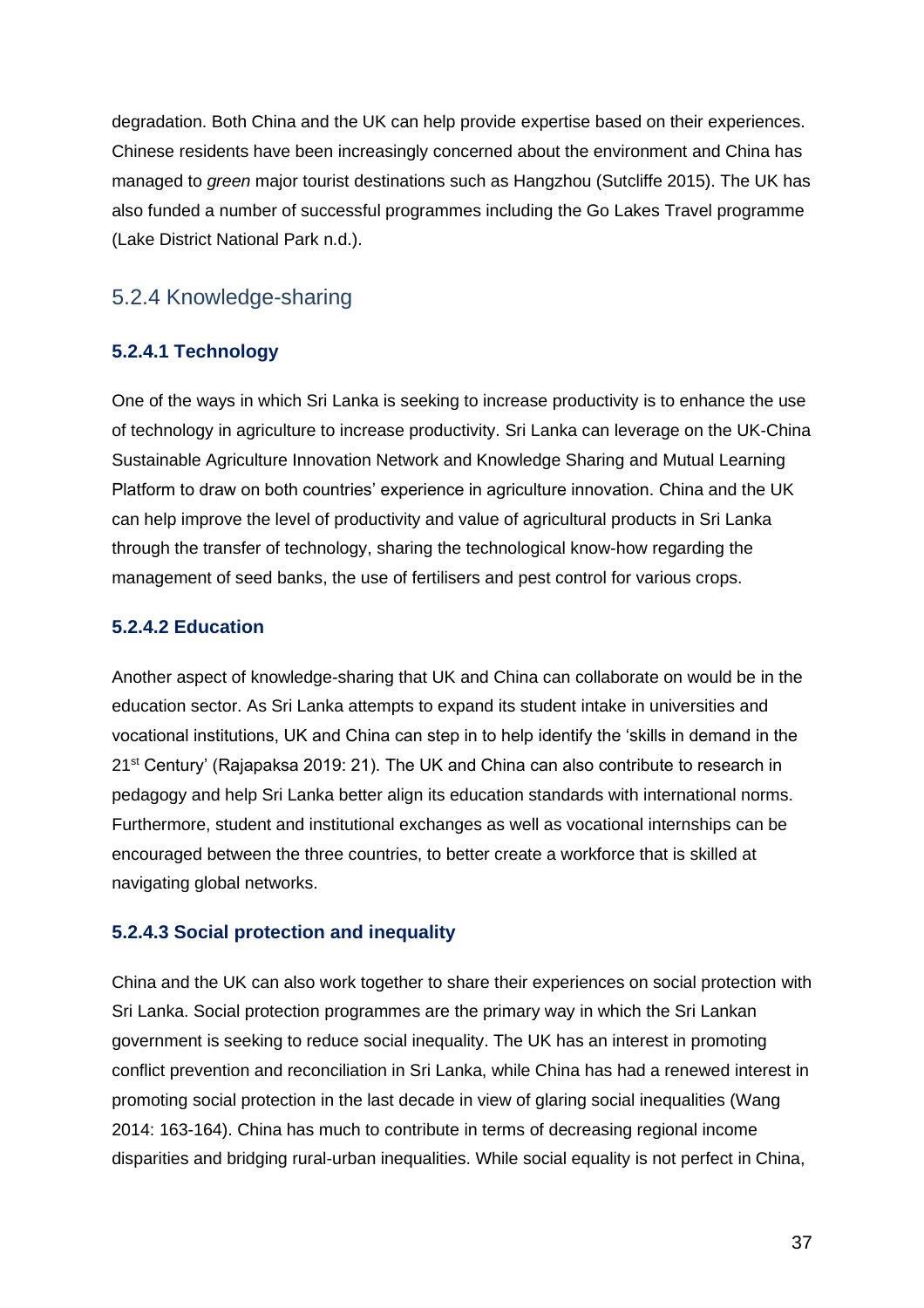degradation. Both China and the UK can help provide expertise based on their experiences. Chinese residents have been increasingly concerned about the environment and China has managed to *green* major tourist destinations such as Hangzhou (Sutcliffe 2015). The UK has also funded a number of successful programmes including the Go Lakes Travel programme (Lake District National Park n.d.).

### 5.2.4 Knowledge-sharing

#### 5.2.4.1 Technology

One of the ways in which Sri Lanka is seeking to increase productivity is to enhance the use of technology in agriculture to increase productivity. Sri Lanka can leverage on the UK-China Sustainable Agriculture Innovation Network and Knowledge Sharing and Mutual Learning Platform to draw on both countries' experience in agriculture innovation. China and the UK can help improve the level of productivity and value of agricultural products in Sri Lanka through the transfer of technology, sharing the technological know-how regarding the management of seed banks, the use of fertilisers and pest control for various crops.

#### 5.2.4.2 Education

Another aspect of knowledge-sharing that UK and China can collaborate on would be in the education sector. As Sri Lanka attempts to expand its student intake in universities and vocational institutions, UK and China can step in to help identify the 'skills in demand in the 21st Century' (Rajapaksa 2019: 21). The UK and China can also contribute to research in pedagogy and help Sri Lanka better align its education standards with international norms. Furthermore, student and institutional exchanges as well as vocational internships can be encouraged between the three countries, to better create a workforce that is skilled at navigating global networks.

#### 5.2.4.3 Social protection and inequality

China and the UK can also work together to share their experiences on social protection with Sri Lanka. Social protection programmes are the primary way in which the Sri Lankan government is seeking to reduce social inequality. The UK has an interest in promoting conflict prevention and reconciliation in Sri Lanka, while China has had a renewed interest in promoting social protection in the last decade in view of glaring social inequalities (Wang 2014: 163-164). China has much to contribute in terms of decreasing regional income disparities and bridging rural-urban inequalities. While social equality is not perfect in China,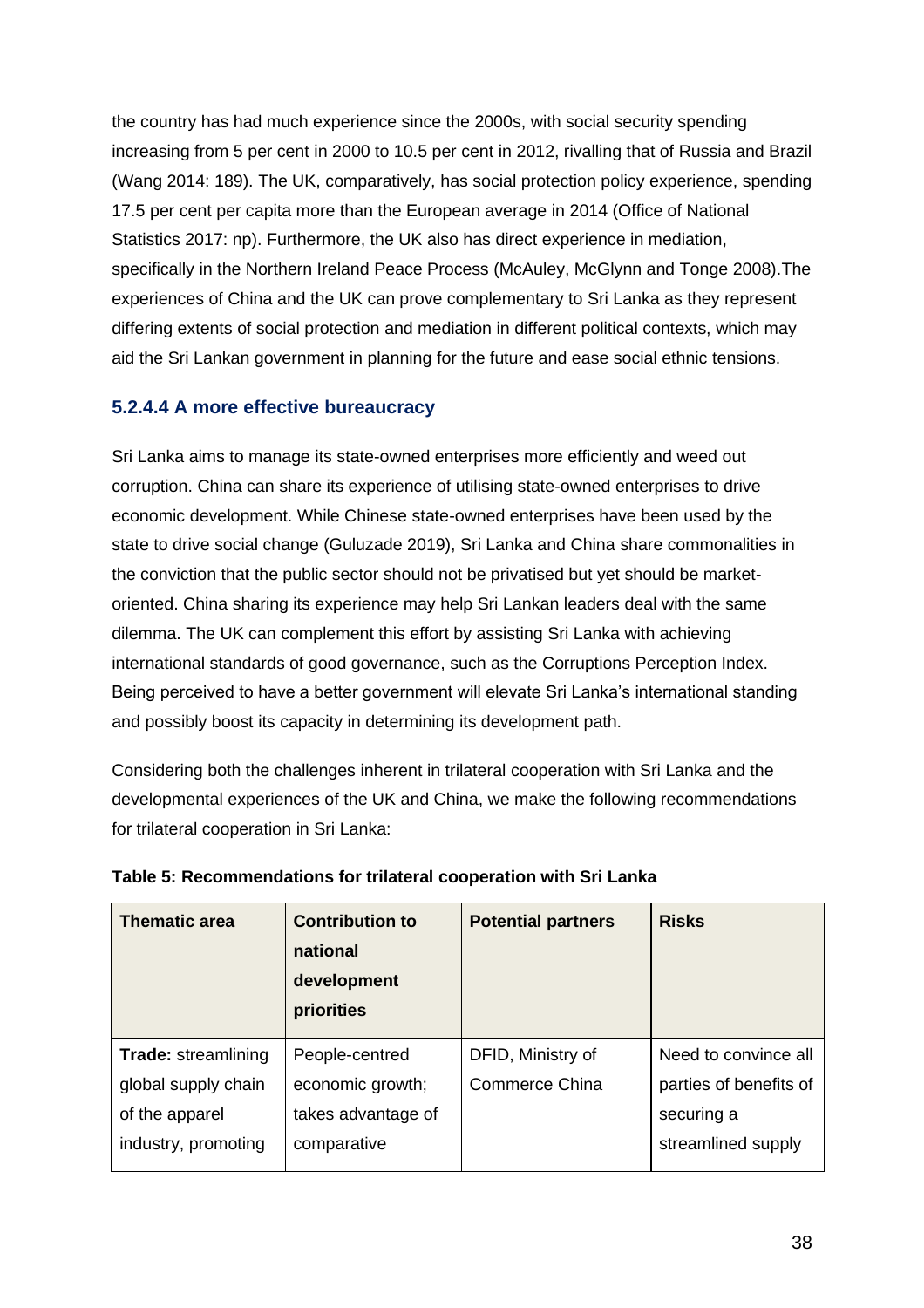the country has had much experience since the 2000s, with social security spending increasing from 5 per cent in 2000 to 10.5 per cent in 2012, rivalling that of Russia and Brazil (Wang 2014: 189). The UK, comparatively, has social protection policy experience, spending 17.5 per cent per capita more than the European average in 2014 (Office of National Statistics 2017: np). Furthermore, the UK also has direct experience in mediation, specifically in the Northern Ireland Peace Process (McAuley, McGlynn and Tonge 2008).The experiences of China and the UK can prove complementary to Sri Lanka as they represent differing extents of social protection and mediation in different political contexts, which may aid the Sri Lankan government in planning for the future and ease social ethnic tensions.

#### 5.2.4.4 A more effective bureaucracy

Sri Lanka aims to manage its state-owned enterprises more efficiently and weed out corruption. China can share its experience of utilising state-owned enterprises to drive economic development. While Chinese state-owned enterprises have been used by the state to drive social change (Guluzade 2019), Sri Lanka and China share commonalities in the conviction that the public sector should not be privatised but yet should be market-oriented. China sharing its experience may help Sri Lankan leaders deal with the same dilemma. The UK can complement this effort by assisting Sri Lanka with achieving international standards of good governance, such as the Corruptions Perception Index. Being perceived to have a better government will elevate Sri Lanka's international standing and possibly boost its capacity in determining its development path.

Considering both the challenges inherent in trilateral cooperation with Sri Lanka and the developmental experiences of the UK and China, we make the following recommendations for trilateral cooperation in Sri Lanka:

**Table 5: Recommendations for trilateral cooperation with Sri Lanka**

| Thematic area | Contribution to national development priorities | Potential partners | Risks |
|---|---|---|---|
| **Trade:** streamlining global supply chain of the apparel industry, promoting | People-centred economic growth; takes advantage of comparative | DFID, Ministry of Commerce China | Need to convince all parties of benefits of securing a streamlined supply |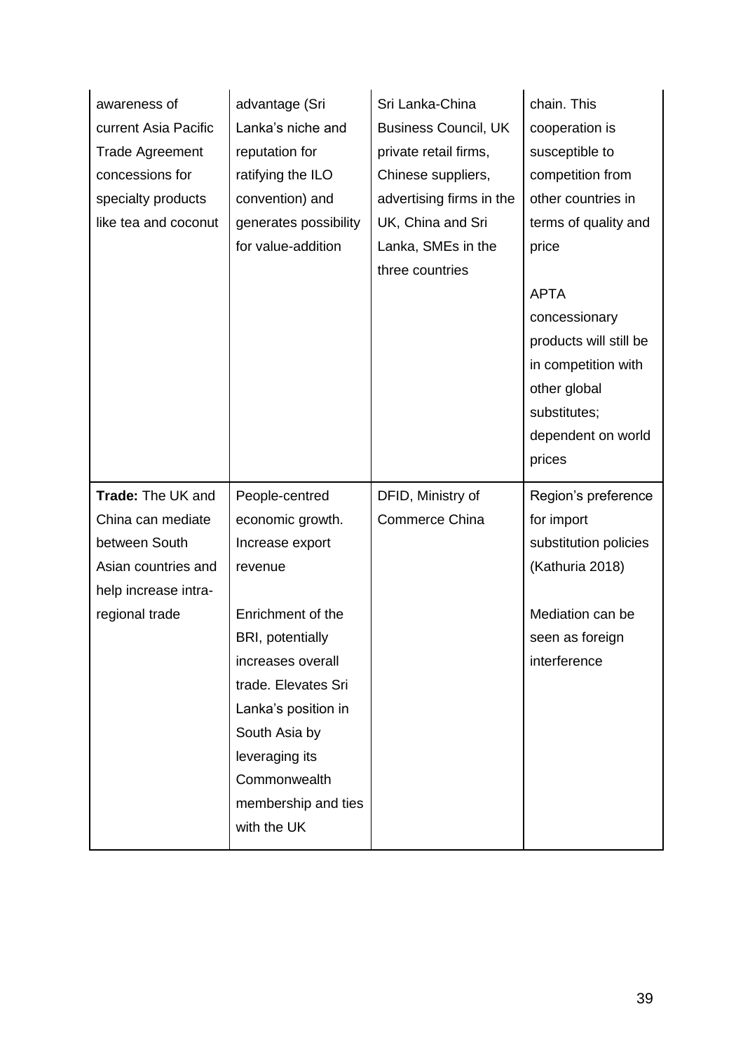| | | | |
|---|---|---|---|
| awareness of current Asia Pacific Trade Agreement concessions for specialty products like tea and coconut | advantage (Sri Lanka's niche and reputation for ratifying the ILO convention) and generates possibility for value-addition | Sri Lanka-China Business Council, UK private retail firms, Chinese suppliers, advertising firms in the UK, China and Sri Lanka, SMEs in the three countries | chain. This cooperation is susceptible to competition from other countries in terms of quality and price<br><br>APTA concessionary products will still be in competition with other global substitutes; dependent on world prices |
| **Trade:** The UK and China can mediate between South Asian countries and help increase intra-regional trade | People-centred economic growth. Increase export revenue<br><br>Enrichment of the BRI, potentially increases overall trade. Elevates Sri Lanka's position in South Asia by leveraging its Commonwealth membership and ties with the UK | DFID, Ministry of Commerce China | Region's preference for import substitution policies (Kathuria 2018)<br><br>Mediation can be seen as foreign interference |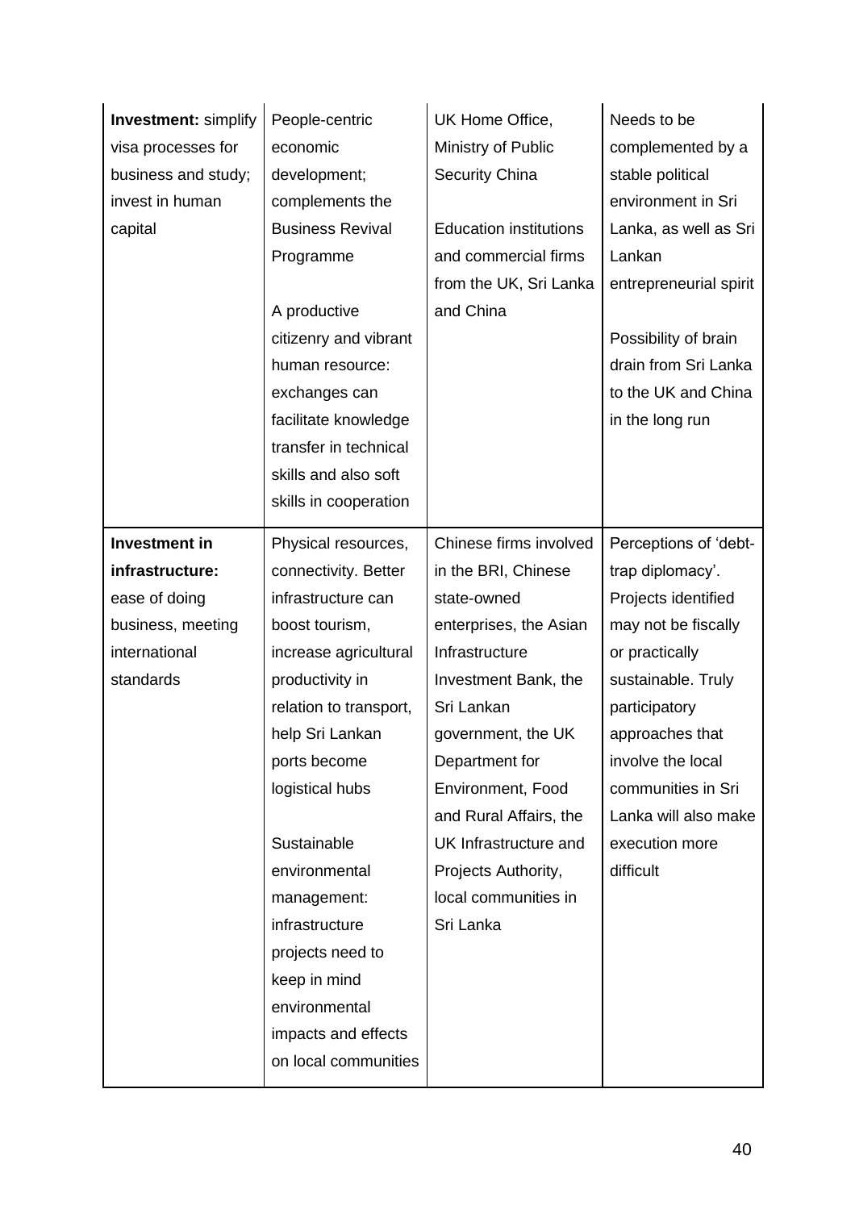| **Investment:** simplify visa processes for business and study; invest in human capital | People-centric economic development; complements the Business Revival Programme<br><br>A productive citizenry and vibrant human resource: exchanges can facilitate knowledge transfer in technical skills and also soft skills in cooperation | UK Home Office, Ministry of Public Security China<br><br>Education institutions and commercial firms from the UK, Sri Lanka and China | Needs to be complemented by a stable political environment in Sri Lanka, as well as Sri Lankan entrepreneurial spirit<br><br>Possibility of brain drain from Sri Lanka to the UK and China in the long run |
|---|---|---|---|
| **Investment in infrastructure:** ease of doing business, meeting international standards | Physical resources, connectivity. Better infrastructure can boost tourism, increase agricultural productivity in relation to transport, help Sri Lankan ports become logistical hubs<br><br>Sustainable environmental management: infrastructure projects need to keep in mind environmental impacts and effects on local communities | Chinese firms involved in the BRI, Chinese state-owned enterprises, the Asian Infrastructure Investment Bank, the Sri Lankan government, the UK Department for Environment, Food and Rural Affairs, the UK Infrastructure and Projects Authority, local communities in Sri Lanka | Perceptions of 'debt-trap diplomacy'. Projects identified may not be fiscally or practically sustainable. Truly participatory approaches that involve the local communities in Sri Lanka will also make execution more difficult |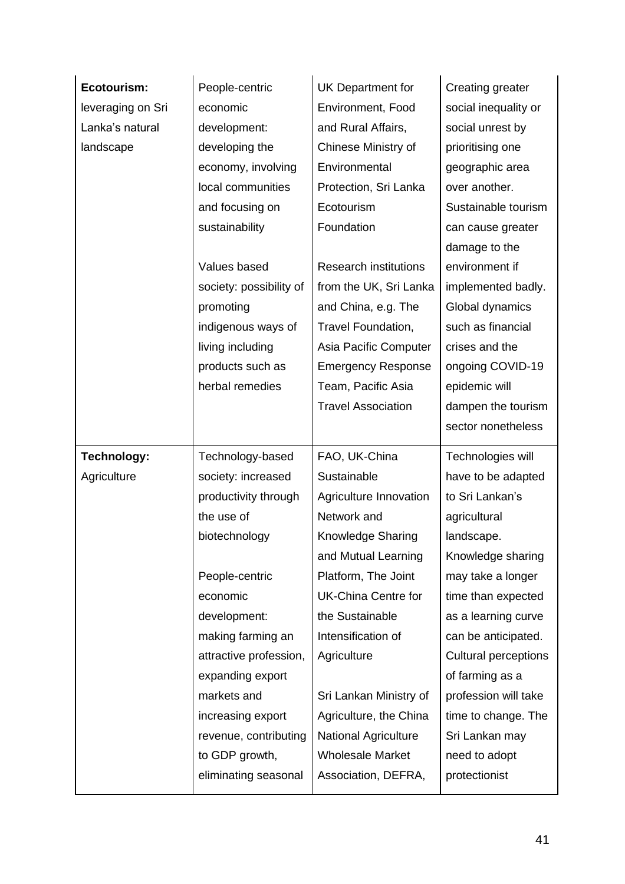| | | | |
|---|---|---|---|
| **Ecotourism:** leveraging on Sri Lanka's natural landscape | People-centric economic development: developing the economy, involving local communities and focusing on sustainability<br><br>Values based society: possibility of promoting indigenous ways of living including products such as herbal remedies | UK Department for Environment, Food and Rural Affairs, Chinese Ministry of Environmental Protection, Sri Lanka Ecotourism Foundation<br><br>Research institutions from the UK, Sri Lanka and China, e.g. The Travel Foundation, Asia Pacific Computer Emergency Response Team, Pacific Asia Travel Association | Creating greater social inequality or social unrest by prioritising one geographic area over another. Sustainable tourism can cause greater damage to the environment if implemented badly. Global dynamics such as financial crises and the ongoing COVID-19 epidemic will dampen the tourism sector nonetheless |
| **Technology:** Agriculture | Technology-based society: increased productivity through the use of biotechnology<br><br>People-centric economic development: making farming an attractive profession, expanding export markets and increasing export revenue, contributing to GDP growth, eliminating seasonal | FAO, UK-China Sustainable Agriculture Innovation Network and Knowledge Sharing and Mutual Learning Platform, The Joint UK-China Centre for the Sustainable Intensification of Agriculture<br><br>Sri Lankan Ministry of Agriculture, the China National Agriculture Wholesale Market Association, DEFRA, | Technologies will have to be adapted to Sri Lankan's agricultural landscape. Knowledge sharing may take a longer time than expected as a learning curve can be anticipated. Cultural perceptions of farming as a profession will take time to change. The Sri Lankan may need to adopt protectionist |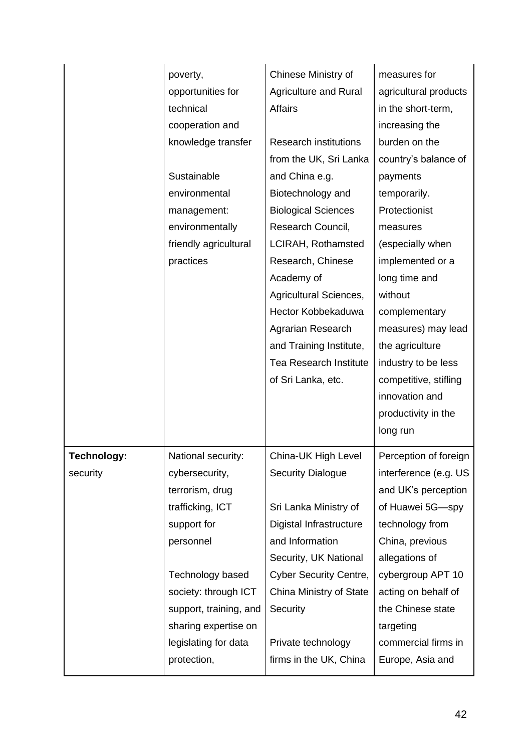| | | | |
|---|---|---|---|
| | poverty, opportunities for technical cooperation and knowledge transfer<br><br>Sustainable environmental management: environmentally friendly agricultural practices | Chinese Ministry of Agriculture and Rural Affairs<br><br>Research institutions from the UK, Sri Lanka and China e.g. Biotechnology and Biological Sciences Research Council, LCIRAH, Rothamsted Research, Chinese Academy of Agricultural Sciences, Hector Kobbekaduwa Agrarian Research and Training Institute, Tea Research Institute of Sri Lanka, etc. | measures for agricultural products in the short-term, increasing the burden on the country's balance of payments temporarily. Protectionist measures (especially when implemented or a long time and without complementary measures) may lead the agriculture industry to be less competitive, stifling innovation and productivity in the long run |
| **Technology:** security | National security: cybersecurity, terrorism, drug trafficking, ICT support for personnel<br><br>Technology based society: through ICT support, training, and sharing expertise on legislating for data protection, | China-UK High Level Security Dialogue<br><br>Sri Lanka Ministry of Digistal Infrastructure and Information Security, UK National Cyber Security Centre, China Ministry of State Security<br><br>Private technology firms in the UK, China | Perception of foreign interference (e.g. US and UK's perception of Huawei 5G—spy technology from China, previous allegations of cybergroup APT 10 acting on behalf of the Chinese state targeting commercial firms in Europe, Asia and |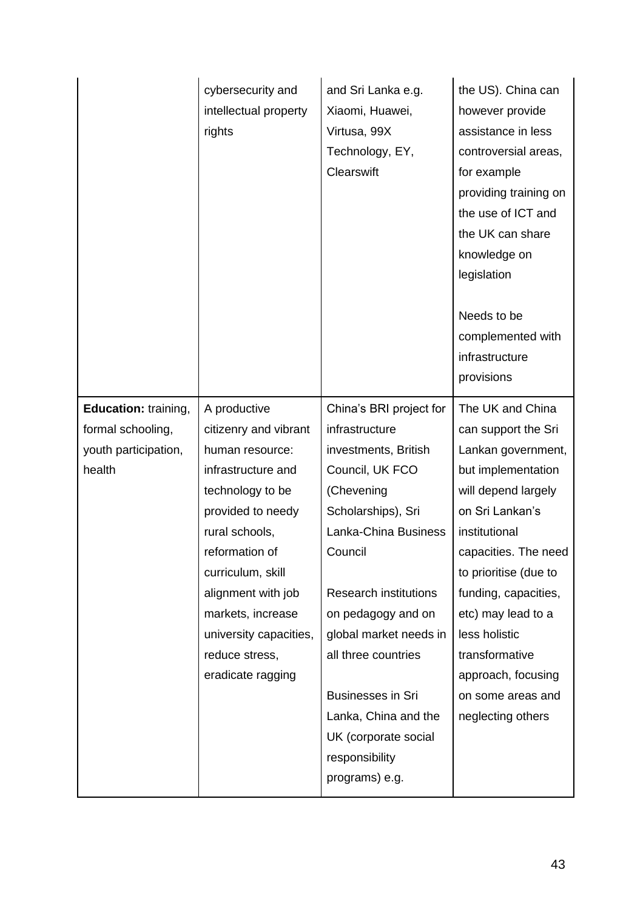| | | | |
|---|---|---|---|
| | cybersecurity and intellectual property rights | and Sri Lanka e.g. Xiaomi, Huawei, Virtusa, 99X Technology, EY, Clearswift | the US). China can however provide assistance in less controversial areas, for example providing training on the use of ICT and the UK can share knowledge on legislation<br><br>Needs to be complemented with infrastructure provisions |
| **Education:** training, formal schooling, youth participation, health | A productive citizenry and vibrant human resource: infrastructure and technology to be provided to needy rural schools, reformation of curriculum, skill alignment with job markets, increase university capacities, reduce stress, eradicate ragging | China's BRI project for infrastructure investments, British Council, UK FCO (Chevening Scholarships), Sri Lanka-China Business Council<br><br>Research institutions on pedagogy and on global market needs in all three countries<br><br>Businesses in Sri Lanka, China and the UK (corporate social responsibility programs) e.g. | The UK and China can support the Sri Lankan government, but implementation will depend largely on Sri Lankan's institutional capacities. The need to prioritise (due to funding, capacities, etc) may lead to a less holistic transformative approach, focusing on some areas and neglecting others |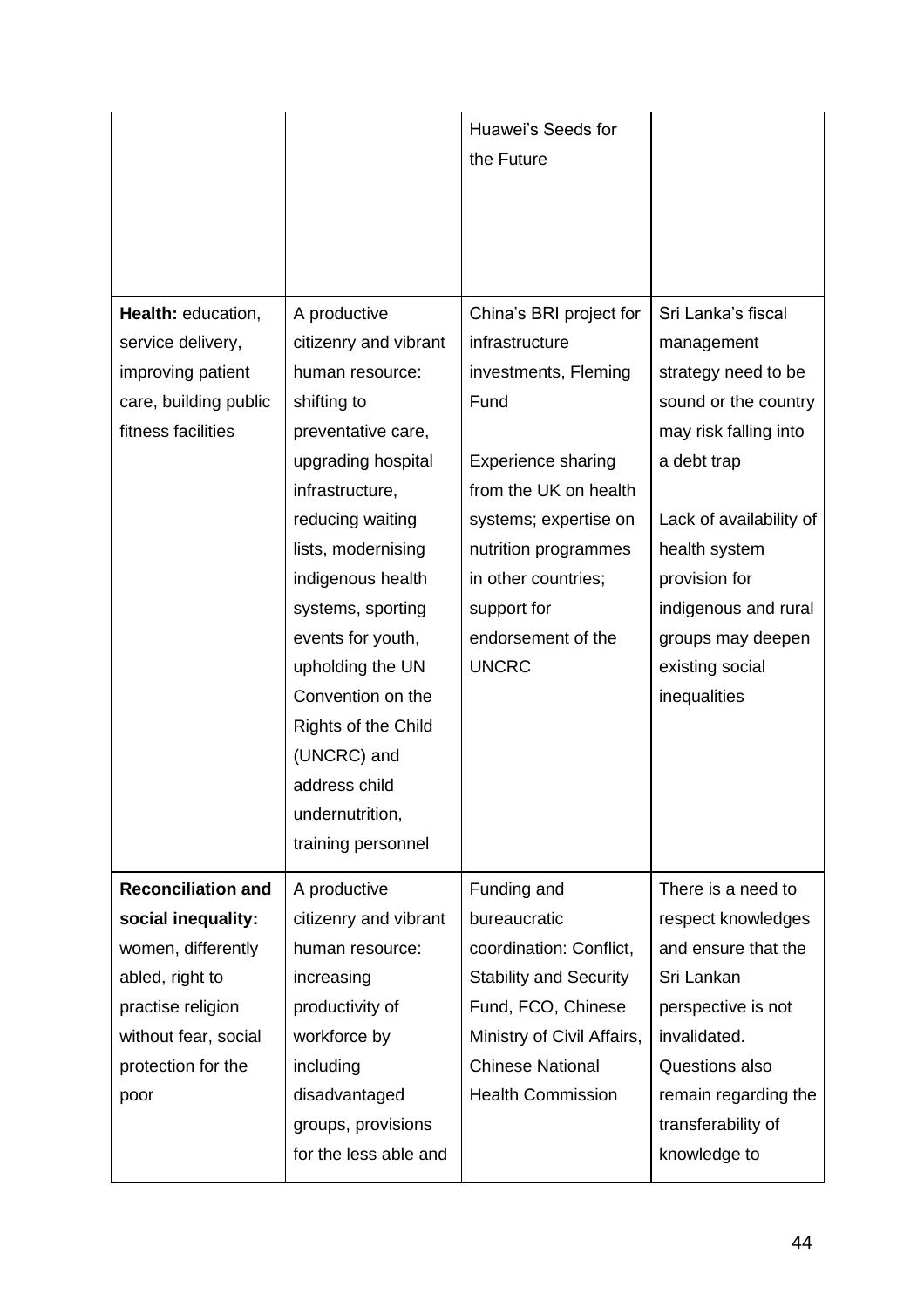| | | Huawei's Seeds for the Future | |
|---|---|---|---|
| **Health:** education, service delivery, improving patient care, building public fitness facilities | A productive citizenry and vibrant human resource: shifting to preventative care, upgrading hospital infrastructure, reducing waiting lists, modernising indigenous health systems, sporting events for youth, upholding the UN Convention on the Rights of the Child (UNCRC) and address child undernutrition, training personnel | China's BRI project for infrastructure investments, Fleming Fund<br><br>Experience sharing from the UK on health systems; expertise on nutrition programmes in other countries; support for endorsement of the UNCRC | Sri Lanka's fiscal management strategy need to be sound or the country may risk falling into a debt trap<br><br>Lack of availability of health system provision for indigenous and rural groups may deepen existing social inequalities |
| **Reconciliation and social inequality:** women, differently abled, right to practise religion without fear, social protection for the poor | A productive citizenry and vibrant human resource: increasing productivity of workforce by including disadvantaged groups, provisions for the less able and | Funding and bureaucratic coordination: Conflict, Stability and Security Fund, FCO, Chinese Ministry of Civil Affairs, Chinese National Health Commission | There is a need to respect knowledges and ensure that the Sri Lankan perspective is not invalidated. Questions also remain regarding the transferability of knowledge to |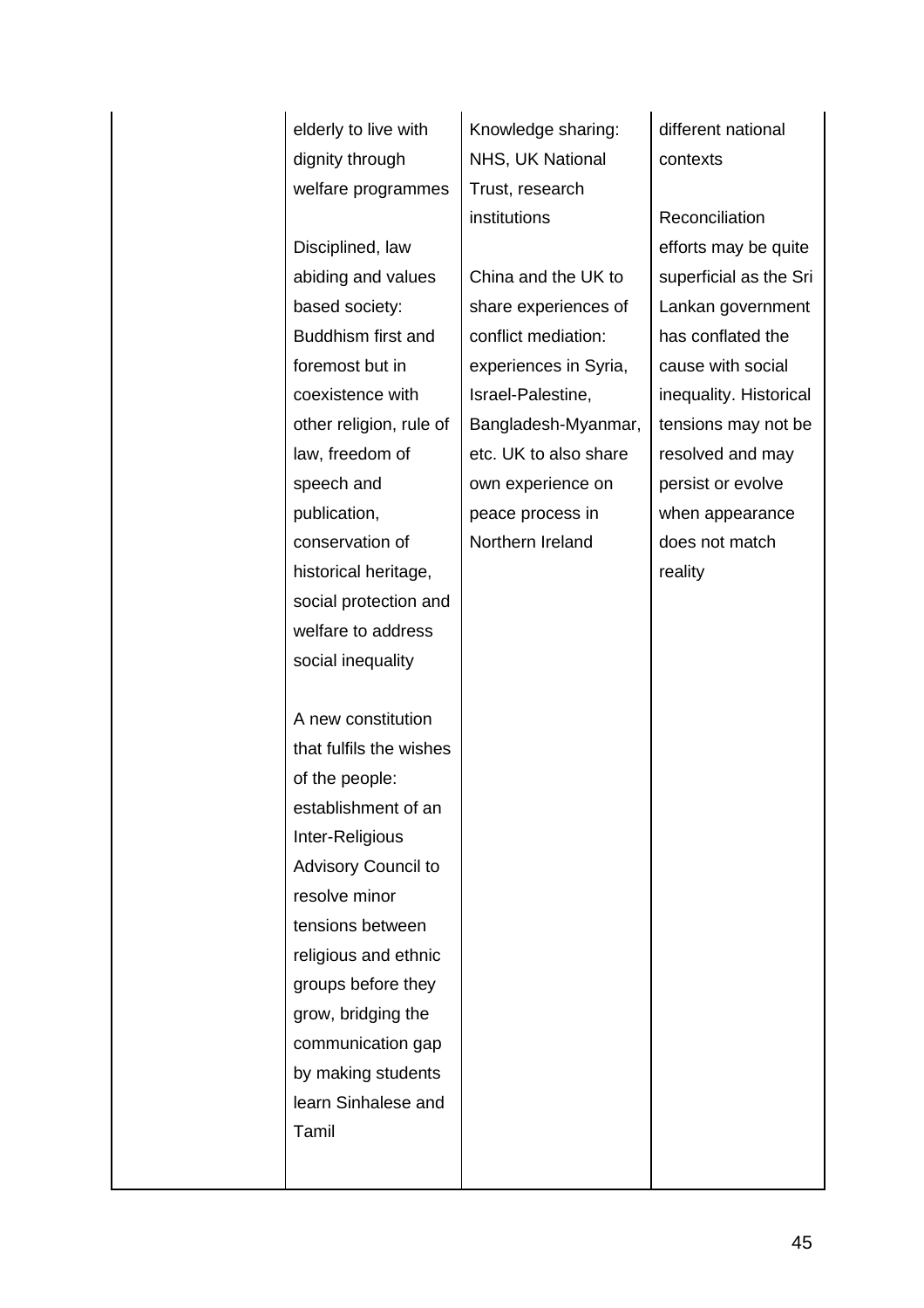| | | | |
|---|---|---|---|
| | elderly to live with dignity through welfare programmes<br><br>Disciplined, law abiding and values based society: Buddhism first and foremost but in coexistence with other religion, rule of law, freedom of speech and publication, conservation of historical heritage, social protection and welfare to address social inequality<br><br>A new constitution that fulfils the wishes of the people: establishment of an Inter-Religious Advisory Council to resolve minor tensions between religious and ethnic groups before they grow, bridging the communication gap by making students learn Sinhalese and Tamil | Knowledge sharing: NHS, UK National Trust, research institutions<br><br>China and the UK to share experiences of conflict mediation: experiences in Syria, Israel-Palestine, Bangladesh-Myanmar, etc. UK to also share own experience on peace process in Northern Ireland | different national contexts<br><br>Reconciliation efforts may be quite superficial as the Sri Lankan government has conflated the cause with social inequality. Historical tensions may not be resolved and may persist or evolve when appearance does not match reality |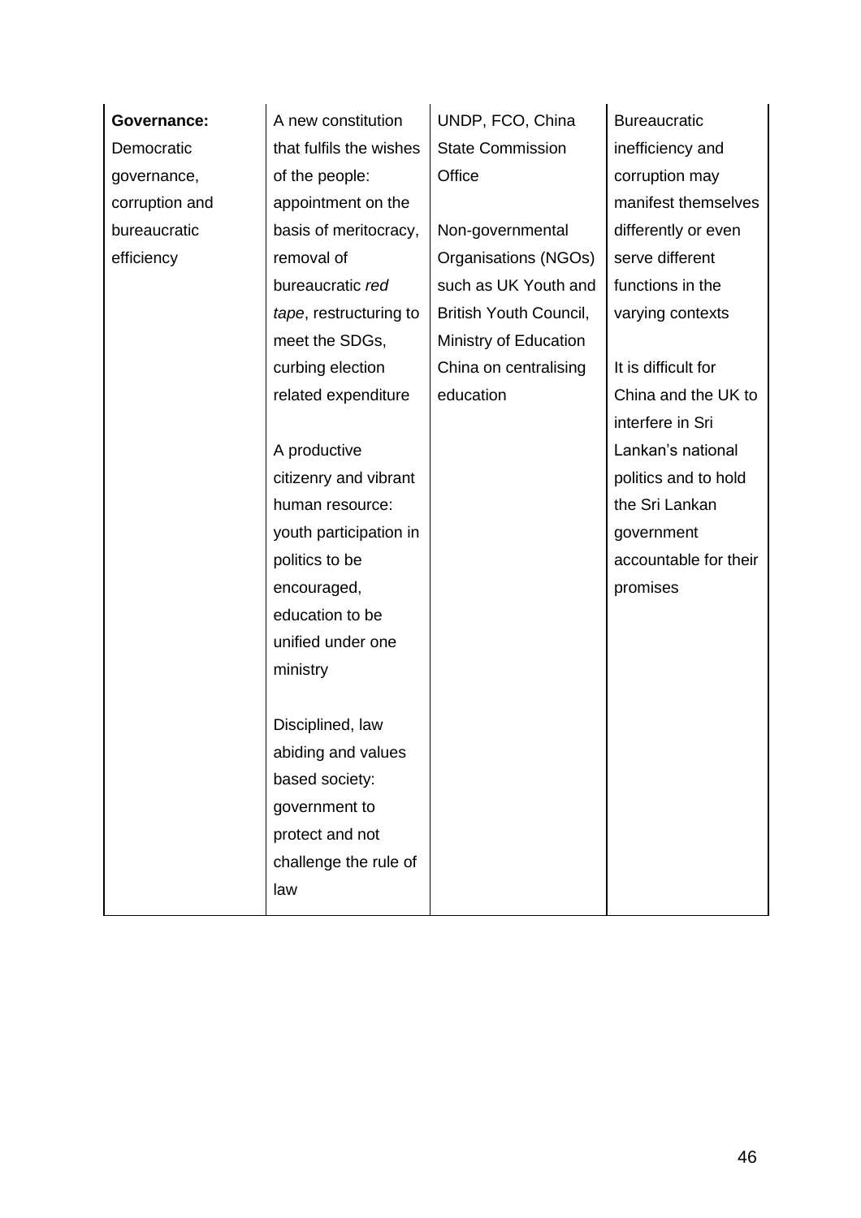| **Governance:** Democratic governance, corruption and bureaucratic efficiency | A new constitution that fulfils the wishes of the people: appointment on the basis of meritocracy, removal of bureaucratic *red tape*, restructuring to meet the SDGs, curbing election related expenditure<br><br>A productive citizenry and vibrant human resource: youth participation in politics to be encouraged, education to be unified under one ministry<br><br>Disciplined, law abiding and values based society: government to protect and not challenge the rule of law | UNDP, FCO, China State Commission Office<br><br>Non-governmental Organisations (NGOs) such as UK Youth and British Youth Council, Ministry of Education China on centralising education | Bureaucratic inefficiency and corruption may manifest themselves differently or even serve different functions in the varying contexts<br><br>It is difficult for China and the UK to interfere in Sri Lankan's national politics and to hold the Sri Lankan government accountable for their promises |
|---|---|---|---|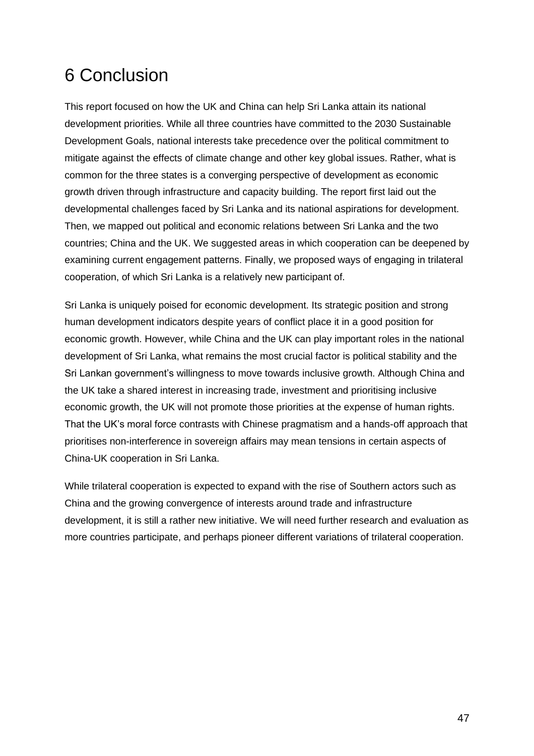# 6 Conclusion

This report focused on how the UK and China can help Sri Lanka attain its national development priorities. While all three countries have committed to the 2030 Sustainable Development Goals, national interests take precedence over the political commitment to mitigate against the effects of climate change and other key global issues. Rather, what is common for the three states is a converging perspective of development as economic growth driven through infrastructure and capacity building. The report first laid out the developmental challenges faced by Sri Lanka and its national aspirations for development. Then, we mapped out political and economic relations between Sri Lanka and the two countries; China and the UK. We suggested areas in which cooperation can be deepened by examining current engagement patterns. Finally, we proposed ways of engaging in trilateral cooperation, of which Sri Lanka is a relatively new participant of.

Sri Lanka is uniquely poised for economic development. Its strategic position and strong human development indicators despite years of conflict place it in a good position for economic growth. However, while China and the UK can play important roles in the national development of Sri Lanka, what remains the most crucial factor is political stability and the Sri Lankan government's willingness to move towards inclusive growth. Although China and the UK take a shared interest in increasing trade, investment and prioritising inclusive economic growth, the UK will not promote those priorities at the expense of human rights. That the UK's moral force contrasts with Chinese pragmatism and a hands-off approach that prioritises non-interference in sovereign affairs may mean tensions in certain aspects of China-UK cooperation in Sri Lanka.

While trilateral cooperation is expected to expand with the rise of Southern actors such as China and the growing convergence of interests around trade and infrastructure development, it is still a rather new initiative. We will need further research and evaluation as more countries participate, and perhaps pioneer different variations of trilateral cooperation.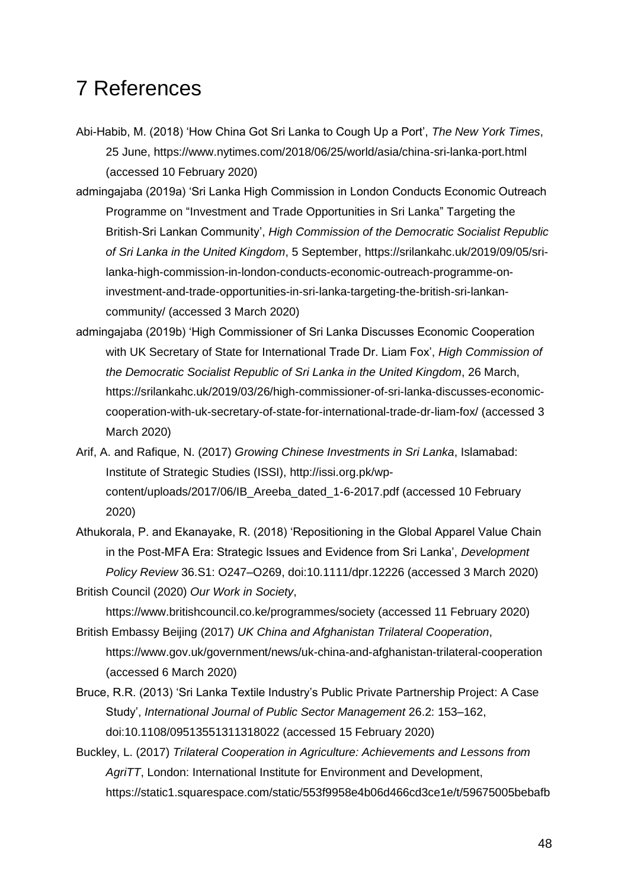# 7 References

Abi-Habib, M. (2018) 'How China Got Sri Lanka to Cough Up a Port', *The New York Times*, 25 June, https://www.nytimes.com/2018/06/25/world/asia/china-sri-lanka-port.html (accessed 10 February 2020)

admingajaba (2019a) 'Sri Lanka High Commission in London Conducts Economic Outreach Programme on "Investment and Trade Opportunities in Sri Lanka" Targeting the British-Sri Lankan Community', *High Commission of the Democratic Socialist Republic of Sri Lanka in the United Kingdom*, 5 September, https://srilankahc.uk/2019/09/05/sri-lanka-high-commission-in-london-conducts-economic-outreach-programme-on-investment-and-trade-opportunities-in-sri-lanka-targeting-the-british-sri-lankan-community/ (accessed 3 March 2020)

admingajaba (2019b) 'High Commissioner of Sri Lanka Discusses Economic Cooperation with UK Secretary of State for International Trade Dr. Liam Fox', *High Commission of the Democratic Socialist Republic of Sri Lanka in the United Kingdom*, 26 March, https://srilankahc.uk/2019/03/26/high-commissioner-of-sri-lanka-discusses-economic-cooperation-with-uk-secretary-of-state-for-international-trade-dr-liam-fox/ (accessed 3 March 2020)

Arif, A. and Rafique, N. (2017) *Growing Chinese Investments in Sri Lanka*, Islamabad: Institute of Strategic Studies (ISSI), http://issi.org.pk/wp-content/uploads/2017/06/IB_Areeba_dated_1-6-2017.pdf (accessed 10 February 2020)

Athukorala, P. and Ekanayake, R. (2018) 'Repositioning in the Global Apparel Value Chain in the Post-MFA Era: Strategic Issues and Evidence from Sri Lanka', *Development Policy Review* 36.S1: O247–O269, doi:10.1111/dpr.12226 (accessed 3 March 2020)

British Council (2020) *Our Work in Society*, https://www.britishcouncil.co.ke/programmes/society (accessed 11 February 2020)

British Embassy Beijing (2017) *UK China and Afghanistan Trilateral Cooperation*, https://www.gov.uk/government/news/uk-china-and-afghanistan-trilateral-cooperation (accessed 6 March 2020)

Bruce, R.R. (2013) 'Sri Lanka Textile Industry's Public Private Partnership Project: A Case Study', *International Journal of Public Sector Management* 26.2: 153–162, doi:10.1108/09513551311318022 (accessed 15 February 2020)

Buckley, L. (2017) *Trilateral Cooperation in Agriculture: Achievements and Lessons from AgriTT*, London: International Institute for Environment and Development, https://static1.squarespace.com/static/553f9958e4b06d466cd3ce1e/t/59675005bebafb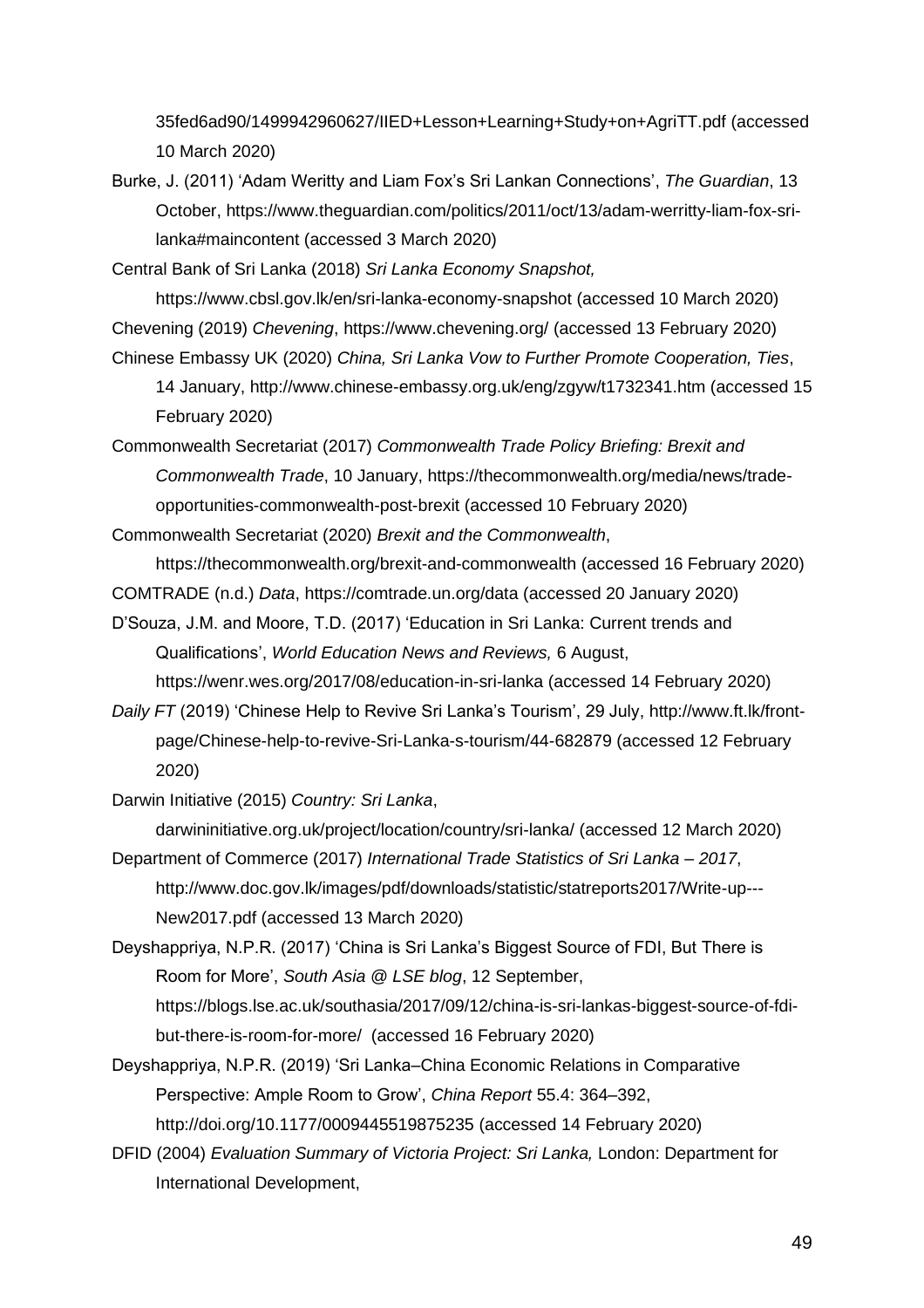35fed6ad90/1499942960627/IIED+Lesson+Learning+Study+on+AgriTT.pdf (accessed 10 March 2020)

Burke, J. (2011) 'Adam Weritty and Liam Fox's Sri Lankan Connections', *The Guardian*, 13 October, https://www.theguardian.com/politics/2011/oct/13/adam-werritty-liam-fox-sri-lanka#maincontent (accessed 3 March 2020)

Central Bank of Sri Lanka (2018) *Sri Lanka Economy Snapshot,* https://www.cbsl.gov.lk/en/sri-lanka-economy-snapshot (accessed 10 March 2020)

Chevening (2019) *Chevening*, https://www.chevening.org/ (accessed 13 February 2020)

Chinese Embassy UK (2020) *China, Sri Lanka Vow to Further Promote Cooperation, Ties*, 14 January, http://www.chinese-embassy.org.uk/eng/zgyw/t1732341.htm (accessed 15 February 2020)

Commonwealth Secretariat (2017) *Commonwealth Trade Policy Briefing: Brexit and Commonwealth Trade*, 10 January, https://thecommonwealth.org/media/news/trade-opportunities-commonwealth-post-brexit (accessed 10 February 2020)

Commonwealth Secretariat (2020) *Brexit and the Commonwealth*, https://thecommonwealth.org/brexit-and-commonwealth (accessed 16 February 2020)

COMTRADE (n.d.) *Data*, https://comtrade.un.org/data (accessed 20 January 2020)

D'Souza, J.M. and Moore, T.D. (2017) 'Education in Sri Lanka: Current trends and Qualifications', *World Education News and Reviews,* 6 August, https://wenr.wes.org/2017/08/education-in-sri-lanka (accessed 14 February 2020)

*Daily FT* (2019) 'Chinese Help to Revive Sri Lanka's Tourism', 29 July, http://www.ft.lk/front-page/Chinese-help-to-revive-Sri-Lanka-s-tourism/44-682879 (accessed 12 February 2020)

Darwin Initiative (2015) *Country: Sri Lanka*, darwininitiative.org.uk/project/location/country/sri-lanka/ (accessed 12 March 2020)

Department of Commerce (2017) *International Trade Statistics of Sri Lanka – 2017*, http://www.doc.gov.lk/images/pdf/downloads/statistic/statreports2017/Write-up---New2017.pdf (accessed 13 March 2020)

Deyshappriya, N.P.R. (2017) 'China is Sri Lanka's Biggest Source of FDI, But There is Room for More', *South Asia @ LSE blog*, 12 September, https://blogs.lse.ac.uk/southasia/2017/09/12/china-is-sri-lankas-biggest-source-of-fdi-but-there-is-room-for-more/ (accessed 16 February 2020)

Deyshappriya, N.P.R. (2019) 'Sri Lanka–China Economic Relations in Comparative Perspective: Ample Room to Grow', *China Report* 55.4: 364–392, http://doi.org/10.1177/0009445519875235 (accessed 14 February 2020)

DFID (2004) *Evaluation Summary of Victoria Project: Sri Lanka,* London: Department for International Development,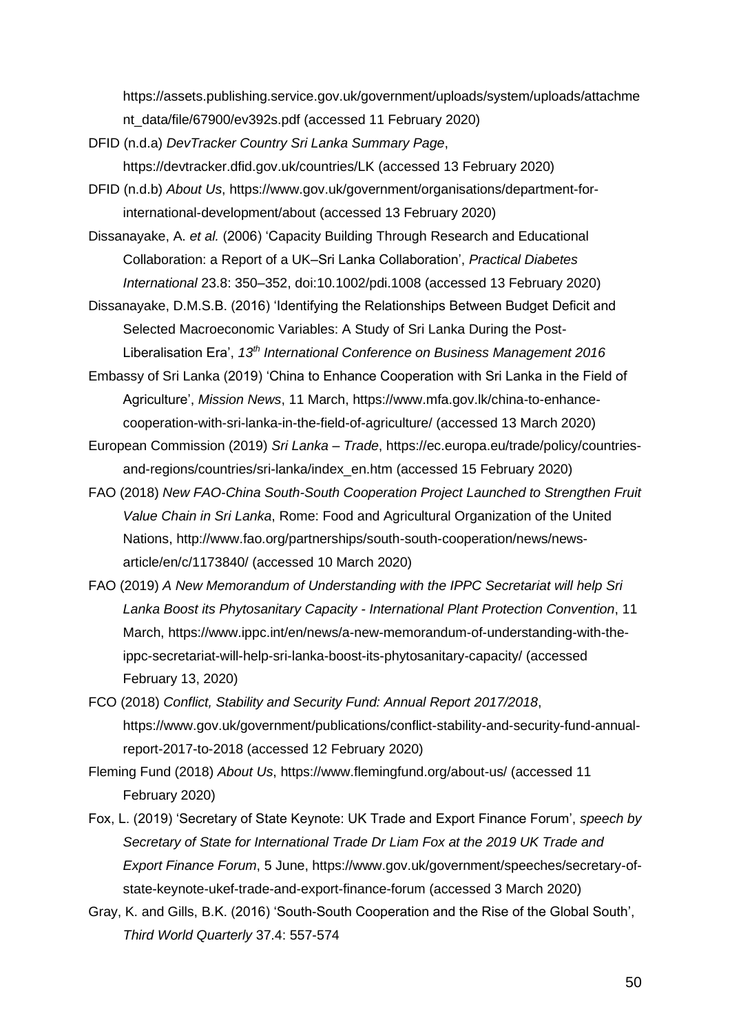https://assets.publishing.service.gov.uk/government/uploads/system/uploads/attachment_data/file/67900/ev392s.pdf (accessed 11 February 2020)

DFID (n.d.a) *DevTracker Country Sri Lanka Summary Page*, https://devtracker.dfid.gov.uk/countries/LK (accessed 13 February 2020)

DFID (n.d.b) *About Us*, https://www.gov.uk/government/organisations/department-for-international-development/about (accessed 13 February 2020)

Dissanayake, A. *et al.* (2006) 'Capacity Building Through Research and Educational Collaboration: a Report of a UK–Sri Lanka Collaboration', *Practical Diabetes International* 23.8: 350–352, doi:10.1002/pdi.1008 (accessed 13 February 2020)

Dissanayake, D.M.S.B. (2016) 'Identifying the Relationships Between Budget Deficit and Selected Macroeconomic Variables: A Study of Sri Lanka During the Post-Liberalisation Era', *13th International Conference on Business Management 2016*

Embassy of Sri Lanka (2019) 'China to Enhance Cooperation with Sri Lanka in the Field of Agriculture', *Mission News*, 11 March, https://www.mfa.gov.lk/china-to-enhance-cooperation-with-sri-lanka-in-the-field-of-agriculture/ (accessed 13 March 2020)

European Commission (2019) *Sri Lanka – Trade*, https://ec.europa.eu/trade/policy/countries-and-regions/countries/sri-lanka/index_en.htm (accessed 15 February 2020)

FAO (2018) *New FAO-China South-South Cooperation Project Launched to Strengthen Fruit Value Chain in Sri Lanka*, Rome: Food and Agricultural Organization of the United Nations, http://www.fao.org/partnerships/south-south-cooperation/news/news-article/en/c/1173840/ (accessed 10 March 2020)

FAO (2019) *A New Memorandum of Understanding with the IPPC Secretariat will help Sri Lanka Boost its Phytosanitary Capacity - International Plant Protection Convention*, 11 March, https://www.ippc.int/en/news/a-new-memorandum-of-understanding-with-the-ippc-secretariat-will-help-sri-lanka-boost-its-phytosanitary-capacity/ (accessed February 13, 2020)

FCO (2018) *Conflict, Stability and Security Fund: Annual Report 2017/2018*, https://www.gov.uk/government/publications/conflict-stability-and-security-fund-annual-report-2017-to-2018 (accessed 12 February 2020)

Fleming Fund (2018) *About Us*, https://www.flemingfund.org/about-us/ (accessed 11 February 2020)

Fox, L. (2019) 'Secretary of State Keynote: UK Trade and Export Finance Forum', *speech by Secretary of State for International Trade Dr Liam Fox at the 2019 UK Trade and Export Finance Forum*, 5 June, https://www.gov.uk/government/speeches/secretary-of-state-keynote-ukef-trade-and-export-finance-forum (accessed 3 March 2020)

Gray, K. and Gills, B.K. (2016) 'South-South Cooperation and the Rise of the Global South', *Third World Quarterly* 37.4: 557-574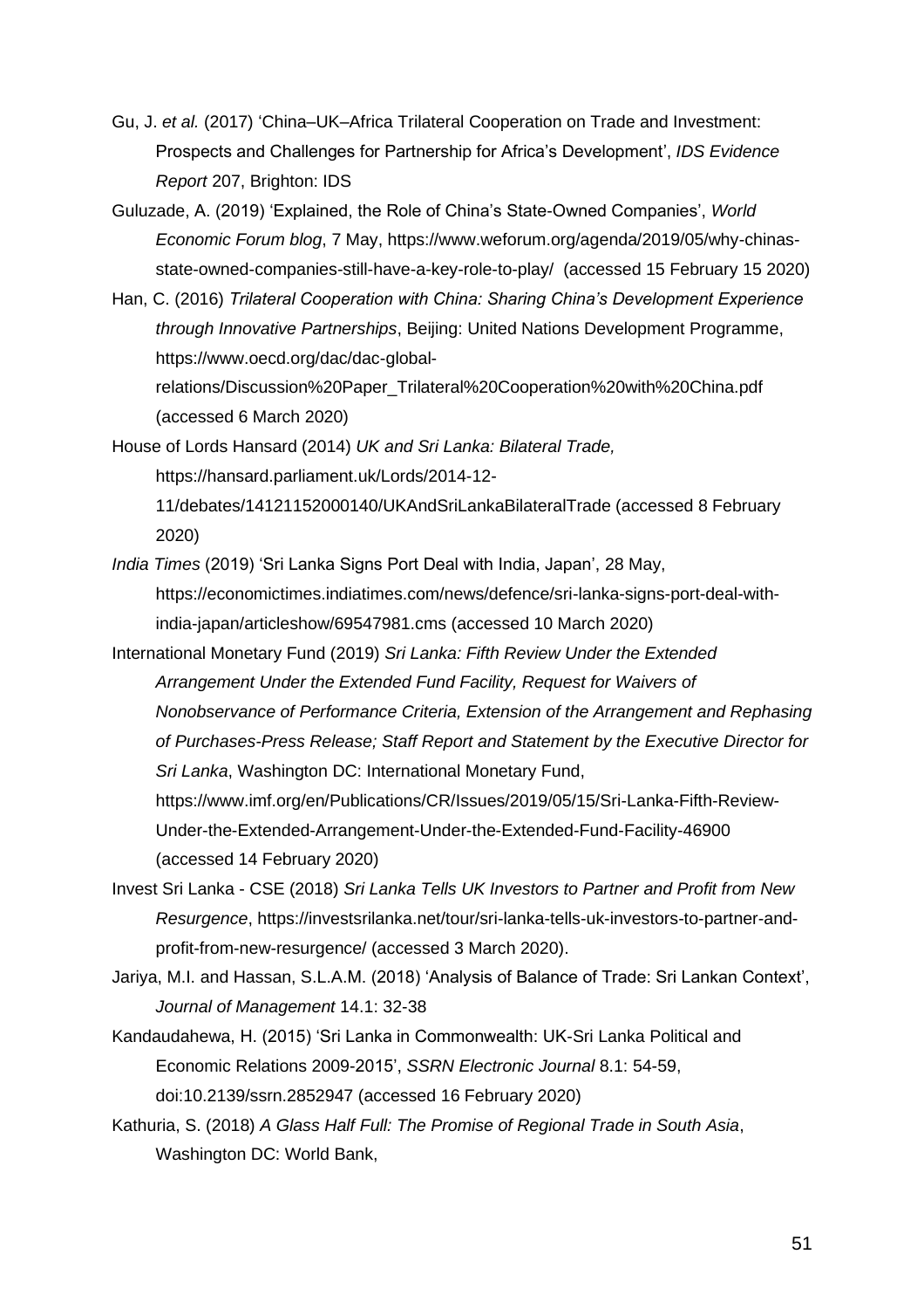Gu, J. *et al.* (2017) 'China–UK–Africa Trilateral Cooperation on Trade and Investment: Prospects and Challenges for Partnership for Africa's Development', *IDS Evidence Report* 207, Brighton: IDS

Guluzade, A. (2019) 'Explained, the Role of China's State-Owned Companies', *World Economic Forum blog*, 7 May, https://www.weforum.org/agenda/2019/05/why-chinas-state-owned-companies-still-have-a-key-role-to-play/ (accessed 15 February 15 2020)

Han, C. (2016) *Trilateral Cooperation with China: Sharing China's Development Experience through Innovative Partnerships*, Beijing: United Nations Development Programme, https://www.oecd.org/dac/dac-global-relations/Discussion%20Paper_Trilateral%20Cooperation%20with%20China.pdf (accessed 6 March 2020)

House of Lords Hansard (2014) *UK and Sri Lanka: Bilateral Trade,* https://hansard.parliament.uk/Lords/2014-12-11/debates/14121152000140/UKAndSriLankaBilateralTrade (accessed 8 February 2020)

*India Times* (2019) 'Sri Lanka Signs Port Deal with India, Japan', 28 May, https://economictimes.indiatimes.com/news/defence/sri-lanka-signs-port-deal-with-india-japan/articleshow/69547981.cms (accessed 10 March 2020)

International Monetary Fund (2019) *Sri Lanka: Fifth Review Under the Extended Arrangement Under the Extended Fund Facility, Request for Waivers of Nonobservance of Performance Criteria, Extension of the Arrangement and Rephasing of Purchases-Press Release; Staff Report and Statement by the Executive Director for Sri Lanka*, Washington DC: International Monetary Fund, https://www.imf.org/en/Publications/CR/Issues/2019/05/15/Sri-Lanka-Fifth-Review-Under-the-Extended-Arrangement-Under-the-Extended-Fund-Facility-46900 (accessed 14 February 2020)

Invest Sri Lanka - CSE (2018) *Sri Lanka Tells UK Investors to Partner and Profit from New Resurgence*, https://investsrilanka.net/tour/sri-lanka-tells-uk-investors-to-partner-and-profit-from-new-resurgence/ (accessed 3 March 2020).

Jariya, M.I. and Hassan, S.L.A.M. (2018) 'Analysis of Balance of Trade: Sri Lankan Context', *Journal of Management* 14.1: 32-38

Kandaudahewa, H. (2015) 'Sri Lanka in Commonwealth: UK-Sri Lanka Political and Economic Relations 2009-2015', *SSRN Electronic Journal* 8.1: 54-59, doi:10.2139/ssrn.2852947 (accessed 16 February 2020)

Kathuria, S. (2018) *A Glass Half Full: The Promise of Regional Trade in South Asia*, Washington DC: World Bank,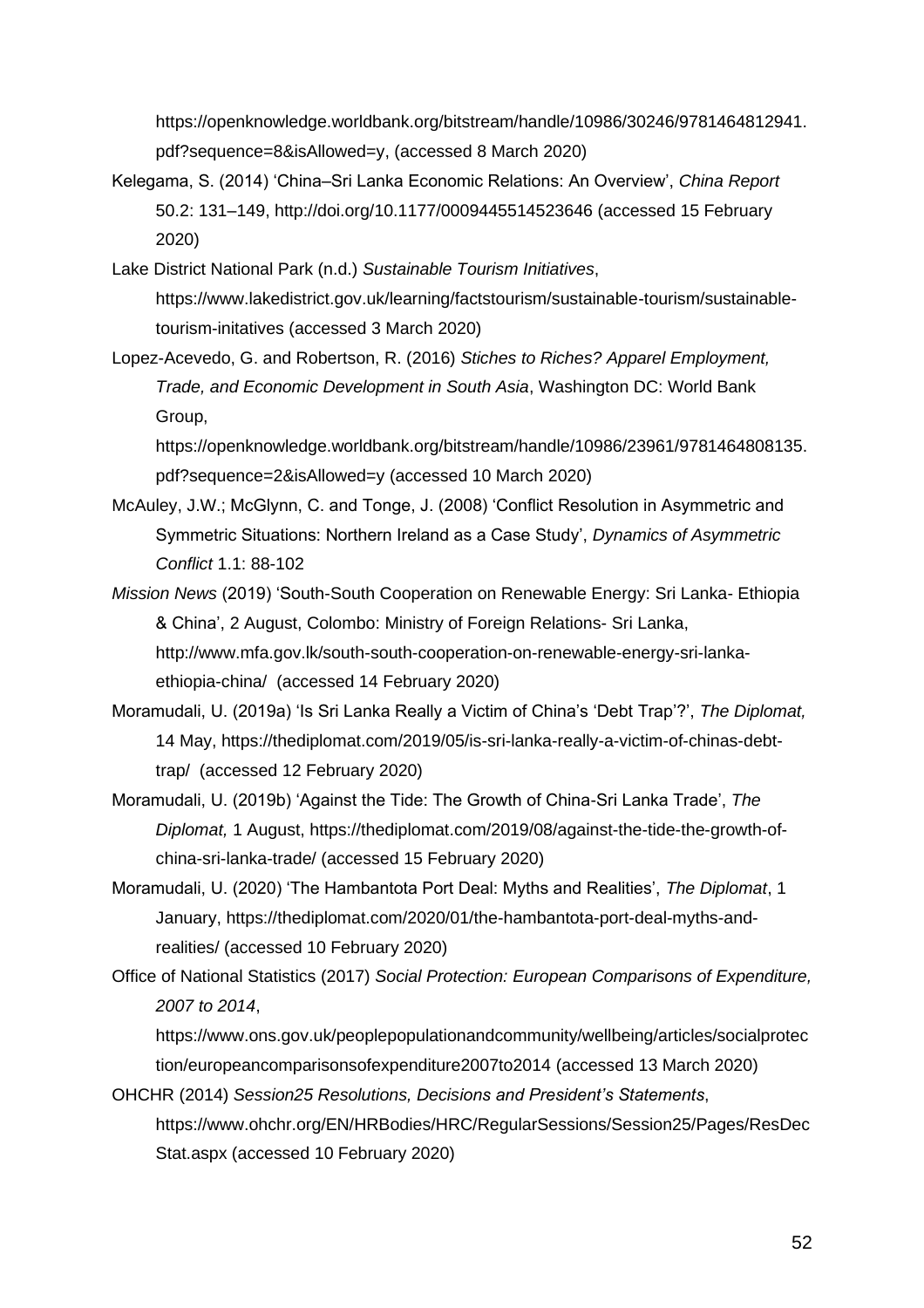https://openknowledge.worldbank.org/bitstream/handle/10986/30246/9781464812941.pdf?sequence=8&isAllowed=y, (accessed 8 March 2020)

Kelegama, S. (2014) 'China–Sri Lanka Economic Relations: An Overview', *China Report* 50.2: 131–149, http://doi.org/10.1177/0009445514523646 (accessed 15 February 2020)

Lake District National Park (n.d.) *Sustainable Tourism Initiatives*, https://www.lakedistrict.gov.uk/learning/factstourism/sustainable-tourism/sustainable-tourism-initatives (accessed 3 March 2020)

Lopez-Acevedo, G. and Robertson, R. (2016) *Stiches to Riches? Apparel Employment, Trade, and Economic Development in South Asia*, Washington DC: World Bank Group, https://openknowledge.worldbank.org/bitstream/handle/10986/23961/9781464808135.pdf?sequence=2&isAllowed=y (accessed 10 March 2020)

McAuley, J.W.; McGlynn, C. and Tonge, J. (2008) 'Conflict Resolution in Asymmetric and Symmetric Situations: Northern Ireland as a Case Study', *Dynamics of Asymmetric Conflict* 1.1: 88-102

*Mission News* (2019) 'South-South Cooperation on Renewable Energy: Sri Lanka- Ethiopia & China', 2 August, Colombo: Ministry of Foreign Relations- Sri Lanka, http://www.mfa.gov.lk/south-south-cooperation-on-renewable-energy-sri-lanka-ethiopia-china/ (accessed 14 February 2020)

Moramudali, U. (2019a) 'Is Sri Lanka Really a Victim of China's 'Debt Trap'?', *The Diplomat,* 14 May, https://thediplomat.com/2019/05/is-sri-lanka-really-a-victim-of-chinas-debt-trap/ (accessed 12 February 2020)

Moramudali, U. (2019b) 'Against the Tide: The Growth of China-Sri Lanka Trade', *The Diplomat,* 1 August, https://thediplomat.com/2019/08/against-the-tide-the-growth-of-china-sri-lanka-trade/ (accessed 15 February 2020)

Moramudali, U. (2020) 'The Hambantota Port Deal: Myths and Realities', *The Diplomat*, 1 January, https://thediplomat.com/2020/01/the-hambantota-port-deal-myths-and-realities/ (accessed 10 February 2020)

Office of National Statistics (2017) *Social Protection: European Comparisons of Expenditure, 2007 to 2014*, https://www.ons.gov.uk/peoplepopulationandcommunity/wellbeing/articles/socialprotection/europeancomparisonsofexpenditure2007to2014 (accessed 13 March 2020)

OHCHR (2014) *Session25 Resolutions, Decisions and President's Statements*, https://www.ohchr.org/EN/HRBodies/HRC/RegularSessions/Session25/Pages/ResDecStat.aspx (accessed 10 February 2020)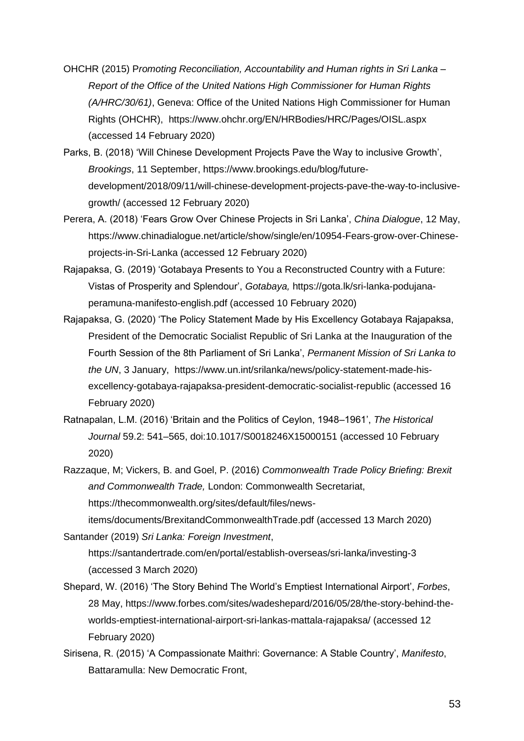OHCHR (2015) P*romoting Reconciliation, Accountability and Human rights in Sri Lanka – Report of the Office of the United Nations High Commissioner for Human Rights (A/HRC/30/61)*, Geneva: Office of the United Nations High Commissioner for Human Rights (OHCHR), https://www.ohchr.org/EN/HRBodies/HRC/Pages/OISL.aspx (accessed 14 February 2020)

Parks, B. (2018) 'Will Chinese Development Projects Pave the Way to inclusive Growth', *Brookings*, 11 September, https://www.brookings.edu/blog/future-development/2018/09/11/will-chinese-development-projects-pave-the-way-to-inclusive-growth/ (accessed 12 February 2020)

Perera, A. (2018) 'Fears Grow Over Chinese Projects in Sri Lanka', *China Dialogue*, 12 May, https://www.chinadialogue.net/article/show/single/en/10954-Fears-grow-over-Chinese-projects-in-Sri-Lanka (accessed 12 February 2020)

Rajapaksa, G. (2019) 'Gotabaya Presents to You a Reconstructed Country with a Future: Vistas of Prosperity and Splendour', *Gotabaya,* https://gota.lk/sri-lanka-podujana-peramuna-manifesto-english.pdf (accessed 10 February 2020)

Rajapaksa, G. (2020) 'The Policy Statement Made by His Excellency Gotabaya Rajapaksa, President of the Democratic Socialist Republic of Sri Lanka at the Inauguration of the Fourth Session of the 8th Parliament of Sri Lanka', *Permanent Mission of Sri Lanka to the UN*, 3 January, https://www.un.int/srilanka/news/policy-statement-made-his-excellency-gotabaya-rajapaksa-president-democratic-socialist-republic (accessed 16 February 2020)

Ratnapalan, L.M. (2016) 'Britain and the Politics of Ceylon, 1948–1961', *The Historical Journal* 59.2: 541–565, doi:10.1017/S0018246X15000151 (accessed 10 February 2020)

Razzaque, M; Vickers, B. and Goel, P. (2016) *Commonwealth Trade Policy Briefing: Brexit and Commonwealth Trade,* London: Commonwealth Secretariat, https://thecommonwealth.org/sites/default/files/news-items/documents/BrexitandCommonwealthTrade.pdf (accessed 13 March 2020)

Santander (2019) *Sri Lanka: Foreign Investment*, https://santandertrade.com/en/portal/establish-overseas/sri-lanka/investing-3 (accessed 3 March 2020)

Shepard, W. (2016) 'The Story Behind The World's Emptiest International Airport', *Forbes*, 28 May, https://www.forbes.com/sites/wadeshepard/2016/05/28/the-story-behind-the-worlds-emptiest-international-airport-sri-lankas-mattala-rajapaksa/ (accessed 12 February 2020)

Sirisena, R. (2015) 'A Compassionate Maithri: Governance: A Stable Country', *Manifesto*, Battaramulla: New Democratic Front,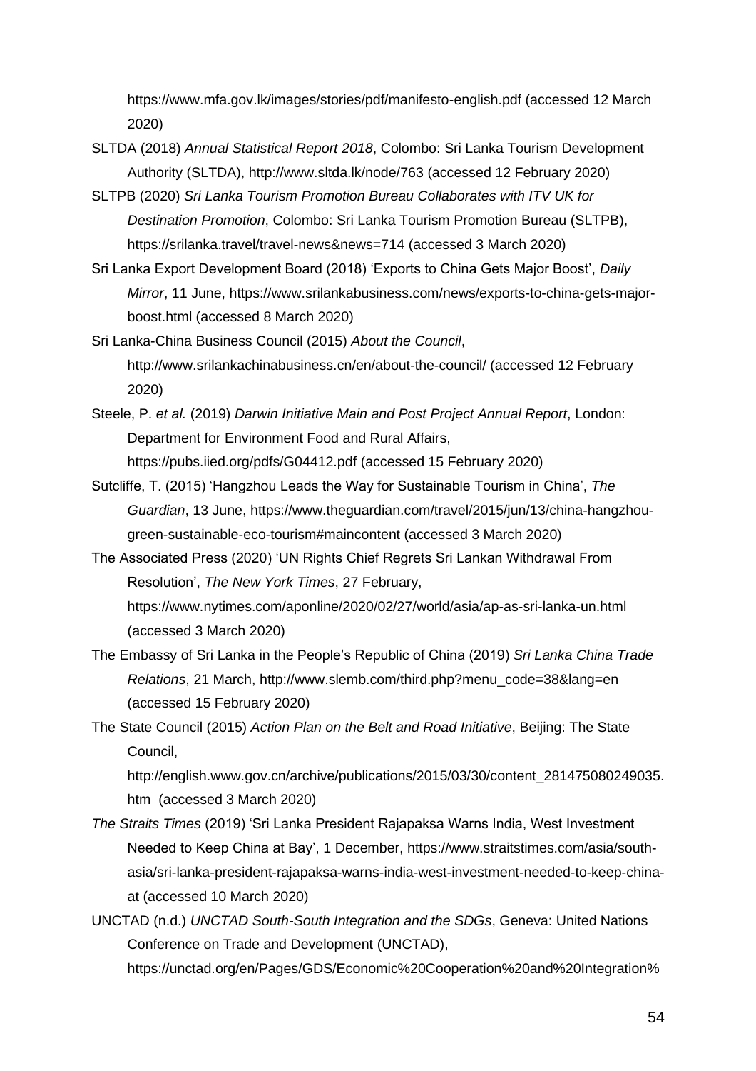https://www.mfa.gov.lk/images/stories/pdf/manifesto-english.pdf (accessed 12 March 2020)

SLTDA (2018) *Annual Statistical Report 2018*, Colombo: Sri Lanka Tourism Development Authority (SLTDA), http://www.sltda.lk/node/763 (accessed 12 February 2020)

SLTPB (2020) *Sri Lanka Tourism Promotion Bureau Collaborates with ITV UK for Destination Promotion*, Colombo: Sri Lanka Tourism Promotion Bureau (SLTPB), https://srilanka.travel/travel-news&news=714 (accessed 3 March 2020)

Sri Lanka Export Development Board (2018) 'Exports to China Gets Major Boost', *Daily Mirror*, 11 June, https://www.srilankabusiness.com/news/exports-to-china-gets-major-boost.html (accessed 8 March 2020)

Sri Lanka-China Business Council (2015) *About the Council*, http://www.srilankachinabusiness.cn/en/about-the-council/ (accessed 12 February 2020)

Steele, P. *et al.* (2019) *Darwin Initiative Main and Post Project Annual Report*, London: Department for Environment Food and Rural Affairs, https://pubs.iied.org/pdfs/G04412.pdf (accessed 15 February 2020)

Sutcliffe, T. (2015) 'Hangzhou Leads the Way for Sustainable Tourism in China', *The Guardian*, 13 June, https://www.theguardian.com/travel/2015/jun/13/china-hangzhou-green-sustainable-eco-tourism#maincontent (accessed 3 March 2020)

The Associated Press (2020) 'UN Rights Chief Regrets Sri Lankan Withdrawal From Resolution', *The New York Times*, 27 February, https://www.nytimes.com/aponline/2020/02/27/world/asia/ap-as-sri-lanka-un.html (accessed 3 March 2020)

The Embassy of Sri Lanka in the People's Republic of China (2019) *Sri Lanka China Trade Relations*, 21 March, http://www.slemb.com/third.php?menu_code=38&lang=en (accessed 15 February 2020)

The State Council (2015) *Action Plan on the Belt and Road Initiative*, Beijing: The State Council, http://english.www.gov.cn/archive/publications/2015/03/30/content_281475080249035.htm (accessed 3 March 2020)

*The Straits Times* (2019) 'Sri Lanka President Rajapaksa Warns India, West Investment Needed to Keep China at Bay', 1 December, https://www.straitstimes.com/asia/south-asia/sri-lanka-president-rajapaksa-warns-india-west-investment-needed-to-keep-china-at (accessed 10 March 2020)

UNCTAD (n.d.) *UNCTAD South-South Integration and the SDGs*, Geneva: United Nations Conference on Trade and Development (UNCTAD), https://unctad.org/en/Pages/GDS/Economic%20Cooperation%20and%20Integration%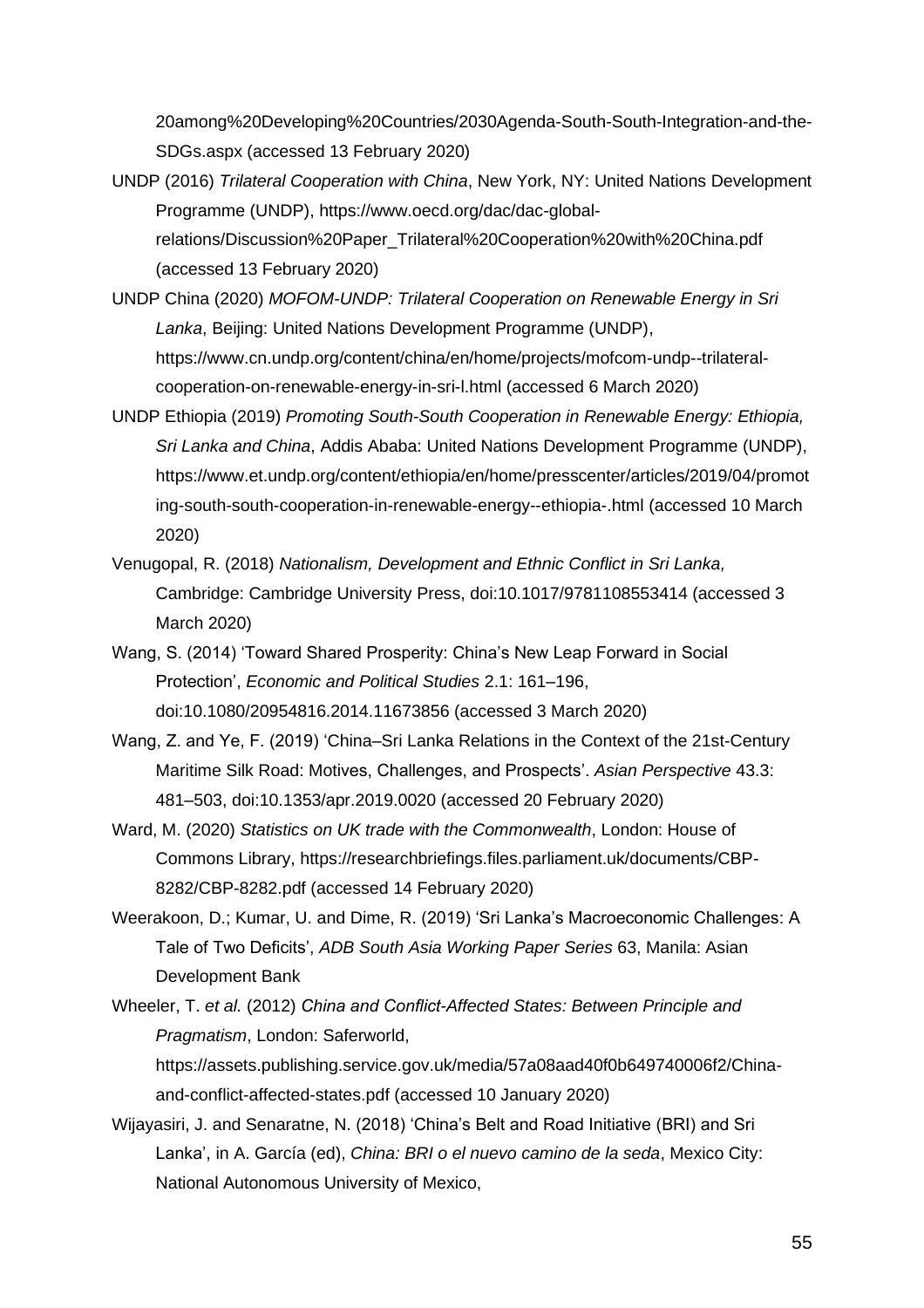20among%20Developing%20Countries/2030Agenda-South-South-Integration-and-the-SDGs.aspx (accessed 13 February 2020)

UNDP (2016) *Trilateral Cooperation with China*, New York, NY: United Nations Development Programme (UNDP), https://www.oecd.org/dac/dac-global-relations/Discussion%20Paper_Trilateral%20Cooperation%20with%20China.pdf (accessed 13 February 2020)

UNDP China (2020) *MOFOM-UNDP: Trilateral Cooperation on Renewable Energy in Sri Lanka*, Beijing: United Nations Development Programme (UNDP), https://www.cn.undp.org/content/china/en/home/projects/mofcom-undp--trilateral-cooperation-on-renewable-energy-in-sri-l.html (accessed 6 March 2020)

UNDP Ethiopia (2019) *Promoting South-South Cooperation in Renewable Energy: Ethiopia, Sri Lanka and China*, Addis Ababa: United Nations Development Programme (UNDP), https://www.et.undp.org/content/ethiopia/en/home/presscenter/articles/2019/04/promoting-south-south-cooperation-in-renewable-energy--ethiopia-.html (accessed 10 March 2020)

Venugopal, R. (2018) *Nationalism, Development and Ethnic Conflict in Sri Lanka,* Cambridge: Cambridge University Press, doi:10.1017/9781108553414 (accessed 3 March 2020)

Wang, S. (2014) 'Toward Shared Prosperity: China's New Leap Forward in Social Protection', *Economic and Political Studies* 2.1: 161–196, doi:10.1080/20954816.2014.11673856 (accessed 3 March 2020)

Wang, Z. and Ye, F. (2019) 'China–Sri Lanka Relations in the Context of the 21st-Century Maritime Silk Road: Motives, Challenges, and Prospects'. *Asian Perspective* 43.3: 481–503, doi:10.1353/apr.2019.0020 (accessed 20 February 2020)

Ward, M. (2020) *Statistics on UK trade with the Commonwealth*, London: House of Commons Library, https://researchbriefings.files.parliament.uk/documents/CBP-8282/CBP-8282.pdf (accessed 14 February 2020)

Weerakoon, D.; Kumar, U. and Dime, R. (2019) 'Sri Lanka's Macroeconomic Challenges: A Tale of Two Deficits', *ADB South Asia Working Paper Series* 63, Manila: Asian Development Bank

Wheeler, T. *et al.* (2012) *China and Conflict-Affected States: Between Principle and Pragmatism*, London: Saferworld, https://assets.publishing.service.gov.uk/media/57a08aad40f0b649740006f2/China-and-conflict-affected-states.pdf (accessed 10 January 2020)

Wijayasiri, J. and Senaratne, N. (2018) 'China's Belt and Road Initiative (BRI) and Sri Lanka', in A. García (ed), *China: BRI o el nuevo camino de la seda*, Mexico City: National Autonomous University of Mexico,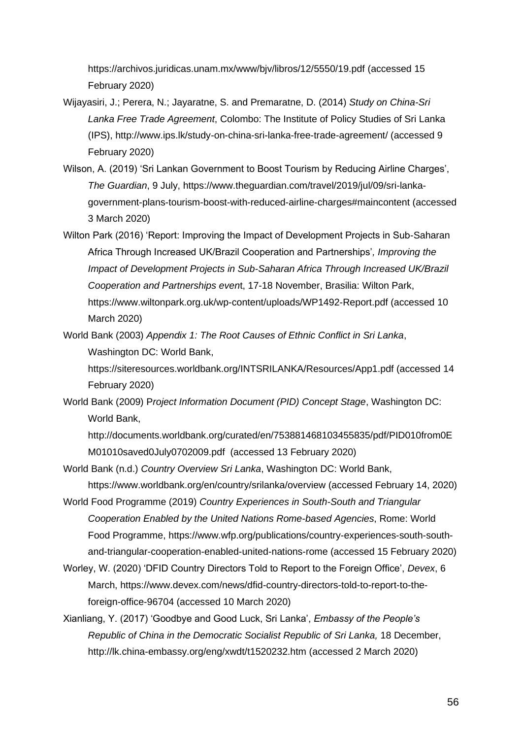https://archivos.juridicas.unam.mx/www/bjv/libros/12/5550/19.pdf (accessed 15 February 2020)

Wijayasiri, J.; Perera, N.; Jayaratne, S. and Premaratne, D. (2014) *Study on China-Sri Lanka Free Trade Agreement*, Colombo: The Institute of Policy Studies of Sri Lanka (IPS), http://www.ips.lk/study-on-china-sri-lanka-free-trade-agreement/ (accessed 9 February 2020)

Wilson, A. (2019) 'Sri Lankan Government to Boost Tourism by Reducing Airline Charges', *The Guardian*, 9 July, https://www.theguardian.com/travel/2019/jul/09/sri-lanka-government-plans-tourism-boost-with-reduced-airline-charges#maincontent (accessed 3 March 2020)

Wilton Park (2016) 'Report: Improving the Impact of Development Projects in Sub-Saharan Africa Through Increased UK/Brazil Cooperation and Partnerships', *Improving the Impact of Development Projects in Sub-Saharan Africa Through Increased UK/Brazil Cooperation and Partnerships even*t, 17-18 November, Brasilia: Wilton Park, https://www.wiltonpark.org.uk/wp-content/uploads/WP1492-Report.pdf (accessed 10 March 2020)

World Bank (2003) *Appendix 1: The Root Causes of Ethnic Conflict in Sri Lanka*, Washington DC: World Bank, https://siteresources.worldbank.org/INTSRILANKA/Resources/App1.pdf (accessed 14 February 2020)

World Bank (2009) P*roject Information Document (PID) Concept Stage*, Washington DC: World Bank, http://documents.worldbank.org/curated/en/753881468103455835/pdf/PID010from0EM01010saved0July0702009.pdf (accessed 13 February 2020)

World Bank (n.d.) *Country Overview Sri Lanka*, Washington DC: World Bank, https://www.worldbank.org/en/country/srilanka/overview (accessed February 14, 2020)

World Food Programme (2019) *Country Experiences in South-South and Triangular Cooperation Enabled by the United Nations Rome-based Agencies*, Rome: World Food Programme, https://www.wfp.org/publications/country-experiences-south-south-and-triangular-cooperation-enabled-united-nations-rome (accessed 15 February 2020)

Worley, W. (2020) 'DFID Country Directors Told to Report to the Foreign Office', *Devex*, 6 March, https://www.devex.com/news/dfid-country-directors-told-to-report-to-the-foreign-office-96704 (accessed 10 March 2020)

Xianliang, Y. (2017) 'Goodbye and Good Luck, Sri Lanka', *Embassy of the People's Republic of China in the Democratic Socialist Republic of Sri Lanka,* 18 December, http://lk.china-embassy.org/eng/xwdt/t1520232.htm (accessed 2 March 2020)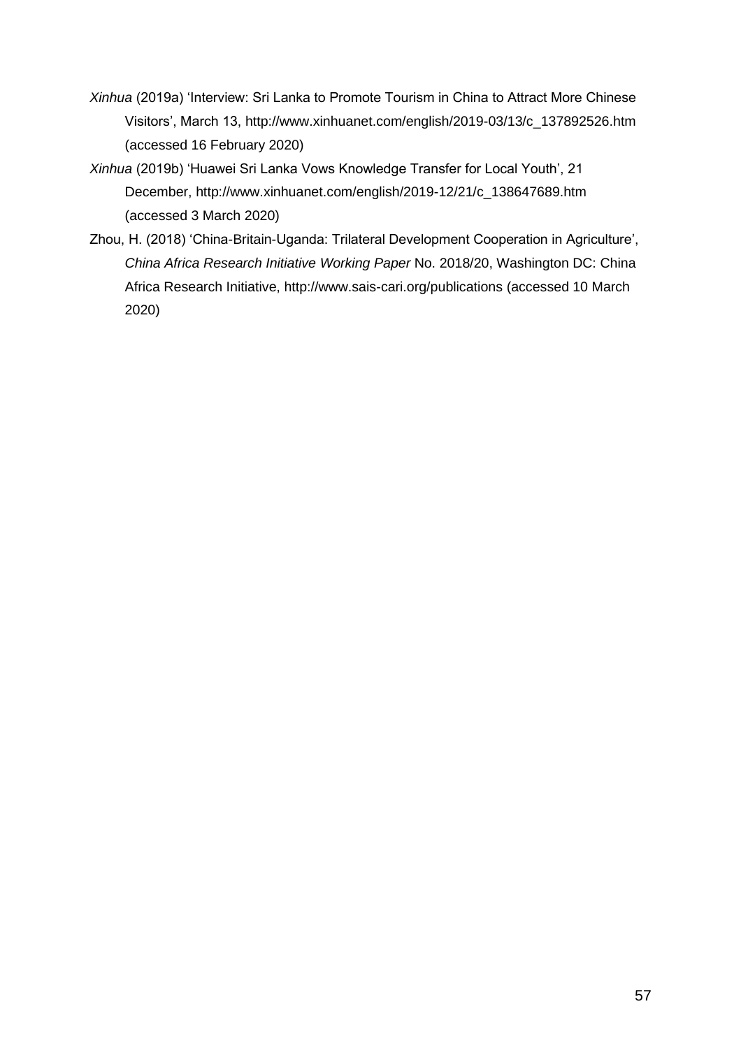*Xinhua* (2019a) 'Interview: Sri Lanka to Promote Tourism in China to Attract More Chinese Visitors', March 13, http://www.xinhuanet.com/english/2019-03/13/c_137892526.htm (accessed 16 February 2020)

*Xinhua* (2019b) 'Huawei Sri Lanka Vows Knowledge Transfer for Local Youth', 21 December, http://www.xinhuanet.com/english/2019-12/21/c_138647689.htm (accessed 3 March 2020)

Zhou, H. (2018) 'China-Britain-Uganda: Trilateral Development Cooperation in Agriculture', *China Africa Research Initiative Working Paper* No. 2018/20, Washington DC: China Africa Research Initiative, http://www.sais-cari.org/publications (accessed 10 March 2020)